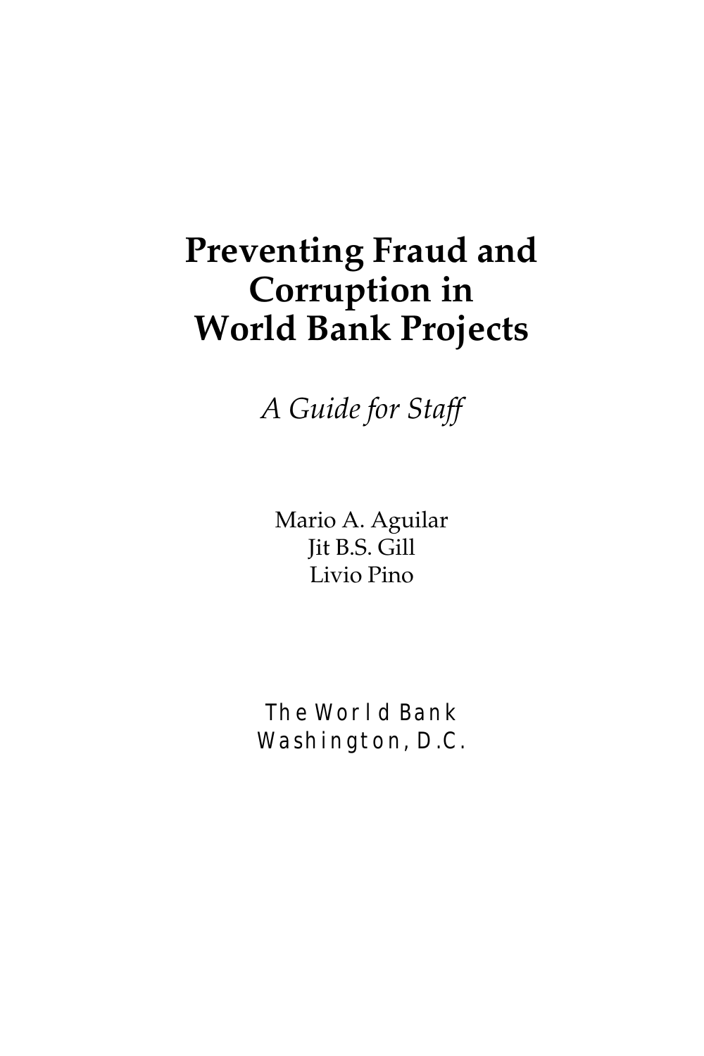# Preventing Fraud and Corruption in World Bank Projects

*A Guide for Staff*

Mario A. Aguilar
Jit B.S. Gill
Livio Pino

The World Bank
Washington, D.C.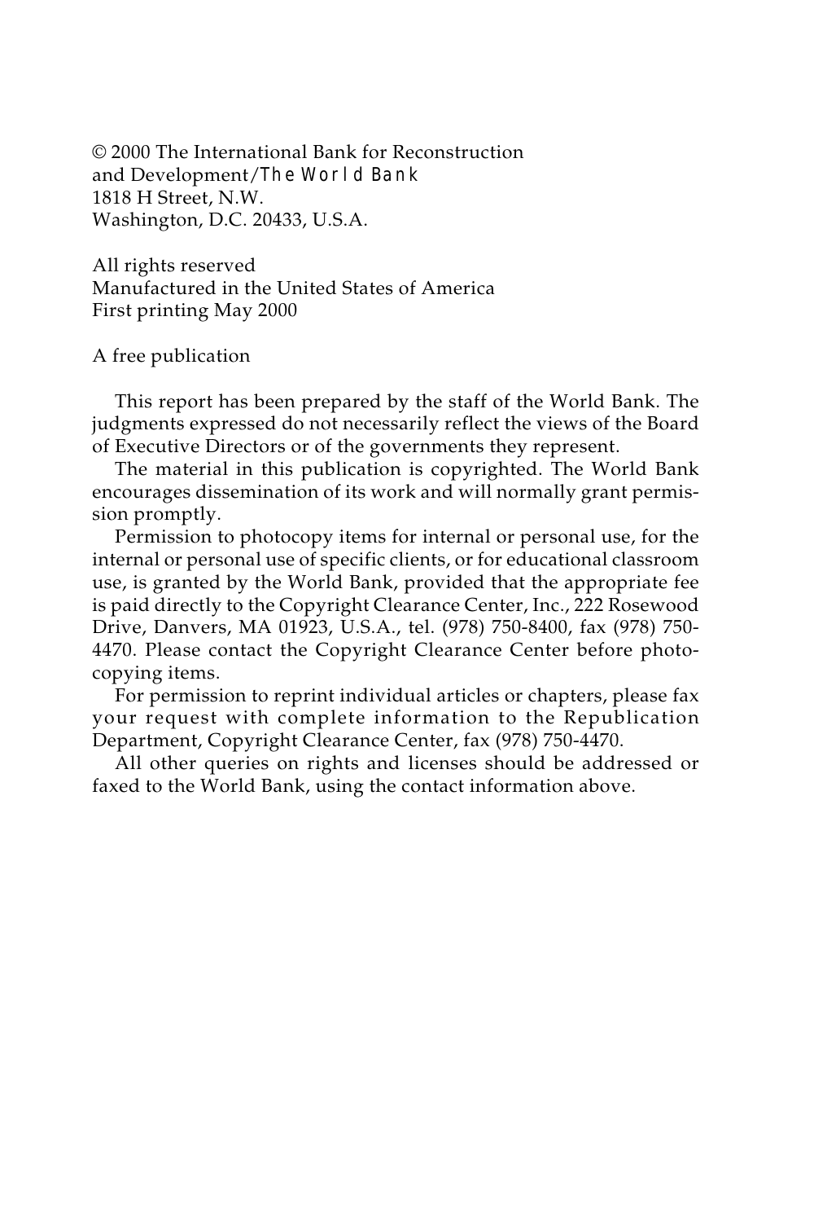© 2000 The International Bank for Reconstruction
and Development/The World Bank
1818 H Street, N.W.
Washington, D.C. 20433, U.S.A.

All rights reserved
Manufactured in the United States of America
First printing May 2000

A free publication

This report has been prepared by the staff of the World Bank. The judgments expressed do not necessarily reflect the views of the Board of Executive Directors or of the governments they represent.

The material in this publication is copyrighted. The World Bank encourages dissemination of its work and will normally grant permission promptly.

Permission to photocopy items for internal or personal use, for the internal or personal use of specific clients, or for educational classroom use, is granted by the World Bank, provided that the appropriate fee is paid directly to the Copyright Clearance Center, Inc., 222 Rosewood Drive, Danvers, MA 01923, U.S.A., tel. (978) 750-8400, fax (978) 750-4470. Please contact the Copyright Clearance Center before photocopying items.

For permission to reprint individual articles or chapters, please fax your request with complete information to the Republication Department, Copyright Clearance Center, fax (978) 750-4470.

All other queries on rights and licenses should be addressed or faxed to the World Bank, using the contact information above.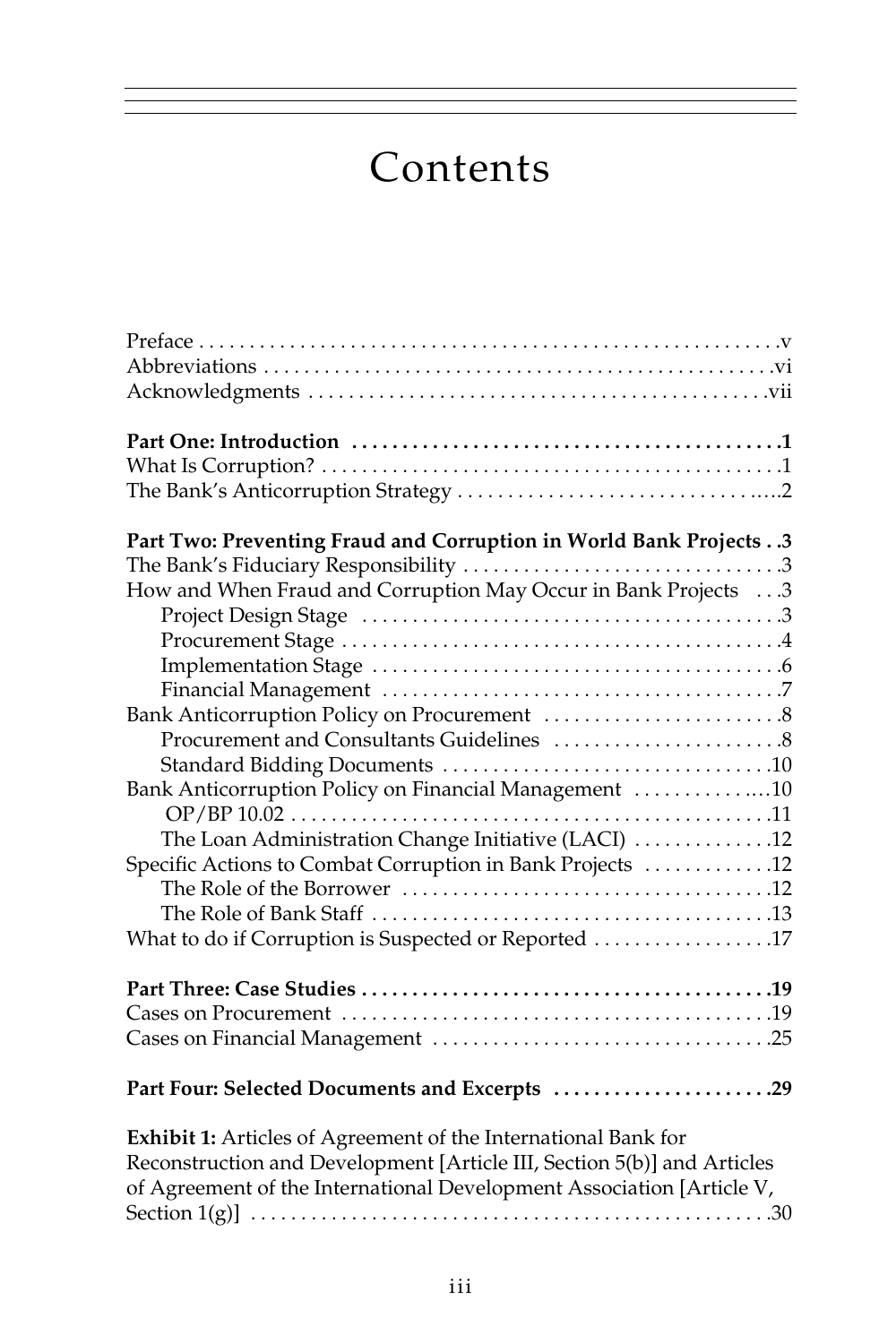# Contents

Preface . . . . . . . . . . v
Abbreviations . . . . . . . . . . vi
Acknowledgments . . . . . . . . . . vii

**Part One: Introduction . . . . . . . . . . 1**
What Is Corruption? . . . . . . . . . . 1
The Bank's Anticorruption Strategy . . . . . . . . . . 2

**Part Two: Preventing Fraud and Corruption in World Bank Projects . . 3**
The Bank's Fiduciary Responsibility . . . . . . . . . . 3
How and When Fraud and Corruption May Occur in Bank Projects . . 3
- Project Design Stage . . . . . . . . . . 3
- Procurement Stage . . . . . . . . . . 4
- Implementation Stage . . . . . . . . . . 6
- Financial Management . . . . . . . . . . 7

Bank Anticorruption Policy on Procurement . . . . . . . . . . 8
- Procurement and Consultants Guidelines . . . . . . . . . . 8
- Standard Bidding Documents . . . . . . . . . . 10

Bank Anticorruption Policy on Financial Management . . . . . . . . . . 10
- OP/BP 10.02 . . . . . . . . . . 11
- The Loan Administration Change Initiative (LACI) . . . . . . . . . . 12

Specific Actions to Combat Corruption in Bank Projects . . . . . . . . . . 12
- The Role of the Borrower . . . . . . . . . . 12
- The Role of Bank Staff . . . . . . . . . . 13

What to do if Corruption is Suspected or Reported . . . . . . . . . . 17

**Part Three: Case Studies . . . . . . . . . . 19**
Cases on Procurement . . . . . . . . . . 19
Cases on Financial Management . . . . . . . . . . 25

**Part Four: Selected Documents and Excerpts . . . . . . . . . . 29**

**Exhibit 1:** Articles of Agreement of the International Bank for Reconstruction and Development [Article III, Section 5(b)] and Articles of Agreement of the International Development Association [Article V, Section 1(g)] . . . . . . . . . . 30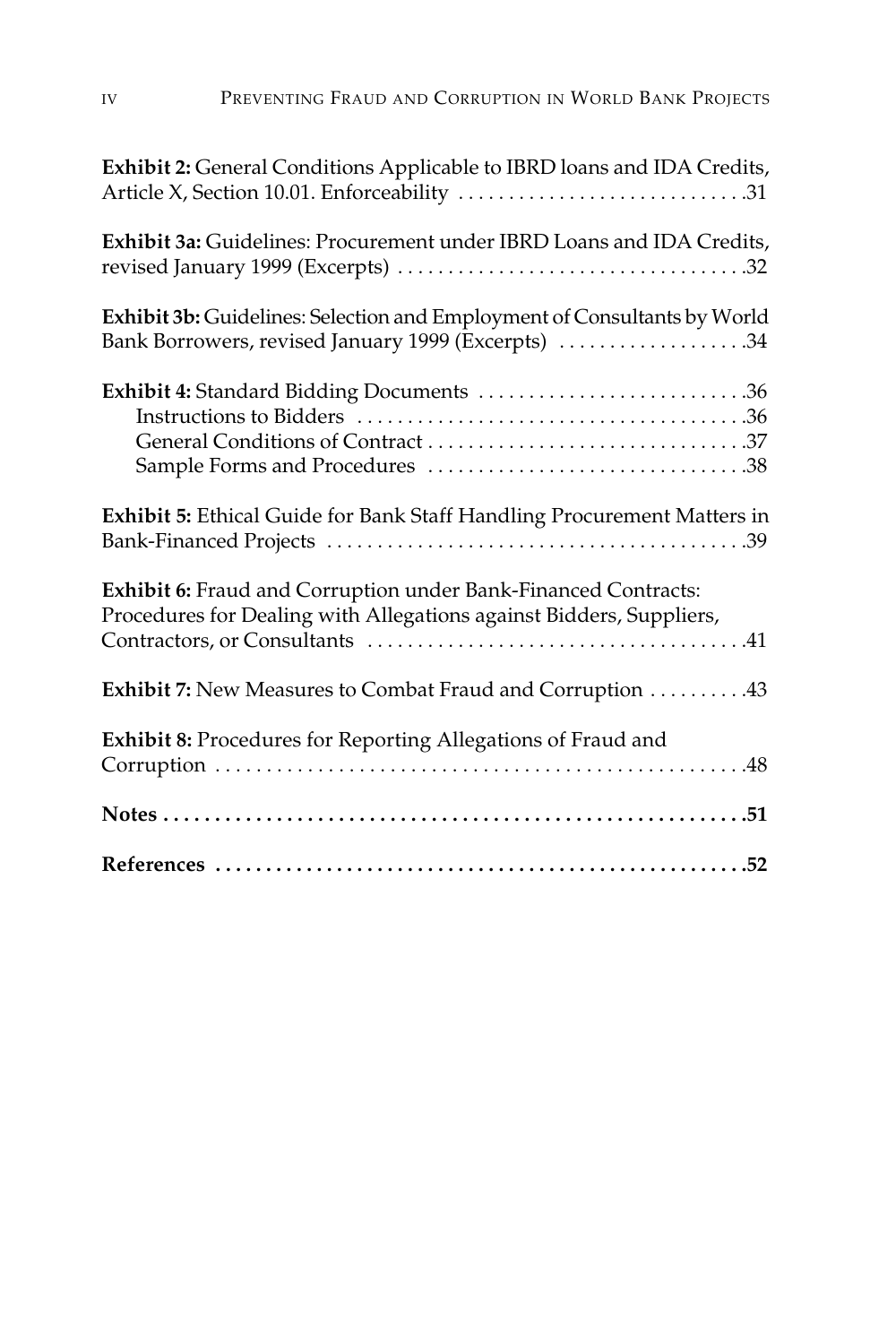**Exhibit 2:** General Conditions Applicable to IBRD loans and IDA Credits, Article X, Section 10.01. Enforceability . . . . . . . . . . . . . . . . . . . . . . . . . . . . .31

**Exhibit 3a:** Guidelines: Procurement under IBRD Loans and IDA Credits, revised January 1999 (Excerpts) . . . . . . . . . . . . . . . . . . . . . . . . . . . . . . . . . .32

**Exhibit 3b:** Guidelines: Selection and Employment of Consultants by World Bank Borrowers, revised January 1999 (Excerpts) . . . . . . . . . . . . . . . . . . .34

**Exhibit 4:** Standard Bidding Documents . . . . . . . . . . . . . . . . . . . . . . . . . .36
- Instructions to Bidders . . . . . . . . . . . . . . . . . . . . . . . . . . . . . . . . . . . . . .36
- General Conditions of Contract . . . . . . . . . . . . . . . . . . . . . . . . . . . . . . .37
- Sample Forms and Procedures . . . . . . . . . . . . . . . . . . . . . . . . . . . . . . .38

**Exhibit 5:** Ethical Guide for Bank Staff Handling Procurement Matters in Bank-Financed Projects . . . . . . . . . . . . . . . . . . . . . . . . . . . . . . . . . . . . . . . . . .39

**Exhibit 6:** Fraud and Corruption under Bank-Financed Contracts: Procedures for Dealing with Allegations against Bidders, Suppliers, Contractors, or Consultants . . . . . . . . . . . . . . . . . . . . . . . . . . . . . . . . . . . . .41

**Exhibit 7:** New Measures to Combat Fraud and Corruption . . . . . . . . . .43

**Exhibit 8:** Procedures for Reporting Allegations of Fraud and Corruption . . . . . . . . . . . . . . . . . . . . . . . . . . . . . . . . . . . . . . . . . . . . . . . . . . .48

**Notes . . . . . . . . . . . . . . . . . . . . . . . . . . . . . . . . . . . . . . . . . . . . . . . . . . . . . . .51**

**References . . . . . . . . . . . . . . . . . . . . . . . . . . . . . . . . . . . . . . . . . . . . . . . . . .52**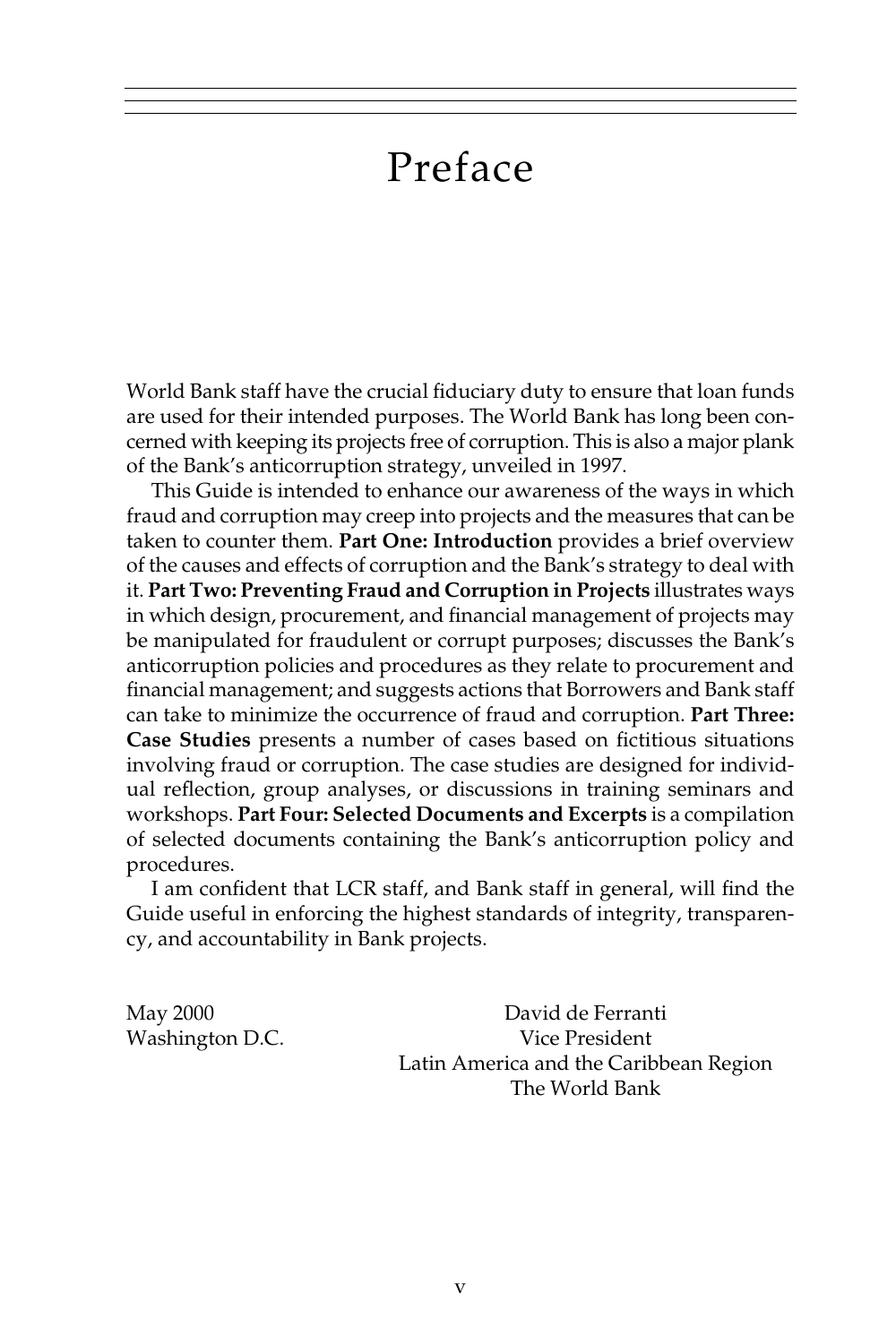# Preface

World Bank staff have the crucial fiduciary duty to ensure that loan funds are used for their intended purposes. The World Bank has long been concerned with keeping its projects free of corruption. This is also a major plank of the Bank's anticorruption strategy, unveiled in 1997.

This Guide is intended to enhance our awareness of the ways in which fraud and corruption may creep into projects and the measures that can be taken to counter them. **Part One: Introduction** provides a brief overview of the causes and effects of corruption and the Bank's strategy to deal with it. **Part Two: Preventing Fraud and Corruption in Projects** illustrates ways in which design, procurement, and financial management of projects may be manipulated for fraudulent or corrupt purposes; discusses the Bank's anticorruption policies and procedures as they relate to procurement and financial management; and suggests actions that Borrowers and Bank staff can take to minimize the occurrence of fraud and corruption. **Part Three: Case Studies** presents a number of cases based on fictitious situations involving fraud or corruption. The case studies are designed for individual reflection, group analyses, or discussions in training seminars and workshops. **Part Four: Selected Documents and Excerpts** is a compilation of selected documents containing the Bank's anticorruption policy and procedures.

I am confident that LCR staff, and Bank staff in general, will find the Guide useful in enforcing the highest standards of integrity, transparency, and accountability in Bank projects.

May 2000
Washington D.C.

David de Ferranti
Vice President
Latin America and the Caribbean Region
The World Bank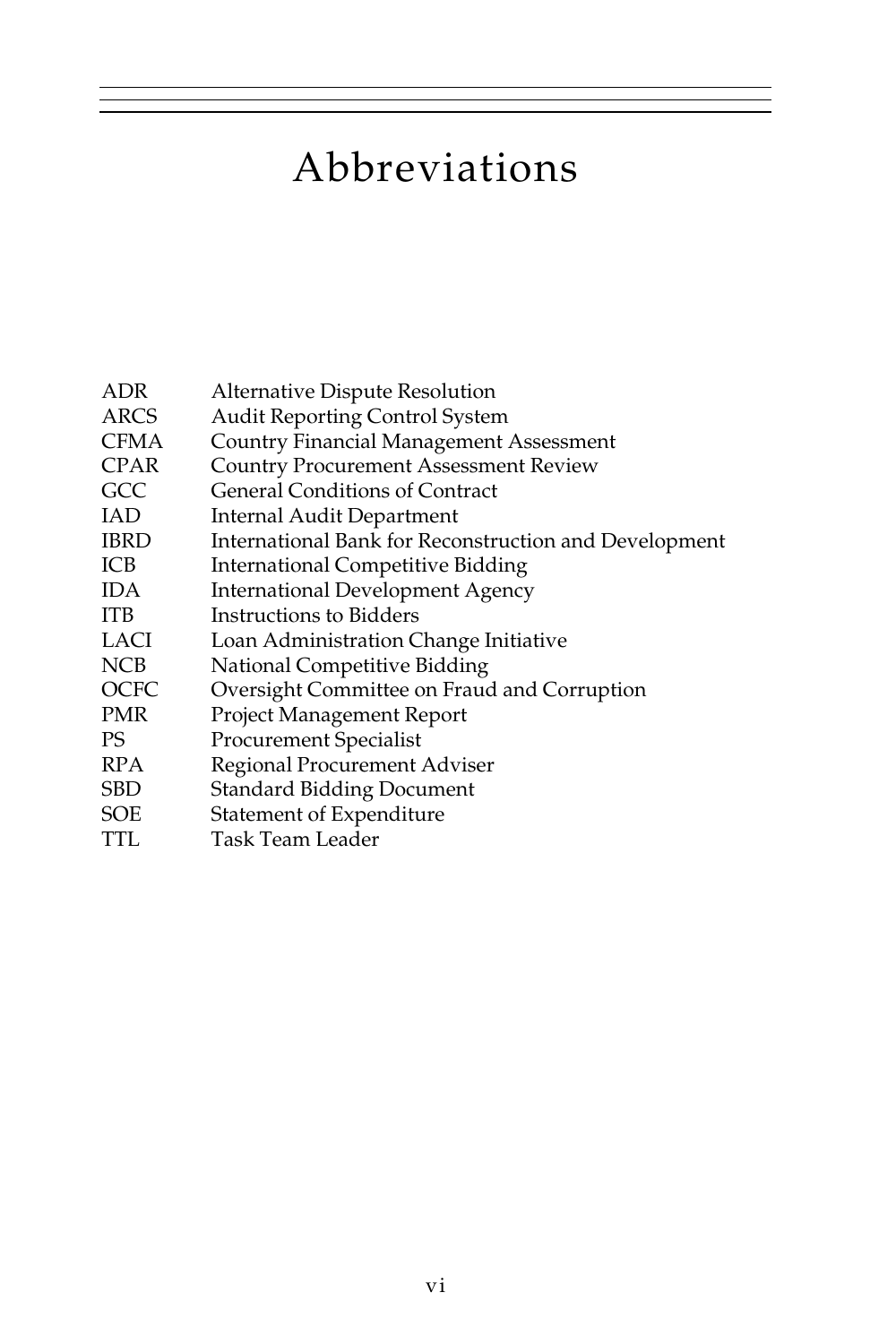# Abbreviations

| | |
|---|---|
| ADR | Alternative Dispute Resolution |
| ARCS | Audit Reporting Control System |
| CFMA | Country Financial Management Assessment |
| CPAR | Country Procurement Assessment Review |
| GCC | General Conditions of Contract |
| IAD | Internal Audit Department |
| IBRD | International Bank for Reconstruction and Development |
| ICB | International Competitive Bidding |
| IDA | International Development Agency |
| ITB | Instructions to Bidders |
| LACI | Loan Administration Change Initiative |
| NCB | National Competitive Bidding |
| OCFC | Oversight Committee on Fraud and Corruption |
| PMR | Project Management Report |
| PS | Procurement Specialist |
| RPA | Regional Procurement Adviser |
| SBD | Standard Bidding Document |
| SOE | Statement of Expenditure |
| TTL | Task Team Leader |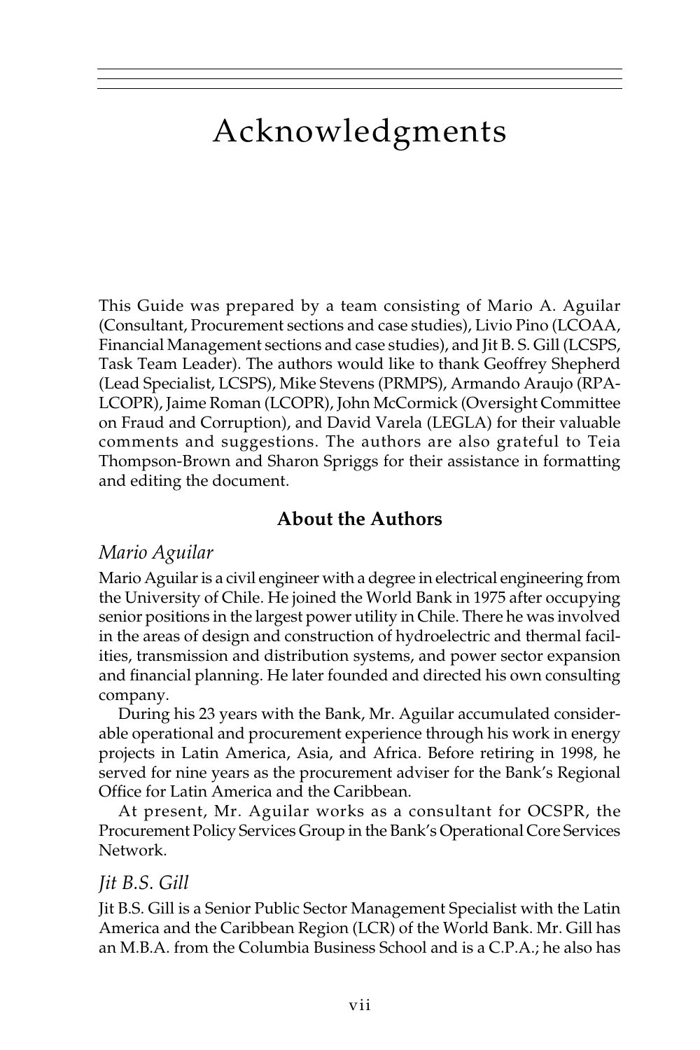# Acknowledgments

This Guide was prepared by a team consisting of Mario A. Aguilar (Consultant, Procurement sections and case studies), Livio Pino (LCOAA, Financial Management sections and case studies), and Jit B. S. Gill (LCSPS, Task Team Leader). The authors would like to thank Geoffrey Shepherd (Lead Specialist, LCSPS), Mike Stevens (PRMPS), Armando Araujo (RPA-LCOPR), Jaime Roman (LCOPR), John McCormick (Oversight Committee on Fraud and Corruption), and David Varela (LEGLA) for their valuable comments and suggestions. The authors are also grateful to Teia Thompson-Brown and Sharon Spriggs for their assistance in formatting and editing the document.

## About the Authors

### *Mario Aguilar*

Mario Aguilar is a civil engineer with a degree in electrical engineering from the University of Chile. He joined the World Bank in 1975 after occupying senior positions in the largest power utility in Chile. There he was involved in the areas of design and construction of hydroelectric and thermal facilities, transmission and distribution systems, and power sector expansion and financial planning. He later founded and directed his own consulting company.

During his 23 years with the Bank, Mr. Aguilar accumulated considerable operational and procurement experience through his work in energy projects in Latin America, Asia, and Africa. Before retiring in 1998, he served for nine years as the procurement adviser for the Bank's Regional Office for Latin America and the Caribbean.

At present, Mr. Aguilar works as a consultant for OCSPR, the Procurement Policy Services Group in the Bank's Operational Core Services Network.

### *Jit B.S. Gill*

Jit B.S. Gill is a Senior Public Sector Management Specialist with the Latin America and the Caribbean Region (LCR) of the World Bank. Mr. Gill has an M.B.A. from the Columbia Business School and is a C.P.A.; he also has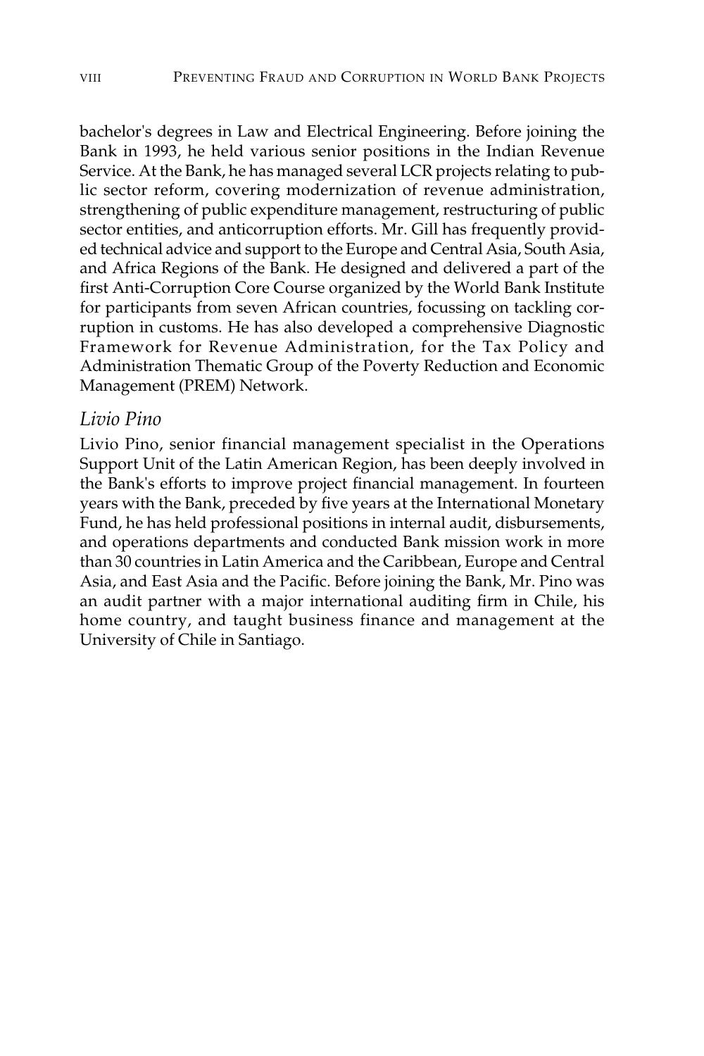bachelor's degrees in Law and Electrical Engineering. Before joining the Bank in 1993, he held various senior positions in the Indian Revenue Service. At the Bank, he has managed several LCR projects relating to public sector reform, covering modernization of revenue administration, strengthening of public expenditure management, restructuring of public sector entities, and anticorruption efforts. Mr. Gill has frequently provided technical advice and support to the Europe and Central Asia, South Asia, and Africa Regions of the Bank. He designed and delivered a part of the first Anti-Corruption Core Course organized by the World Bank Institute for participants from seven African countries, focussing on tackling corruption in customs. He has also developed a comprehensive Diagnostic Framework for Revenue Administration, for the Tax Policy and Administration Thematic Group of the Poverty Reduction and Economic Management (PREM) Network.

### *Livio Pino*

Livio Pino, senior financial management specialist in the Operations Support Unit of the Latin American Region, has been deeply involved in the Bank's efforts to improve project financial management. In fourteen years with the Bank, preceded by five years at the International Monetary Fund, he has held professional positions in internal audit, disbursements, and operations departments and conducted Bank mission work in more than 30 countries in Latin America and the Caribbean, Europe and Central Asia, and East Asia and the Pacific. Before joining the Bank, Mr. Pino was an audit partner with a major international auditing firm in Chile, his home country, and taught business finance and management at the University of Chile in Santiago.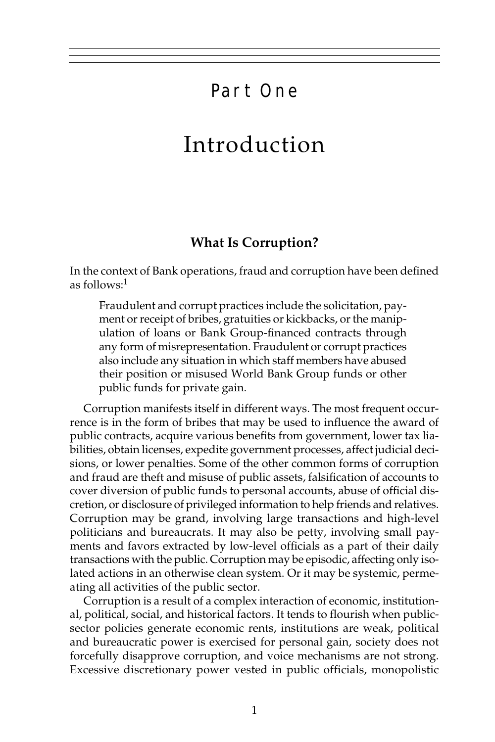# Part One

# Introduction

## What Is Corruption?

In the context of Bank operations, fraud and corruption have been defined as follows:[1]

> Fraudulent and corrupt practices include the solicitation, payment or receipt of bribes, gratuities or kickbacks, or the manipulation of loans or Bank Group-financed contracts through any form of misrepresentation. Fraudulent or corrupt practices also include any situation in which staff members have abused their position or misused World Bank Group funds or other public funds for private gain.

Corruption manifests itself in different ways. The most frequent occurrence is in the form of bribes that may be used to influence the award of public contracts, acquire various benefits from government, lower tax liabilities, obtain licenses, expedite government processes, affect judicial decisions, or lower penalties. Some of the other common forms of corruption and fraud are theft and misuse of public assets, falsification of accounts to cover diversion of public funds to personal accounts, abuse of official discretion, or disclosure of privileged information to help friends and relatives. Corruption may be grand, involving large transactions and high-level politicians and bureaucrats. It may also be petty, involving small payments and favors extracted by low-level officials as a part of their daily transactions with the public. Corruption may be episodic, affecting only isolated actions in an otherwise clean system. Or it may be systemic, permeating all activities of the public sector.

Corruption is a result of a complex interaction of economic, institutional, political, social, and historical factors. It tends to flourish when public-sector policies generate economic rents, institutions are weak, political and bureaucratic power is exercised for personal gain, society does not forcefully disapprove corruption, and voice mechanisms are not strong. Excessive discretionary power vested in public officials, monopolistic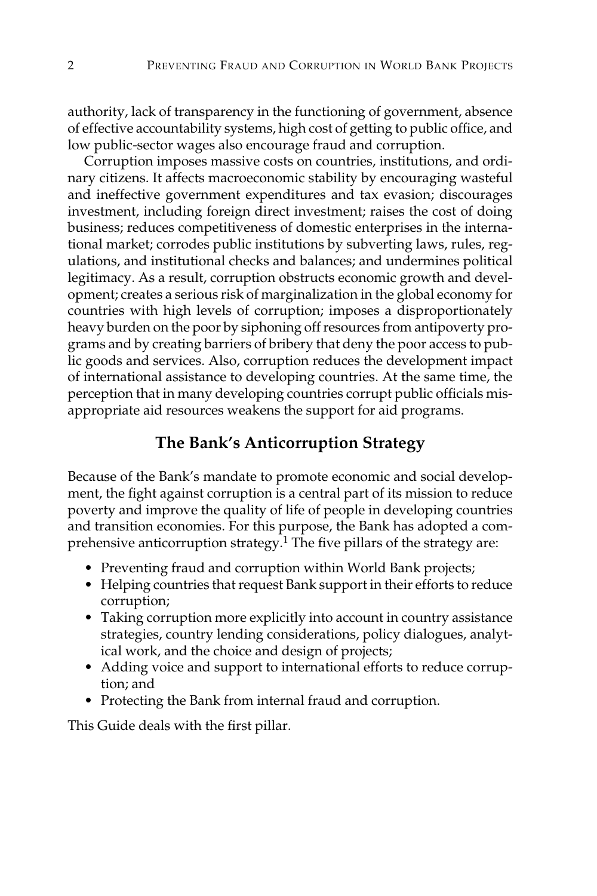authority, lack of transparency in the functioning of government, absence of effective accountability systems, high cost of getting to public office, and low public-sector wages also encourage fraud and corruption.

Corruption imposes massive costs on countries, institutions, and ordinary citizens. It affects macroeconomic stability by encouraging wasteful and ineffective government expenditures and tax evasion; discourages investment, including foreign direct investment; raises the cost of doing business; reduces competitiveness of domestic enterprises in the international market; corrodes public institutions by subverting laws, rules, regulations, and institutional checks and balances; and undermines political legitimacy. As a result, corruption obstructs economic growth and development; creates a serious risk of marginalization in the global economy for countries with high levels of corruption; imposes a disproportionately heavy burden on the poor by siphoning off resources from antipoverty programs and by creating barriers of bribery that deny the poor access to public goods and services. Also, corruption reduces the development impact of international assistance to developing countries. At the same time, the perception that in many developing countries corrupt public officials misappropriate aid resources weakens the support for aid programs.

## The Bank's Anticorruption Strategy

Because of the Bank's mandate to promote economic and social development, the fight against corruption is a central part of its mission to reduce poverty and improve the quality of life of people in developing countries and transition economies. For this purpose, the Bank has adopted a comprehensive anticorruption strategy.[1] The five pillars of the strategy are:

- Preventing fraud and corruption within World Bank projects;
- Helping countries that request Bank support in their efforts to reduce corruption;
- Taking corruption more explicitly into account in country assistance strategies, country lending considerations, policy dialogues, analytical work, and the choice and design of projects;
- Adding voice and support to international efforts to reduce corruption; and
- Protecting the Bank from internal fraud and corruption.

This Guide deals with the first pillar.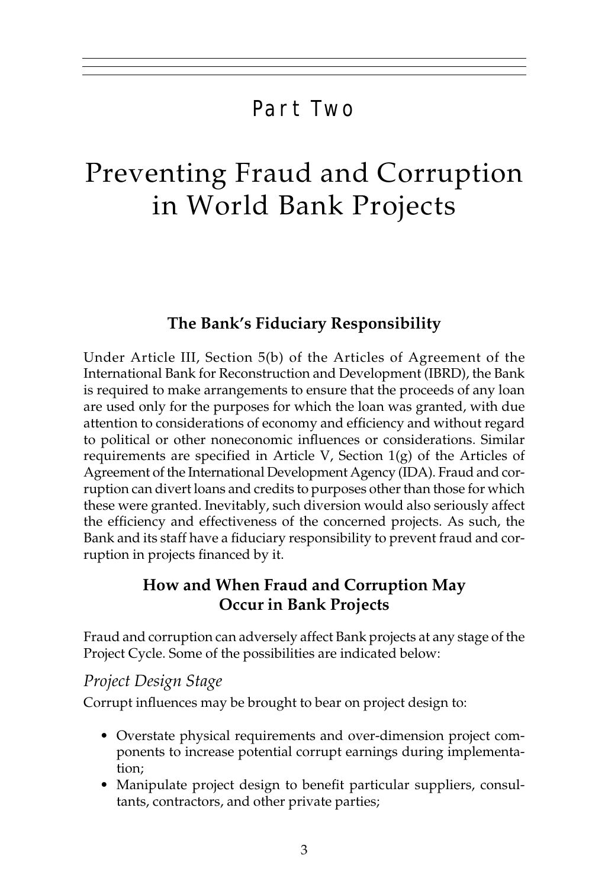# Part Two

# Preventing Fraud and Corruption in World Bank Projects

## The Bank's Fiduciary Responsibility

Under Article III, Section 5(b) of the Articles of Agreement of the International Bank for Reconstruction and Development (IBRD), the Bank is required to make arrangements to ensure that the proceeds of any loan are used only for the purposes for which the loan was granted, with due attention to considerations of economy and efficiency and without regard to political or other noneconomic influences or considerations. Similar requirements are specified in Article V, Section 1(g) of the Articles of Agreement of the International Development Agency (IDA). Fraud and corruption can divert loans and credits to purposes other than those for which these were granted. Inevitably, such diversion would also seriously affect the efficiency and effectiveness of the concerned projects. As such, the Bank and its staff have a fiduciary responsibility to prevent fraud and corruption in projects financed by it.

## How and When Fraud and Corruption May Occur in Bank Projects

Fraud and corruption can adversely affect Bank projects at any stage of the Project Cycle. Some of the possibilities are indicated below:

### *Project Design Stage*

Corrupt influences may be brought to bear on project design to:

- Overstate physical requirements and over-dimension project components to increase potential corrupt earnings during implementation;
- Manipulate project design to benefit particular suppliers, consultants, contractors, and other private parties;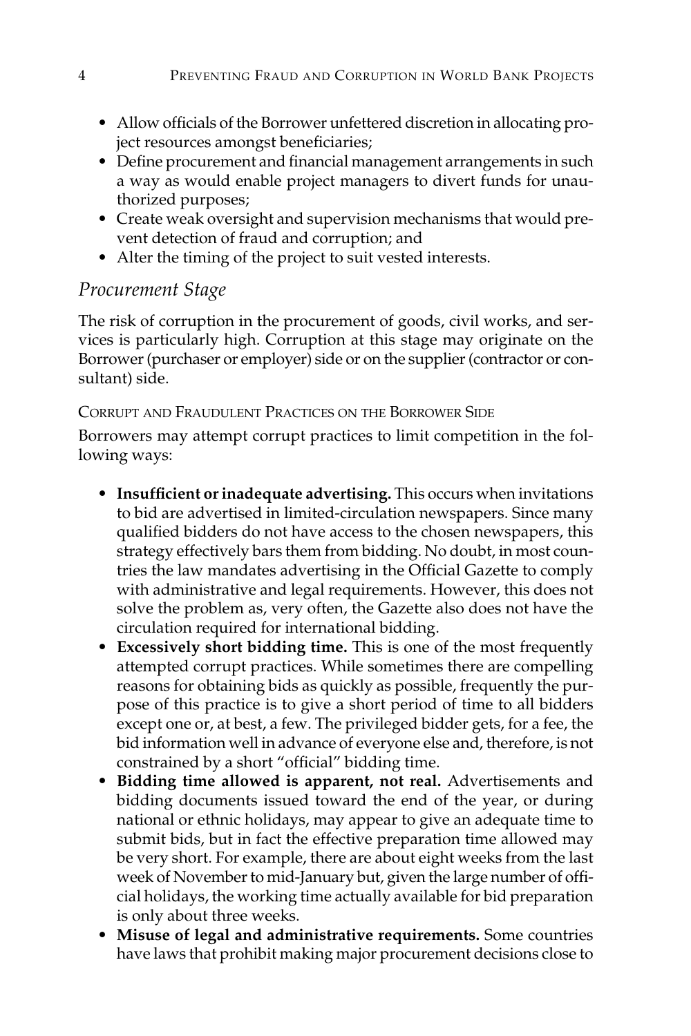- Allow officials of the Borrower unfettered discretion in allocating project resources amongst beneficiaries;
- Define procurement and financial management arrangements in such a way as would enable project managers to divert funds for unauthorized purposes;
- Create weak oversight and supervision mechanisms that would prevent detection of fraud and corruption; and
- Alter the timing of the project to suit vested interests.

### *Procurement Stage*

The risk of corruption in the procurement of goods, civil works, and services is particularly high. Corruption at this stage may originate on the Borrower (purchaser or employer) side or on the supplier (contractor or consultant) side.

#### Corrupt and Fraudulent Practices on the Borrower Side

Borrowers may attempt corrupt practices to limit competition in the following ways:

- **Insufficient or inadequate advertising.** This occurs when invitations to bid are advertised in limited-circulation newspapers. Since many qualified bidders do not have access to the chosen newspapers, this strategy effectively bars them from bidding. No doubt, in most countries the law mandates advertising in the Official Gazette to comply with administrative and legal requirements. However, this does not solve the problem as, very often, the Gazette also does not have the circulation required for international bidding.
- **Excessively short bidding time.** This is one of the most frequently attempted corrupt practices. While sometimes there are compelling reasons for obtaining bids as quickly as possible, frequently the purpose of this practice is to give a short period of time to all bidders except one or, at best, a few. The privileged bidder gets, for a fee, the bid information well in advance of everyone else and, therefore, is not constrained by a short "official" bidding time.
- **Bidding time allowed is apparent, not real.** Advertisements and bidding documents issued toward the end of the year, or during national or ethnic holidays, may appear to give an adequate time to submit bids, but in fact the effective preparation time allowed may be very short. For example, there are about eight weeks from the last week of November to mid-January but, given the large number of official holidays, the working time actually available for bid preparation is only about three weeks.
- **Misuse of legal and administrative requirements.** Some countries have laws that prohibit making major procurement decisions close to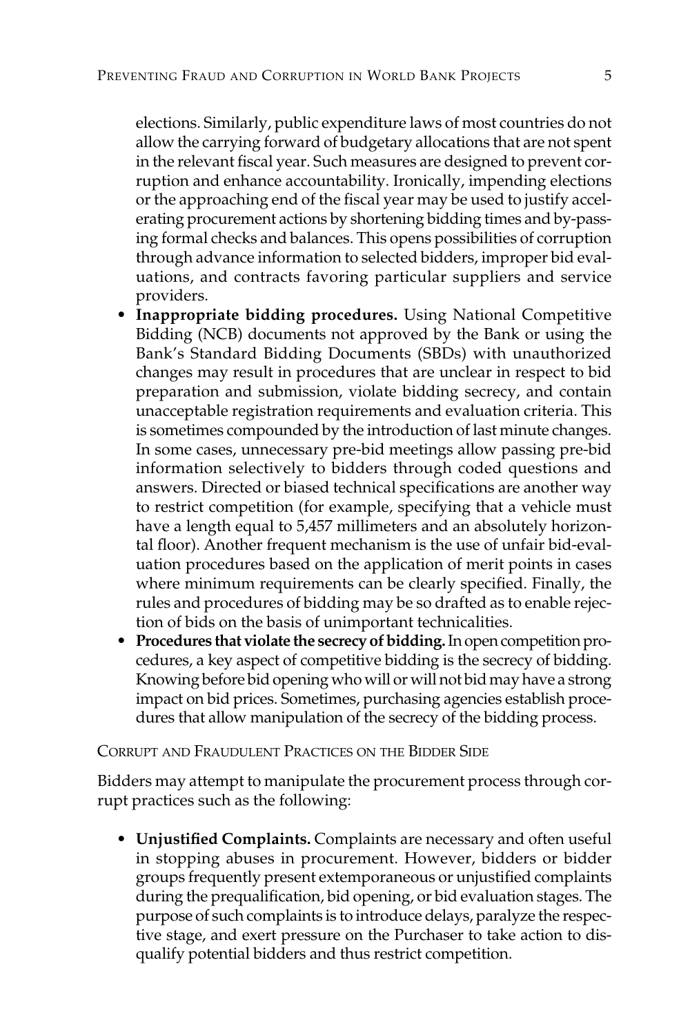elections. Similarly, public expenditure laws of most countries do not allow the carrying forward of budgetary allocations that are not spent in the relevant fiscal year. Such measures are designed to prevent corruption and enhance accountability. Ironically, impending elections or the approaching end of the fiscal year may be used to justify accelerating procurement actions by shortening bidding times and by-passing formal checks and balances. This opens possibilities of corruption through advance information to selected bidders, improper bid evaluations, and contracts favoring particular suppliers and service providers.

- **Inappropriate bidding procedures.** Using National Competitive Bidding (NCB) documents not approved by the Bank or using the Bank's Standard Bidding Documents (SBDs) with unauthorized changes may result in procedures that are unclear in respect to bid preparation and submission, violate bidding secrecy, and contain unacceptable registration requirements and evaluation criteria. This is sometimes compounded by the introduction of last minute changes. In some cases, unnecessary pre-bid meetings allow passing pre-bid information selectively to bidders through coded questions and answers. Directed or biased technical specifications are another way to restrict competition (for example, specifying that a vehicle must have a length equal to 5,457 millimeters and an absolutely horizontal floor). Another frequent mechanism is the use of unfair bid-evaluation procedures based on the application of merit points in cases where minimum requirements can be clearly specified. Finally, the rules and procedures of bidding may be so drafted as to enable rejection of bids on the basis of unimportant technicalities.
- **Procedures that violate the secrecy of bidding.** In open competition procedures, a key aspect of competitive bidding is the secrecy of bidding. Knowing before bid opening who will or will not bid may have a strong impact on bid prices. Sometimes, purchasing agencies establish procedures that allow manipulation of the secrecy of the bidding process.

### Corrupt and Fraudulent Practices on the Bidder Side

Bidders may attempt to manipulate the procurement process through corrupt practices such as the following:

- **Unjustified Complaints.** Complaints are necessary and often useful in stopping abuses in procurement. However, bidders or bidder groups frequently present extemporaneous or unjustified complaints during the prequalification, bid opening, or bid evaluation stages. The purpose of such complaints is to introduce delays, paralyze the respective stage, and exert pressure on the Purchaser to take action to disqualify potential bidders and thus restrict competition.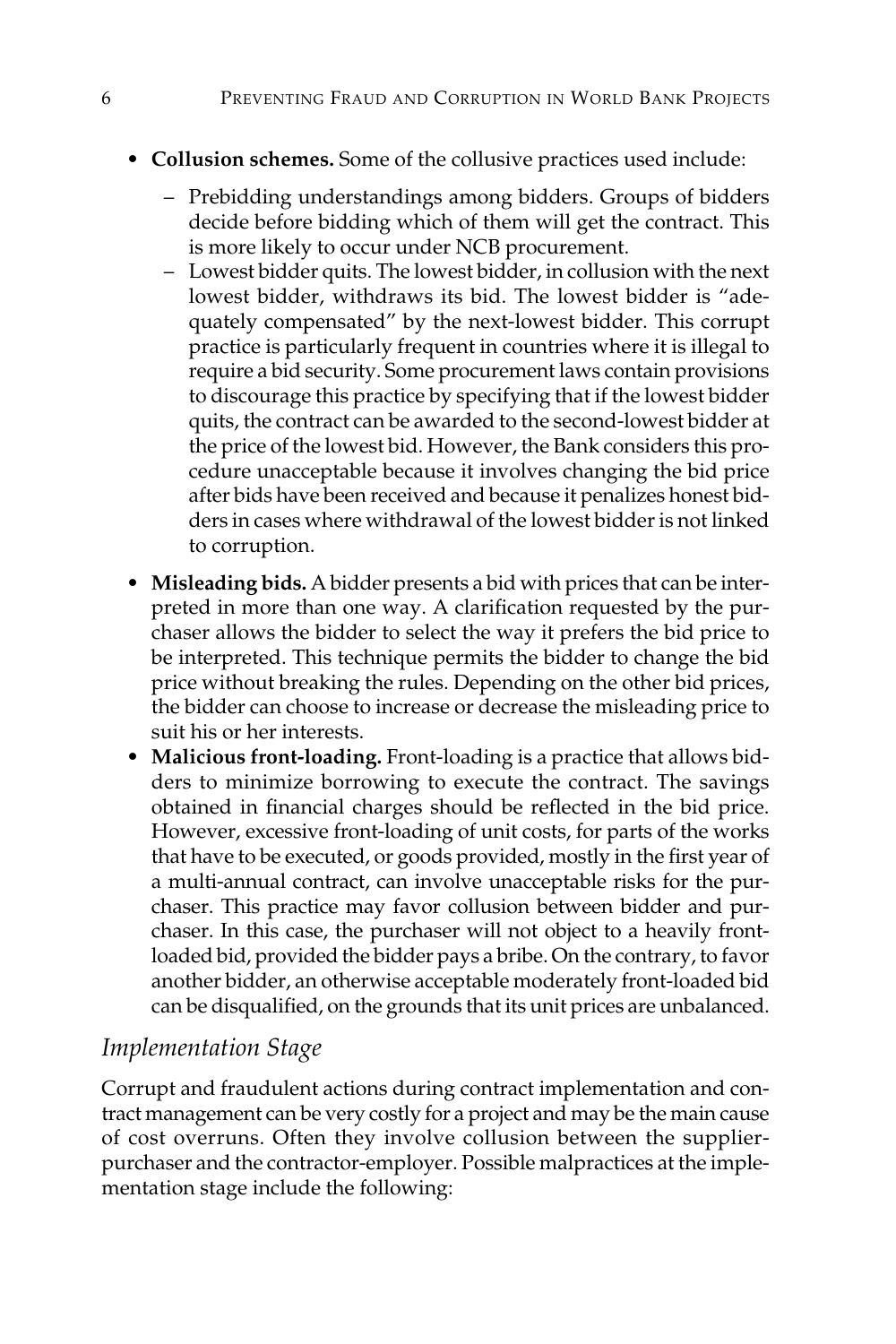- **Collusion schemes.** Some of the collusive practices used include:
  - Prebidding understandings among bidders. Groups of bidders decide before bidding which of them will get the contract. This is more likely to occur under NCB procurement.
  - Lowest bidder quits. The lowest bidder, in collusion with the next lowest bidder, withdraws its bid. The lowest bidder is "adequately compensated" by the next-lowest bidder. This corrupt practice is particularly frequent in countries where it is illegal to require a bid security. Some procurement laws contain provisions to discourage this practice by specifying that if the lowest bidder quits, the contract can be awarded to the second-lowest bidder at the price of the lowest bid. However, the Bank considers this procedure unacceptable because it involves changing the bid price after bids have been received and because it penalizes honest bidders in cases where withdrawal of the lowest bidder is not linked to corruption.
- **Misleading bids.** A bidder presents a bid with prices that can be interpreted in more than one way. A clarification requested by the purchaser allows the bidder to select the way it prefers the bid price to be interpreted. This technique permits the bidder to change the bid price without breaking the rules. Depending on the other bid prices, the bidder can choose to increase or decrease the misleading price to suit his or her interests.
- **Malicious front-loading.** Front-loading is a practice that allows bidders to minimize borrowing to execute the contract. The savings obtained in financial charges should be reflected in the bid price. However, excessive front-loading of unit costs, for parts of the works that have to be executed, or goods provided, mostly in the first year of a multi-annual contract, can involve unacceptable risks for the purchaser. This practice may favor collusion between bidder and purchaser. In this case, the purchaser will not object to a heavily front-loaded bid, provided the bidder pays a bribe. On the contrary, to favor another bidder, an otherwise acceptable moderately front-loaded bid can be disqualified, on the grounds that its unit prices are unbalanced.

### *Implementation Stage*

Corrupt and fraudulent actions during contract implementation and contract management can be very costly for a project and may be the main cause of cost overruns. Often they involve collusion between the supplier-purchaser and the contractor-employer. Possible malpractices at the implementation stage include the following: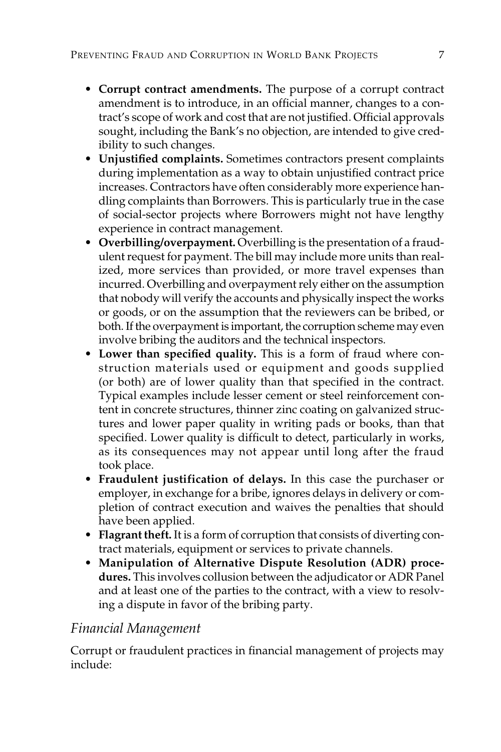- **Corrupt contract amendments.** The purpose of a corrupt contract amendment is to introduce, in an official manner, changes to a contract's scope of work and cost that are not justified. Official approvals sought, including the Bank's no objection, are intended to give credibility to such changes.
- **Unjustified complaints.** Sometimes contractors present complaints during implementation as a way to obtain unjustified contract price increases. Contractors have often considerably more experience handling complaints than Borrowers. This is particularly true in the case of social-sector projects where Borrowers might not have lengthy experience in contract management.
- **Overbilling/overpayment.** Overbilling is the presentation of a fraudulent request for payment. The bill may include more units than realized, more services than provided, or more travel expenses than incurred. Overbilling and overpayment rely either on the assumption that nobody will verify the accounts and physically inspect the works or goods, or on the assumption that the reviewers can be bribed, or both. If the overpayment is important, the corruption scheme may even involve bribing the auditors and the technical inspectors.
- **Lower than specified quality.** This is a form of fraud where construction materials used or equipment and goods supplied (or both) are of lower quality than that specified in the contract. Typical examples include lesser cement or steel reinforcement content in concrete structures, thinner zinc coating on galvanized structures and lower paper quality in writing pads or books, than that specified. Lower quality is difficult to detect, particularly in works, as its consequences may not appear until long after the fraud took place.
- **Fraudulent justification of delays.** In this case the purchaser or employer, in exchange for a bribe, ignores delays in delivery or completion of contract execution and waives the penalties that should have been applied.
- **Flagrant theft.** It is a form of corruption that consists of diverting contract materials, equipment or services to private channels.
- **Manipulation of Alternative Dispute Resolution (ADR) procedures.** This involves collusion between the adjudicator or ADR Panel and at least one of the parties to the contract, with a view to resolving a dispute in favor of the bribing party.

### *Financial Management*

Corrupt or fraudulent practices in financial management of projects may include: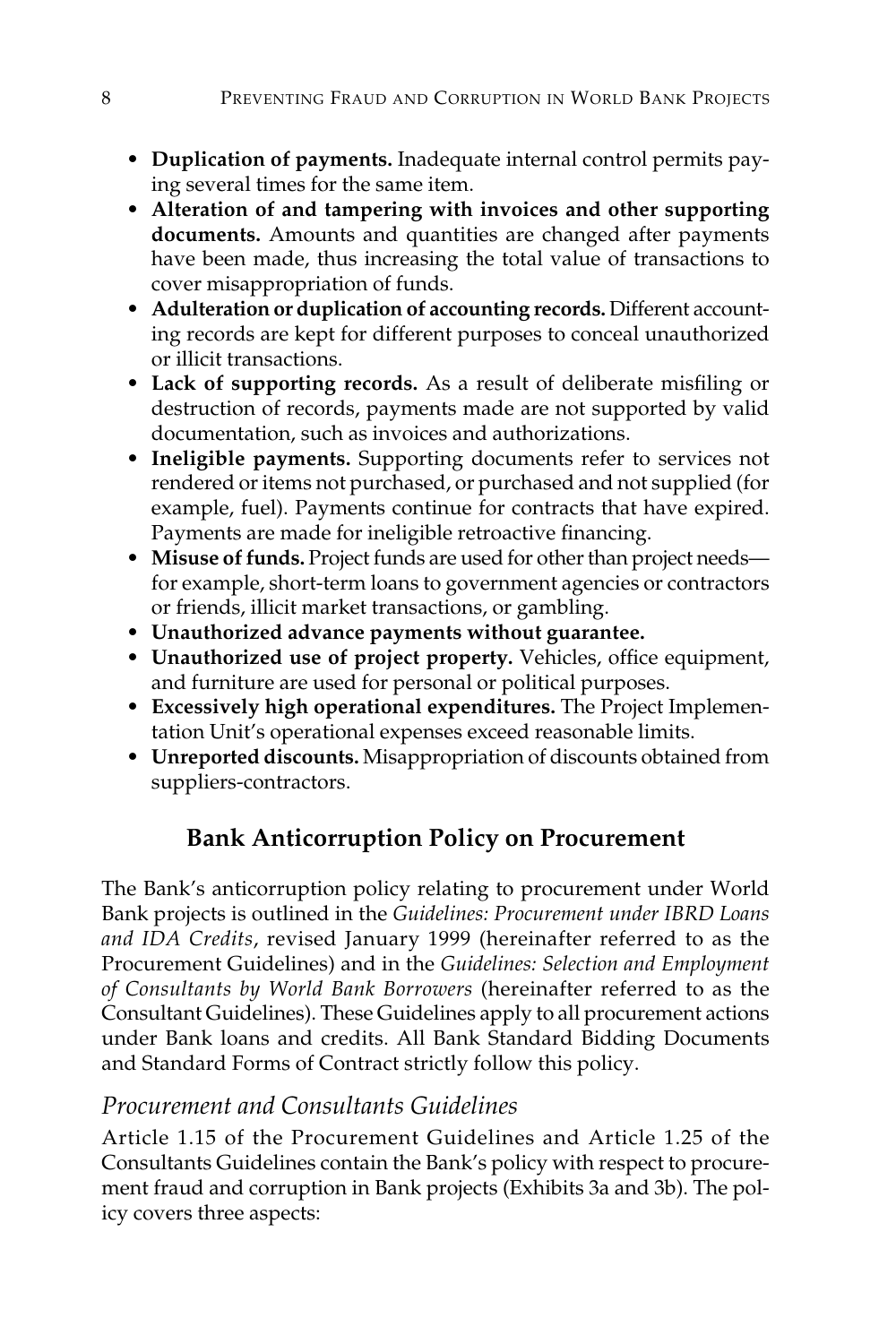- **Duplication of payments.** Inadequate internal control permits paying several times for the same item.
- **Alteration of and tampering with invoices and other supporting documents.** Amounts and quantities are changed after payments have been made, thus increasing the total value of transactions to cover misappropriation of funds.
- **Adulteration or duplication of accounting records.** Different accounting records are kept for different purposes to conceal unauthorized or illicit transactions.
- **Lack of supporting records.** As a result of deliberate misfiling or destruction of records, payments made are not supported by valid documentation, such as invoices and authorizations.
- **Ineligible payments.** Supporting documents refer to services not rendered or items not purchased, or purchased and not supplied (for example, fuel). Payments continue for contracts that have expired. Payments are made for ineligible retroactive financing.
- **Misuse of funds.** Project funds are used for other than project needs—for example, short-term loans to government agencies or contractors or friends, illicit market transactions, or gambling.
- **Unauthorized advance payments without guarantee.**
- **Unauthorized use of project property.** Vehicles, office equipment, and furniture are used for personal or political purposes.
- **Excessively high operational expenditures.** The Project Implementation Unit's operational expenses exceed reasonable limits.
- **Unreported discounts.** Misappropriation of discounts obtained from suppliers-contractors.

## Bank Anticorruption Policy on Procurement

The Bank's anticorruption policy relating to procurement under World Bank projects is outlined in the *Guidelines: Procurement under IBRD Loans and IDA Credits*, revised January 1999 (hereinafter referred to as the Procurement Guidelines) and in the *Guidelines: Selection and Employment of Consultants by World Bank Borrowers* (hereinafter referred to as the Consultant Guidelines). These Guidelines apply to all procurement actions under Bank loans and credits. All Bank Standard Bidding Documents and Standard Forms of Contract strictly follow this policy.

### *Procurement and Consultants Guidelines*

Article 1.15 of the Procurement Guidelines and Article 1.25 of the Consultants Guidelines contain the Bank's policy with respect to procurement fraud and corruption in Bank projects (Exhibits 3a and 3b). The policy covers three aspects: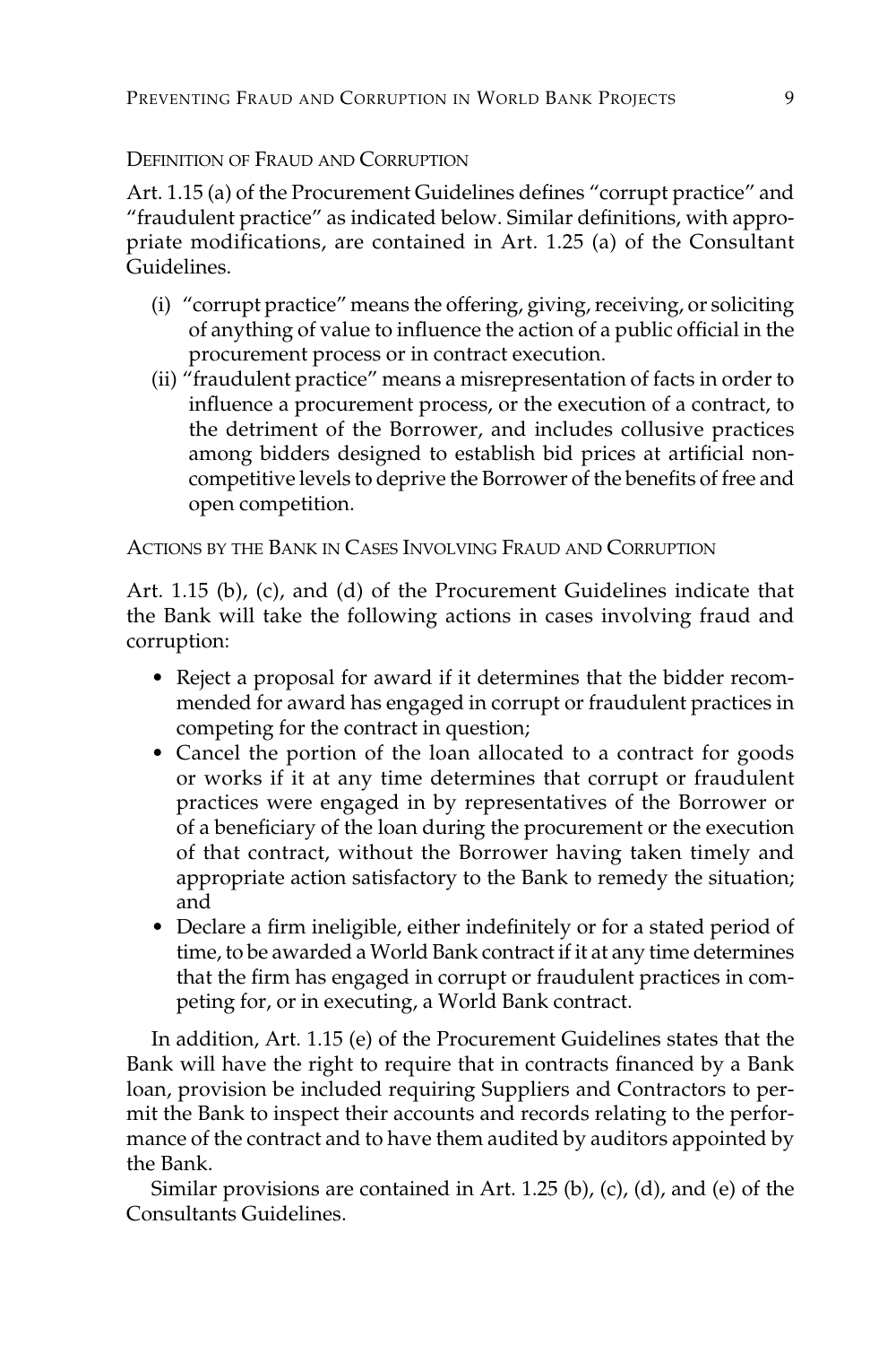### Definition of Fraud and Corruption

Art. 1.15 (a) of the Procurement Guidelines defines "corrupt practice" and "fraudulent practice" as indicated below. Similar definitions, with appropriate modifications, are contained in Art. 1.25 (a) of the Consultant Guidelines.

- (i) "corrupt practice" means the offering, giving, receiving, or soliciting of anything of value to influence the action of a public official in the procurement process or in contract execution.
- (ii) "fraudulent practice" means a misrepresentation of facts in order to influence a procurement process, or the execution of a contract, to the detriment of the Borrower, and includes collusive practices among bidders designed to establish bid prices at artificial non-competitive levels to deprive the Borrower of the benefits of free and open competition.

### Actions by the Bank in Cases Involving Fraud and Corruption

Art. 1.15 (b), (c), and (d) of the Procurement Guidelines indicate that the Bank will take the following actions in cases involving fraud and corruption:

- Reject a proposal for award if it determines that the bidder recommended for award has engaged in corrupt or fraudulent practices in competing for the contract in question;
- Cancel the portion of the loan allocated to a contract for goods or works if it at any time determines that corrupt or fraudulent practices were engaged in by representatives of the Borrower or of a beneficiary of the loan during the procurement or the execution of that contract, without the Borrower having taken timely and appropriate action satisfactory to the Bank to remedy the situation; and
- Declare a firm ineligible, either indefinitely or for a stated period of time, to be awarded a World Bank contract if it at any time determines that the firm has engaged in corrupt or fraudulent practices in competing for, or in executing, a World Bank contract.

In addition, Art. 1.15 (e) of the Procurement Guidelines states that the Bank will have the right to require that in contracts financed by a Bank loan, provision be included requiring Suppliers and Contractors to permit the Bank to inspect their accounts and records relating to the performance of the contract and to have them audited by auditors appointed by the Bank.

Similar provisions are contained in Art. 1.25 (b), (c), (d), and (e) of the Consultants Guidelines.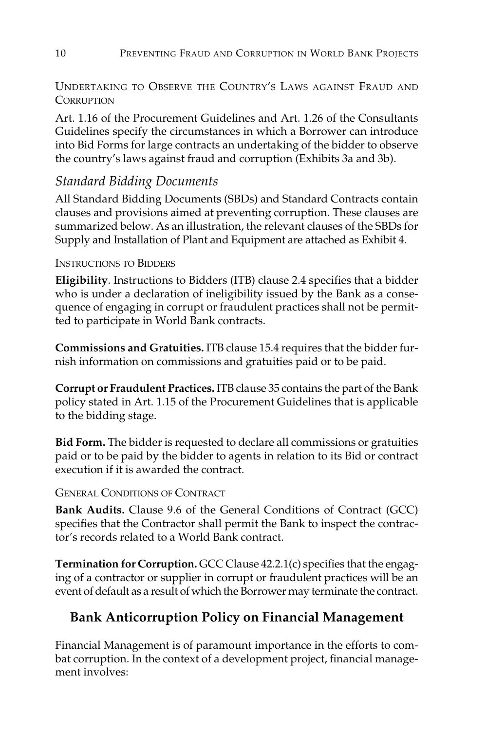Undertaking to Observe the Country's Laws against Fraud and Corruption

Art. 1.16 of the Procurement Guidelines and Art. 1.26 of the Consultants Guidelines specify the circumstances in which a Borrower can introduce into Bid Forms for large contracts an undertaking of the bidder to observe the country's laws against fraud and corruption (Exhibits 3a and 3b).

### *Standard Bidding Documents*

All Standard Bidding Documents (SBDs) and Standard Contracts contain clauses and provisions aimed at preventing corruption. These clauses are summarized below. As an illustration, the relevant clauses of the SBDs for Supply and Installation of Plant and Equipment are attached as Exhibit 4.

Instructions to Bidders

**Eligibility**. Instructions to Bidders (ITB) clause 2.4 specifies that a bidder who is under a declaration of ineligibility issued by the Bank as a consequence of engaging in corrupt or fraudulent practices shall not be permitted to participate in World Bank contracts.

**Commissions and Gratuities.** ITB clause 15.4 requires that the bidder furnish information on commissions and gratuities paid or to be paid.

**Corrupt or Fraudulent Practices.** ITB clause 35 contains the part of the Bank policy stated in Art. 1.15 of the Procurement Guidelines that is applicable to the bidding stage.

**Bid Form.** The bidder is requested to declare all commissions or gratuities paid or to be paid by the bidder to agents in relation to its Bid or contract execution if it is awarded the contract.

General Conditions of Contract

**Bank Audits.** Clause 9.6 of the General Conditions of Contract (GCC) specifies that the Contractor shall permit the Bank to inspect the contractor's records related to a World Bank contract.

**Termination for Corruption.** GCC Clause 42.2.1(c) specifies that the engaging of a contractor or supplier in corrupt or fraudulent practices will be an event of default as a result of which the Borrower may terminate the contract.

## Bank Anticorruption Policy on Financial Management

Financial Management is of paramount importance in the efforts to combat corruption. In the context of a development project, financial management involves: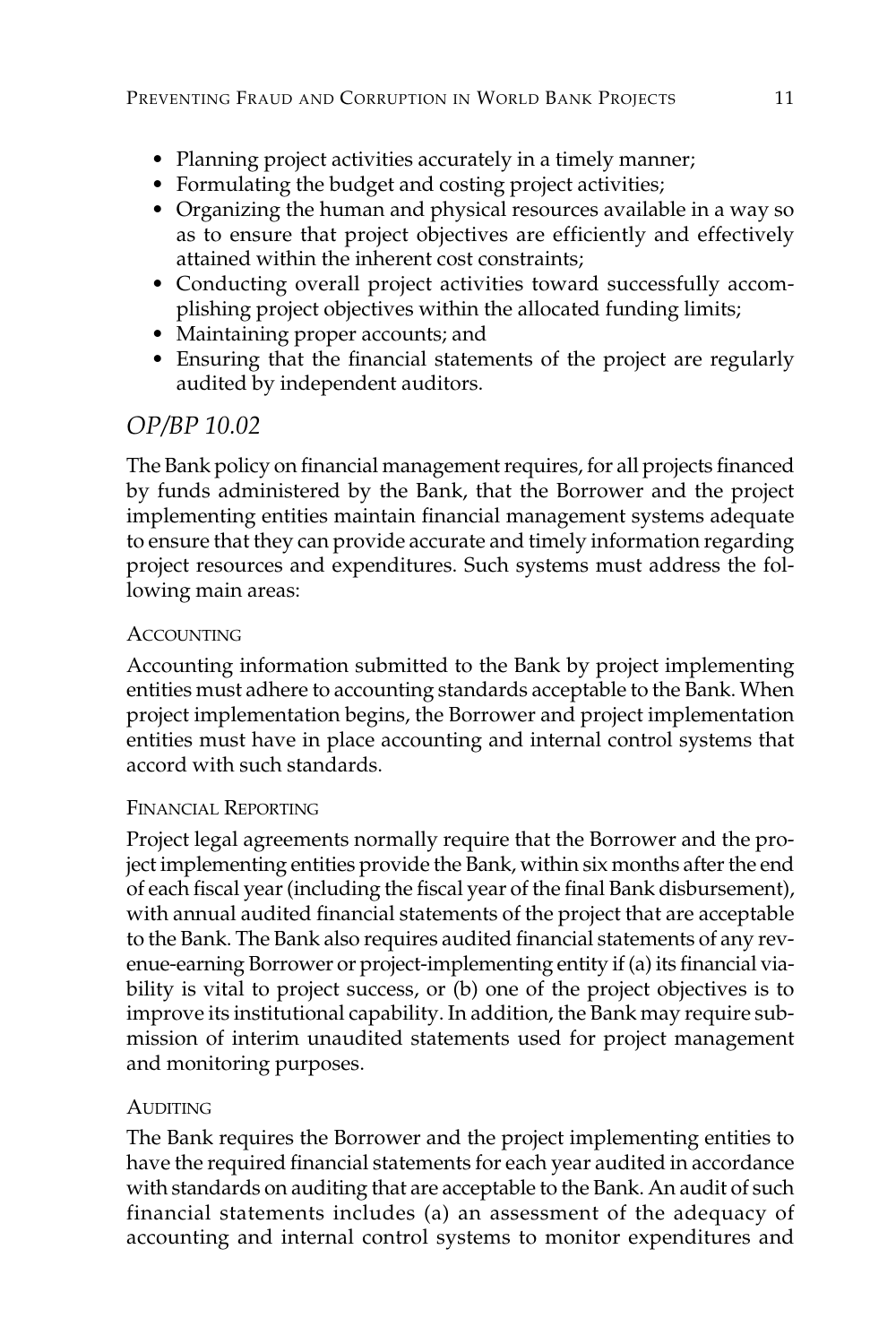- Planning project activities accurately in a timely manner;
- Formulating the budget and costing project activities;
- Organizing the human and physical resources available in a way so as to ensure that project objectives are efficiently and effectively attained within the inherent cost constraints;
- Conducting overall project activities toward successfully accomplishing project objectives within the allocated funding limits;
- Maintaining proper accounts; and
- Ensuring that the financial statements of the project are regularly audited by independent auditors.

## *OP/BP 10.02*

The Bank policy on financial management requires, for all projects financed by funds administered by the Bank, that the Borrower and the project implementing entities maintain financial management systems adequate to ensure that they can provide accurate and timely information regarding project resources and expenditures. Such systems must address the following main areas:

### ACCOUNTING

Accounting information submitted to the Bank by project implementing entities must adhere to accounting standards acceptable to the Bank. When project implementation begins, the Borrower and project implementation entities must have in place accounting and internal control systems that accord with such standards.

### FINANCIAL REPORTING

Project legal agreements normally require that the Borrower and the project implementing entities provide the Bank, within six months after the end of each fiscal year (including the fiscal year of the final Bank disbursement), with annual audited financial statements of the project that are acceptable to the Bank. The Bank also requires audited financial statements of any revenue-earning Borrower or project-implementing entity if (a) its financial viability is vital to project success, or (b) one of the project objectives is to improve its institutional capability. In addition, the Bank may require submission of interim unaudited statements used for project management and monitoring purposes.

### AUDITING

The Bank requires the Borrower and the project implementing entities to have the required financial statements for each year audited in accordance with standards on auditing that are acceptable to the Bank. An audit of such financial statements includes (a) an assessment of the adequacy of accounting and internal control systems to monitor expenditures and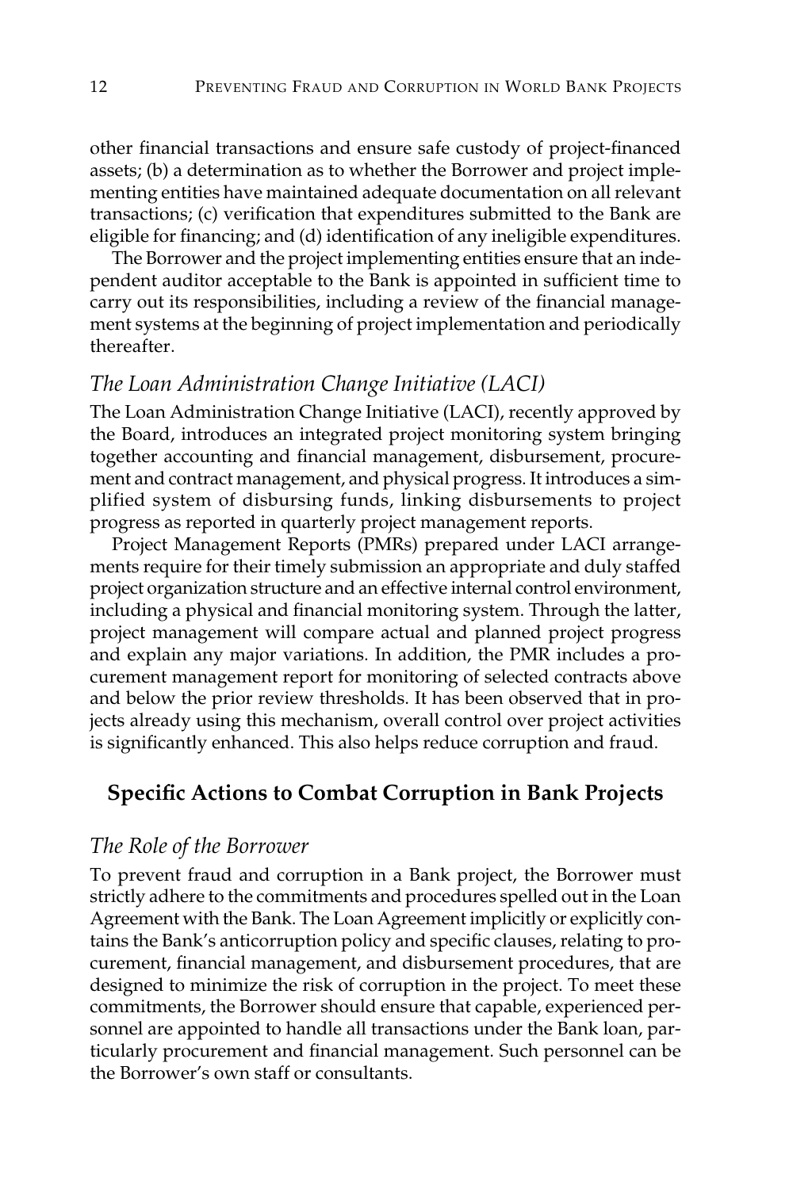other financial transactions and ensure safe custody of project-financed assets; (b) a determination as to whether the Borrower and project implementing entities have maintained adequate documentation on all relevant transactions; (c) verification that expenditures submitted to the Bank are eligible for financing; and (d) identification of any ineligible expenditures.

The Borrower and the project implementing entities ensure that an independent auditor acceptable to the Bank is appointed in sufficient time to carry out its responsibilities, including a review of the financial management systems at the beginning of project implementation and periodically thereafter.

### *The Loan Administration Change Initiative (LACI)*

The Loan Administration Change Initiative (LACI), recently approved by the Board, introduces an integrated project monitoring system bringing together accounting and financial management, disbursement, procurement and contract management, and physical progress. It introduces a simplified system of disbursing funds, linking disbursements to project progress as reported in quarterly project management reports.

Project Management Reports (PMRs) prepared under LACI arrangements require for their timely submission an appropriate and duly staffed project organization structure and an effective internal control environment, including a physical and financial monitoring system. Through the latter, project management will compare actual and planned project progress and explain any major variations. In addition, the PMR includes a procurement management report for monitoring of selected contracts above and below the prior review thresholds. It has been observed that in projects already using this mechanism, overall control over project activities is significantly enhanced. This also helps reduce corruption and fraud.

## Specific Actions to Combat Corruption in Bank Projects

### *The Role of the Borrower*

To prevent fraud and corruption in a Bank project, the Borrower must strictly adhere to the commitments and procedures spelled out in the Loan Agreement with the Bank. The Loan Agreement implicitly or explicitly contains the Bank's anticorruption policy and specific clauses, relating to procurement, financial management, and disbursement procedures, that are designed to minimize the risk of corruption in the project. To meet these commitments, the Borrower should ensure that capable, experienced personnel are appointed to handle all transactions under the Bank loan, particularly procurement and financial management. Such personnel can be the Borrower's own staff or consultants.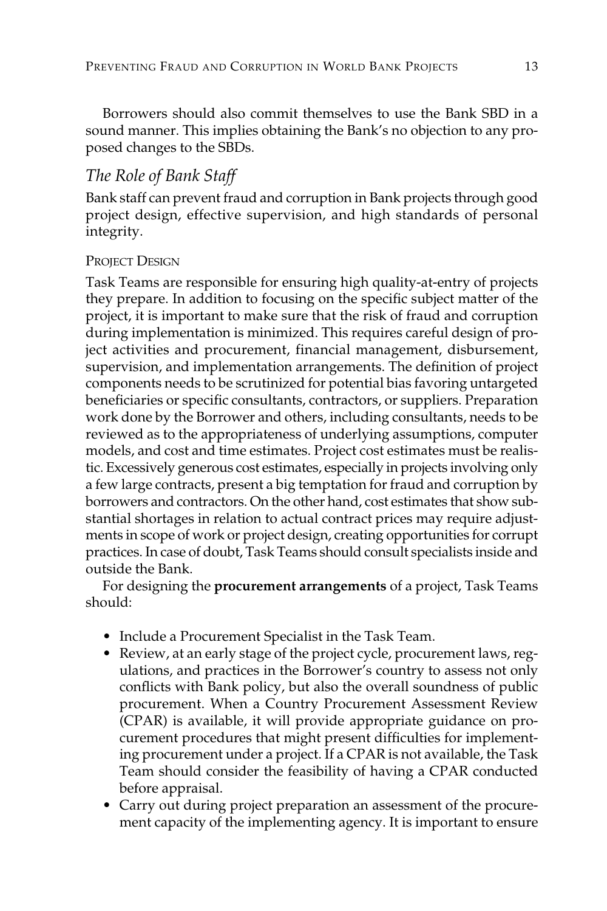Borrowers should also commit themselves to use the Bank SBD in a sound manner. This implies obtaining the Bank's no objection to any proposed changes to the SBDs.

## *The Role of Bank Staff*

Bank staff can prevent fraud and corruption in Bank projects through good project design, effective supervision, and high standards of personal integrity.

### Project Design

Task Teams are responsible for ensuring high quality-at-entry of projects they prepare. In addition to focusing on the specific subject matter of the project, it is important to make sure that the risk of fraud and corruption during implementation is minimized. This requires careful design of project activities and procurement, financial management, disbursement, supervision, and implementation arrangements. The definition of project components needs to be scrutinized for potential bias favoring untargeted beneficiaries or specific consultants, contractors, or suppliers. Preparation work done by the Borrower and others, including consultants, needs to be reviewed as to the appropriateness of underlying assumptions, computer models, and cost and time estimates. Project cost estimates must be realistic. Excessively generous cost estimates, especially in projects involving only a few large contracts, present a big temptation for fraud and corruption by borrowers and contractors. On the other hand, cost estimates that show substantial shortages in relation to actual contract prices may require adjustments in scope of work or project design, creating opportunities for corrupt practices. In case of doubt, Task Teams should consult specialists inside and outside the Bank.

For designing the **procurement arrangements** of a project, Task Teams should:

- Include a Procurement Specialist in the Task Team.
- Review, at an early stage of the project cycle, procurement laws, regulations, and practices in the Borrower's country to assess not only conflicts with Bank policy, but also the overall soundness of public procurement. When a Country Procurement Assessment Review (CPAR) is available, it will provide appropriate guidance on procurement procedures that might present difficulties for implementing procurement under a project. If a CPAR is not available, the Task Team should consider the feasibility of having a CPAR conducted before appraisal.
- Carry out during project preparation an assessment of the procurement capacity of the implementing agency. It is important to ensure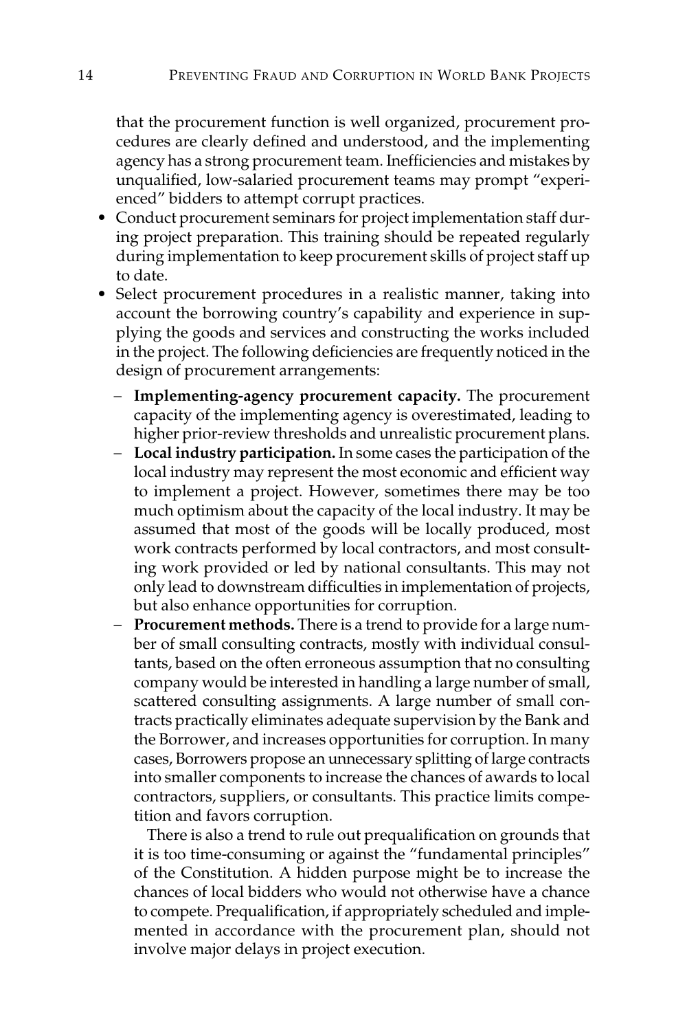that the procurement function is well organized, procurement procedures are clearly defined and understood, and the implementing agency has a strong procurement team. Inefficiencies and mistakes by unqualified, low-salaried procurement teams may prompt "experienced" bidders to attempt corrupt practices.

- Conduct procurement seminars for project implementation staff during project preparation. This training should be repeated regularly during implementation to keep procurement skills of project staff up to date.
- Select procurement procedures in a realistic manner, taking into account the borrowing country's capability and experience in supplying the goods and services and constructing the works included in the project. The following deficiencies are frequently noticed in the design of procurement arrangements:
  - **Implementing-agency procurement capacity.** The procurement capacity of the implementing agency is overestimated, leading to higher prior-review thresholds and unrealistic procurement plans.
  - **Local industry participation.** In some cases the participation of the local industry may represent the most economic and efficient way to implement a project. However, sometimes there may be too much optimism about the capacity of the local industry. It may be assumed that most of the goods will be locally produced, most work contracts performed by local contractors, and most consulting work provided or led by national consultants. This may not only lead to downstream difficulties in implementation of projects, but also enhance opportunities for corruption.
  - **Procurement methods.** There is a trend to provide for a large number of small consulting contracts, mostly with individual consultants, based on the often erroneous assumption that no consulting company would be interested in handling a large number of small, scattered consulting assignments. A large number of small contracts practically eliminates adequate supervision by the Bank and the Borrower, and increases opportunities for corruption. In many cases, Borrowers propose an unnecessary splitting of large contracts into smaller components to increase the chances of awards to local contractors, suppliers, or consultants. This practice limits competition and favors corruption.

    There is also a trend to rule out prequalification on grounds that it is too time-consuming or against the "fundamental principles" of the Constitution. A hidden purpose might be to increase the chances of local bidders who would not otherwise have a chance to compete. Prequalification, if appropriately scheduled and implemented in accordance with the procurement plan, should not involve major delays in project execution.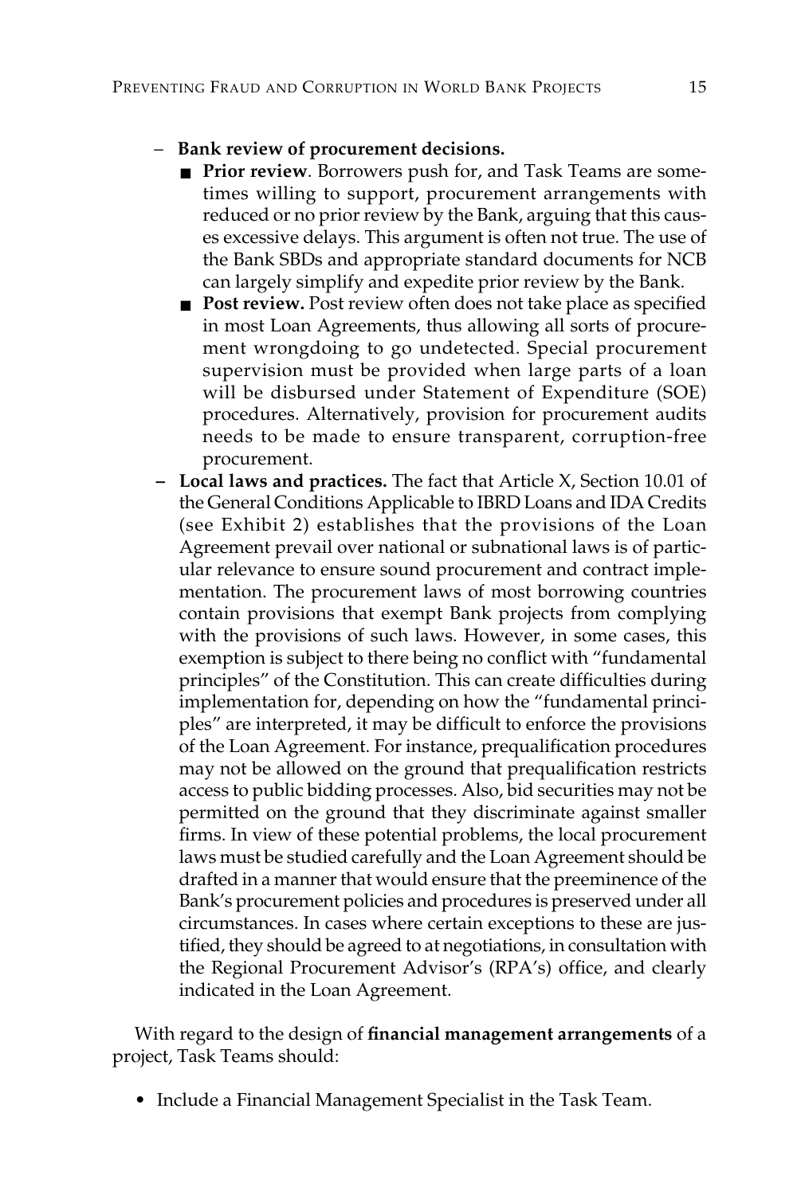- **Bank review of procurement decisions.**
  - **Prior review**. Borrowers push for, and Task Teams are sometimes willing to support, procurement arrangements with reduced or no prior review by the Bank, arguing that this causes excessive delays. This argument is often not true. The use of the Bank SBDs and appropriate standard documents for NCB can largely simplify and expedite prior review by the Bank.
  - **Post review.** Post review often does not take place as specified in most Loan Agreements, thus allowing all sorts of procurement wrongdoing to go undetected. Special procurement supervision must be provided when large parts of a loan will be disbursed under Statement of Expenditure (SOE) procedures. Alternatively, provision for procurement audits needs to be made to ensure transparent, corruption-free procurement.
- **Local laws and practices.** The fact that Article X, Section 10.01 of the General Conditions Applicable to IBRD Loans and IDA Credits (see Exhibit 2) establishes that the provisions of the Loan Agreement prevail over national or subnational laws is of particular relevance to ensure sound procurement and contract implementation. The procurement laws of most borrowing countries contain provisions that exempt Bank projects from complying with the provisions of such laws. However, in some cases, this exemption is subject to there being no conflict with "fundamental principles" of the Constitution. This can create difficulties during implementation for, depending on how the "fundamental principles" are interpreted, it may be difficult to enforce the provisions of the Loan Agreement. For instance, prequalification procedures may not be allowed on the ground that prequalification restricts access to public bidding processes. Also, bid securities may not be permitted on the ground that they discriminate against smaller firms. In view of these potential problems, the local procurement laws must be studied carefully and the Loan Agreement should be drafted in a manner that would ensure that the preeminence of the Bank's procurement policies and procedures is preserved under all circumstances. In cases where certain exceptions to these are justified, they should be agreed to at negotiations, in consultation with the Regional Procurement Advisor's (RPA's) office, and clearly indicated in the Loan Agreement.

With regard to the design of **financial management arrangements** of a project, Task Teams should:

- Include a Financial Management Specialist in the Task Team.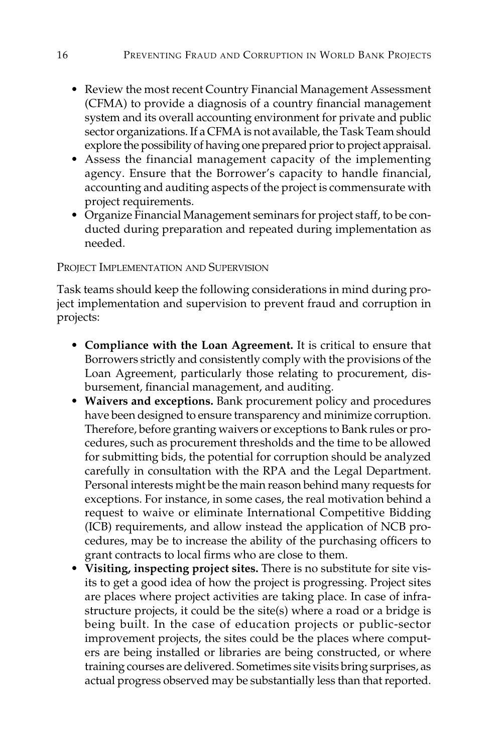- Review the most recent Country Financial Management Assessment (CFMA) to provide a diagnosis of a country financial management system and its overall accounting environment for private and public sector organizations. If a CFMA is not available, the Task Team should explore the possibility of having one prepared prior to project appraisal.
- Assess the financial management capacity of the implementing agency. Ensure that the Borrower's capacity to handle financial, accounting and auditing aspects of the project is commensurate with project requirements.
- Organize Financial Management seminars for project staff, to be conducted during preparation and repeated during implementation as needed.

### Project Implementation and Supervision

Task teams should keep the following considerations in mind during project implementation and supervision to prevent fraud and corruption in projects:

- **Compliance with the Loan Agreement.** It is critical to ensure that Borrowers strictly and consistently comply with the provisions of the Loan Agreement, particularly those relating to procurement, disbursement, financial management, and auditing.
- **Waivers and exceptions.** Bank procurement policy and procedures have been designed to ensure transparency and minimize corruption. Therefore, before granting waivers or exceptions to Bank rules or procedures, such as procurement thresholds and the time to be allowed for submitting bids, the potential for corruption should be analyzed carefully in consultation with the RPA and the Legal Department. Personal interests might be the main reason behind many requests for exceptions. For instance, in some cases, the real motivation behind a request to waive or eliminate International Competitive Bidding (ICB) requirements, and allow instead the application of NCB procedures, may be to increase the ability of the purchasing officers to grant contracts to local firms who are close to them.
- **Visiting, inspecting project sites.** There is no substitute for site visits to get a good idea of how the project is progressing. Project sites are places where project activities are taking place. In case of infrastructure projects, it could be the site(s) where a road or a bridge is being built. In the case of education projects or public-sector improvement projects, the sites could be the places where computers are being installed or libraries are being constructed, or where training courses are delivered. Sometimes site visits bring surprises, as actual progress observed may be substantially less than that reported.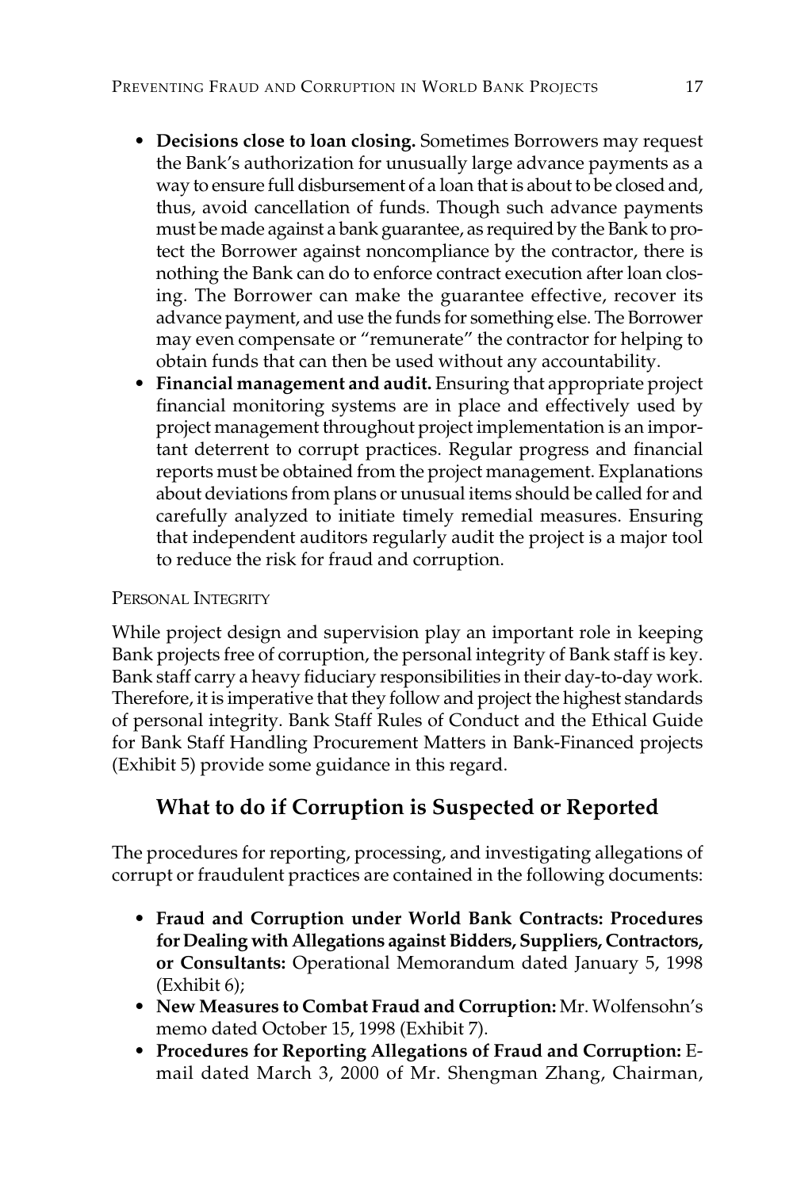- **Decisions close to loan closing.** Sometimes Borrowers may request the Bank's authorization for unusually large advance payments as a way to ensure full disbursement of a loan that is about to be closed and, thus, avoid cancellation of funds. Though such advance payments must be made against a bank guarantee, as required by the Bank to protect the Borrower against noncompliance by the contractor, there is nothing the Bank can do to enforce contract execution after loan closing. The Borrower can make the guarantee effective, recover its advance payment, and use the funds for something else. The Borrower may even compensate or "remunerate" the contractor for helping to obtain funds that can then be used without any accountability.
- **Financial management and audit.** Ensuring that appropriate project financial monitoring systems are in place and effectively used by project management throughout project implementation is an important deterrent to corrupt practices. Regular progress and financial reports must be obtained from the project management. Explanations about deviations from plans or unusual items should be called for and carefully analyzed to initiate timely remedial measures. Ensuring that independent auditors regularly audit the project is a major tool to reduce the risk for fraud and corruption.

PERSONAL INTEGRITY

While project design and supervision play an important role in keeping Bank projects free of corruption, the personal integrity of Bank staff is key. Bank staff carry a heavy fiduciary responsibilities in their day-to-day work. Therefore, it is imperative that they follow and project the highest standards of personal integrity. Bank Staff Rules of Conduct and the Ethical Guide for Bank Staff Handling Procurement Matters in Bank-Financed projects (Exhibit 5) provide some guidance in this regard.

## What to do if Corruption is Suspected or Reported

The procedures for reporting, processing, and investigating allegations of corrupt or fraudulent practices are contained in the following documents:

- **Fraud and Corruption under World Bank Contracts: Procedures for Dealing with Allegations against Bidders, Suppliers, Contractors, or Consultants:** Operational Memorandum dated January 5, 1998 (Exhibit 6);
- **New Measures to Combat Fraud and Corruption:** Mr. Wolfensohn's memo dated October 15, 1998 (Exhibit 7).
- **Procedures for Reporting Allegations of Fraud and Corruption:** E-mail dated March 3, 2000 of Mr. Shengman Zhang, Chairman,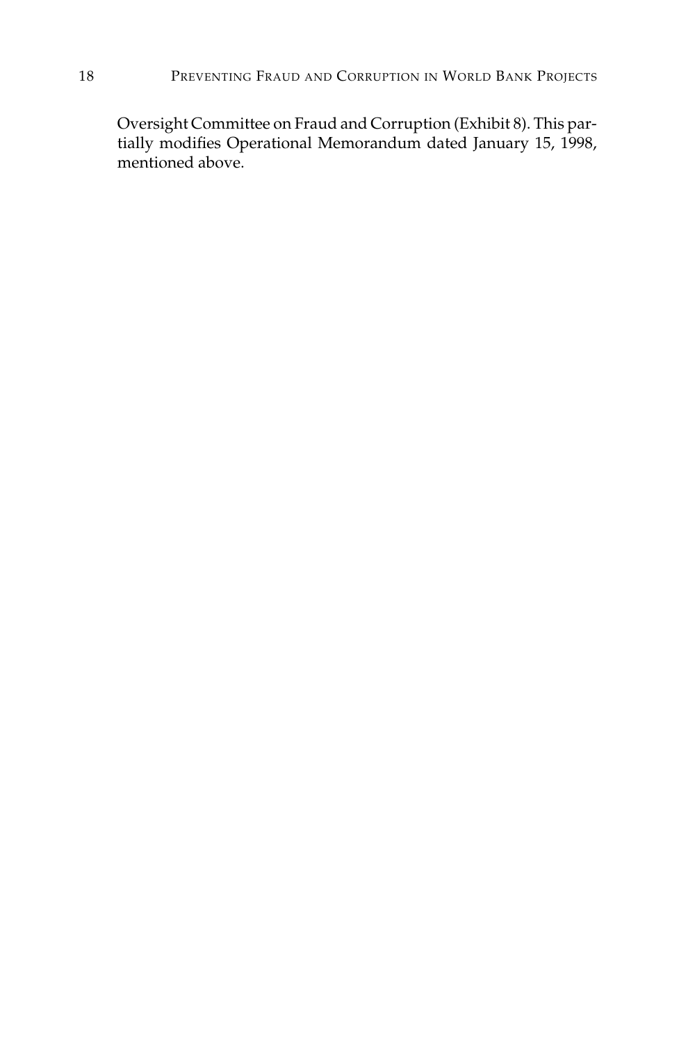Oversight Committee on Fraud and Corruption (Exhibit 8). This partially modifies Operational Memorandum dated January 15, 1998, mentioned above.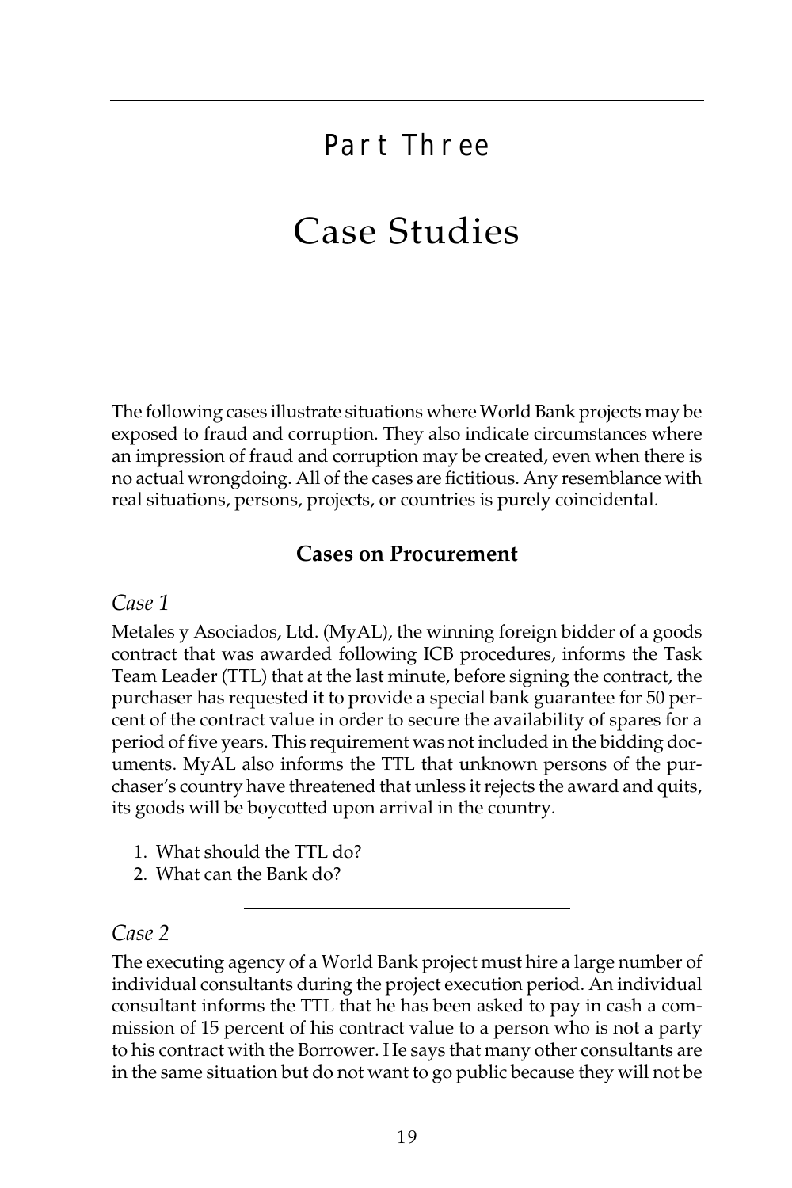# Part Three

# Case Studies

The following cases illustrate situations where World Bank projects may be exposed to fraud and corruption. They also indicate circumstances where an impression of fraud and corruption may be created, even when there is no actual wrongdoing. All of the cases are fictitious. Any resemblance with real situations, persons, projects, or countries is purely coincidental.

## Cases on Procurement

### *Case 1*

Metales y Asociados, Ltd. (MyAL), the winning foreign bidder of a goods contract that was awarded following ICB procedures, informs the Task Team Leader (TTL) that at the last minute, before signing the contract, the purchaser has requested it to provide a special bank guarantee for 50 percent of the contract value in order to secure the availability of spares for a period of five years. This requirement was not included in the bidding documents. MyAL also informs the TTL that unknown persons of the purchaser's country have threatened that unless it rejects the award and quits, its goods will be boycotted upon arrival in the country.

1. What should the TTL do?
2. What can the Bank do?

---

### *Case 2*

The executing agency of a World Bank project must hire a large number of individual consultants during the project execution period. An individual consultant informs the TTL that he has been asked to pay in cash a commission of 15 percent of his contract value to a person who is not a party to his contract with the Borrower. He says that many other consultants are in the same situation but do not want to go public because they will not be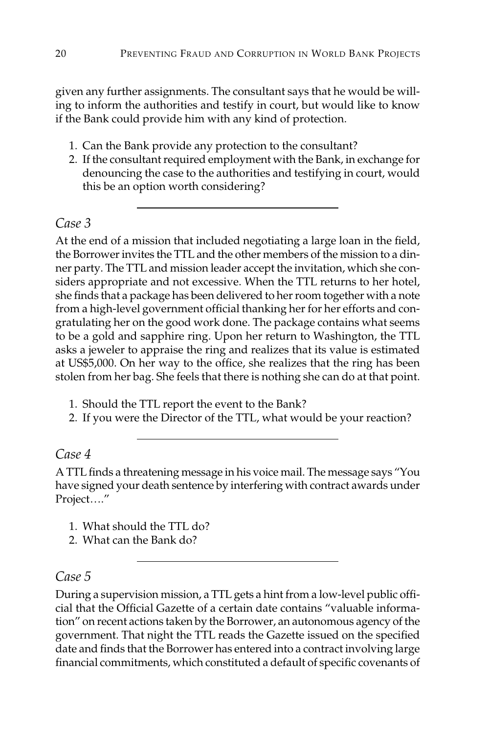given any further assignments. The consultant says that he would be willing to inform the authorities and testify in court, but would like to know if the Bank could provide him with any kind of protection.

1. Can the Bank provide any protection to the consultant?
2. If the consultant required employment with the Bank, in exchange for denouncing the case to the authorities and testifying in court, would this be an option worth considering?

---

### *Case 3*

At the end of a mission that included negotiating a large loan in the field, the Borrower invites the TTL and the other members of the mission to a dinner party. The TTL and mission leader accept the invitation, which she considers appropriate and not excessive. When the TTL returns to her hotel, she finds that a package has been delivered to her room together with a note from a high-level government official thanking her for her efforts and congratulating her on the good work done. The package contains what seems to be a gold and sapphire ring. Upon her return to Washington, the TTL asks a jeweler to appraise the ring and realizes that its value is estimated at US$5,000. On her way to the office, she realizes that the ring has been stolen from her bag. She feels that there is nothing she can do at that point.

1. Should the TTL report the event to the Bank?
2. If you were the Director of the TTL, what would be your reaction?

---

### *Case 4*

A TTL finds a threatening message in his voice mail. The message says "You have signed your death sentence by interfering with contract awards under Project…."

1. What should the TTL do?
2. What can the Bank do?

---

### *Case 5*

During a supervision mission, a TTL gets a hint from a low-level public official that the Official Gazette of a certain date contains "valuable information" on recent actions taken by the Borrower, an autonomous agency of the government. That night the TTL reads the Gazette issued on the specified date and finds that the Borrower has entered into a contract involving large financial commitments, which constituted a default of specific covenants of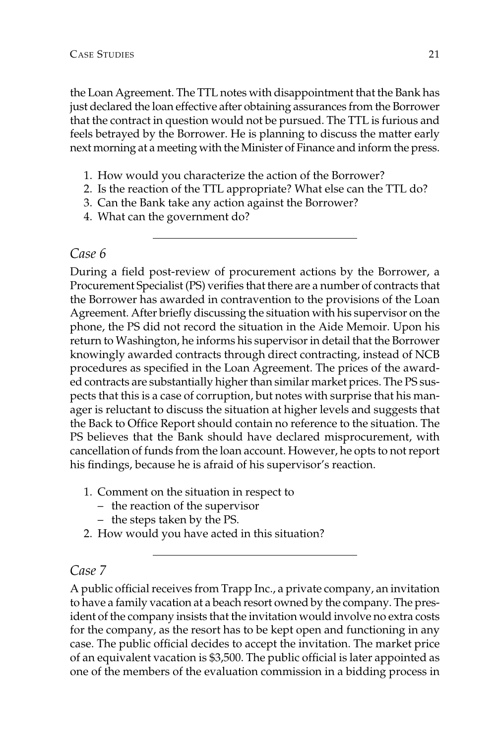the Loan Agreement. The TTL notes with disappointment that the Bank has just declared the loan effective after obtaining assurances from the Borrower that the contract in question would not be pursued. The TTL is furious and feels betrayed by the Borrower. He is planning to discuss the matter early next morning at a meeting with the Minister of Finance and inform the press.

1. How would you characterize the action of the Borrower?
2. Is the reaction of the TTL appropriate? What else can the TTL do?
3. Can the Bank take any action against the Borrower?
4. What can the government do?

---

## *Case 6*

During a field post-review of procurement actions by the Borrower, a Procurement Specialist (PS) verifies that there are a number of contracts that the Borrower has awarded in contravention to the provisions of the Loan Agreement. After briefly discussing the situation with his supervisor on the phone, the PS did not record the situation in the Aide Memoir. Upon his return to Washington, he informs his supervisor in detail that the Borrower knowingly awarded contracts through direct contracting, instead of NCB procedures as specified in the Loan Agreement. The prices of the awarded contracts are substantially higher than similar market prices. The PS suspects that this is a case of corruption, but notes with surprise that his manager is reluctant to discuss the situation at higher levels and suggests that the Back to Office Report should contain no reference to the situation. The PS believes that the Bank should have declared misprocurement, with cancellation of funds from the loan account. However, he opts to not report his findings, because he is afraid of his supervisor's reaction.

1. Comment on the situation in respect to
   - the reaction of the supervisor
   - the steps taken by the PS.
2. How would you have acted in this situation?

---

## *Case 7*

A public official receives from Trapp Inc., a private company, an invitation to have a family vacation at a beach resort owned by the company. The president of the company insists that the invitation would involve no extra costs for the company, as the resort has to be kept open and functioning in any case. The public official decides to accept the invitation. The market price of an equivalent vacation is $3,500. The public official is later appointed as one of the members of the evaluation commission in a bidding process in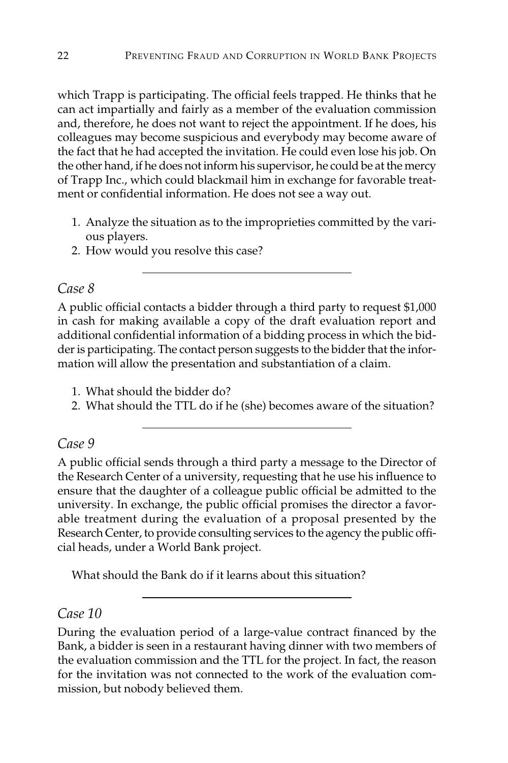which Trapp is participating. The official feels trapped. He thinks that he can act impartially and fairly as a member of the evaluation commission and, therefore, he does not want to reject the appointment. If he does, his colleagues may become suspicious and everybody may become aware of the fact that he had accepted the invitation. He could even lose his job. On the other hand, if he does not inform his supervisor, he could be at the mercy of Trapp Inc., which could blackmail him in exchange for favorable treatment or confidential information. He does not see a way out.

1. Analyze the situation as to the improprieties committed by the various players.
2. How would you resolve this case?

---

### *Case 8*

A public official contacts a bidder through a third party to request $1,000 in cash for making available a copy of the draft evaluation report and additional confidential information of a bidding process in which the bidder is participating. The contact person suggests to the bidder that the information will allow the presentation and substantiation of a claim.

1. What should the bidder do?
2. What should the TTL do if he (she) becomes aware of the situation?

---

### *Case 9*

A public official sends through a third party a message to the Director of the Research Center of a university, requesting that he use his influence to ensure that the daughter of a colleague public official be admitted to the university. In exchange, the public official promises the director a favorable treatment during the evaluation of a proposal presented by the Research Center, to provide consulting services to the agency the public official heads, under a World Bank project.

What should the Bank do if it learns about this situation?

---

### *Case 10*

During the evaluation period of a large-value contract financed by the Bank, a bidder is seen in a restaurant having dinner with two members of the evaluation commission and the TTL for the project. In fact, the reason for the invitation was not connected to the work of the evaluation commission, but nobody believed them.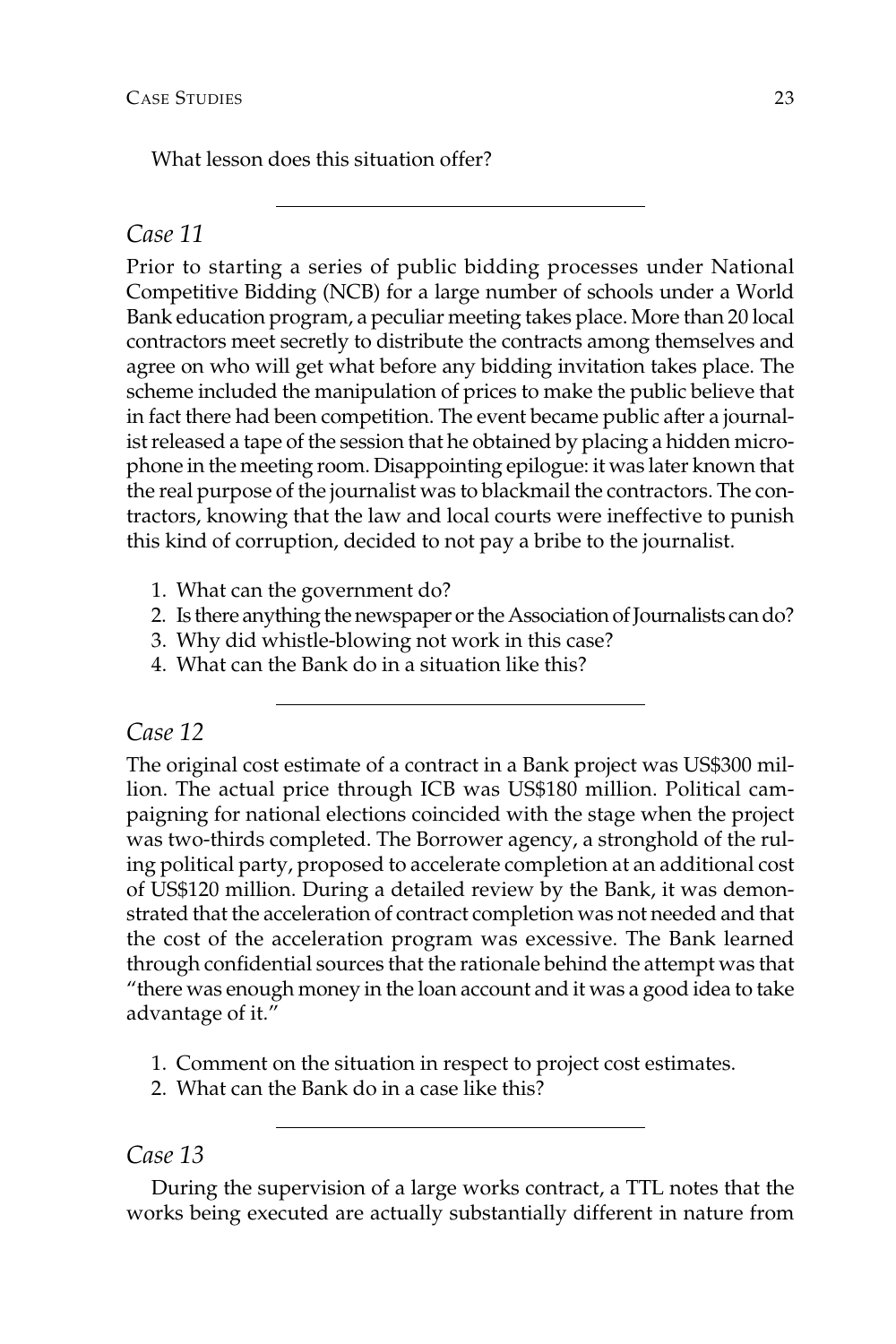What lesson does this situation offer?

---

## *Case 11*

Prior to starting a series of public bidding processes under National Competitive Bidding (NCB) for a large number of schools under a World Bank education program, a peculiar meeting takes place. More than 20 local contractors meet secretly to distribute the contracts among themselves and agree on who will get what before any bidding invitation takes place. The scheme included the manipulation of prices to make the public believe that in fact there had been competition. The event became public after a journalist released a tape of the session that he obtained by placing a hidden microphone in the meeting room. Disappointing epilogue: it was later known that the real purpose of the journalist was to blackmail the contractors. The contractors, knowing that the law and local courts were ineffective to punish this kind of corruption, decided to not pay a bribe to the journalist.

1. What can the government do?
2. Is there anything the newspaper or the Association of Journalists can do?
3. Why did whistle-blowing not work in this case?
4. What can the Bank do in a situation like this?

---

## *Case 12*

The original cost estimate of a contract in a Bank project was US$300 million. The actual price through ICB was US$180 million. Political campaigning for national elections coincided with the stage when the project was two-thirds completed. The Borrower agency, a stronghold of the ruling political party, proposed to accelerate completion at an additional cost of US$120 million. During a detailed review by the Bank, it was demonstrated that the acceleration of contract completion was not needed and that the cost of the acceleration program was excessive. The Bank learned through confidential sources that the rationale behind the attempt was that "there was enough money in the loan account and it was a good idea to take advantage of it."

1. Comment on the situation in respect to project cost estimates.
2. What can the Bank do in a case like this?

---

## *Case 13*

During the supervision of a large works contract, a TTL notes that the works being executed are actually substantially different in nature from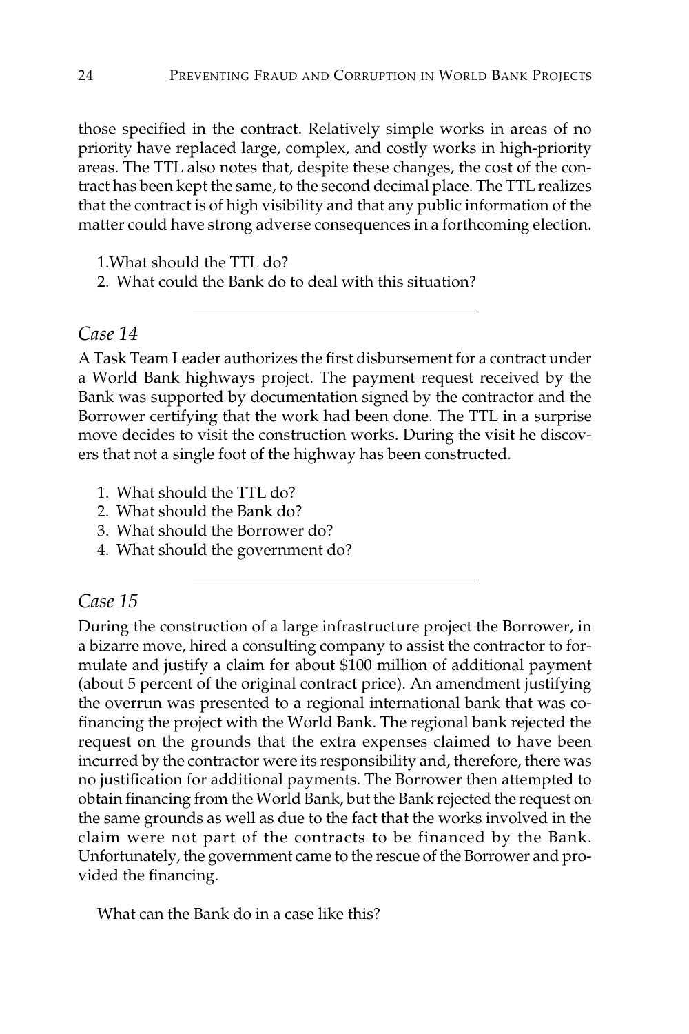those specified in the contract. Relatively simple works in areas of no priority have replaced large, complex, and costly works in high-priority areas. The TTL also notes that, despite these changes, the cost of the contract has been kept the same, to the second decimal place. The TTL realizes that the contract is of high visibility and that any public information of the matter could have strong adverse consequences in a forthcoming election.

1. What should the TTL do?
2. What could the Bank do to deal with this situation?

---

## *Case 14*

A Task Team Leader authorizes the first disbursement for a contract under a World Bank highways project. The payment request received by the Bank was supported by documentation signed by the contractor and the Borrower certifying that the work had been done. The TTL in a surprise move decides to visit the construction works. During the visit he discovers that not a single foot of the highway has been constructed.

1. What should the TTL do?
2. What should the Bank do?
3. What should the Borrower do?
4. What should the government do?

---

## *Case 15*

During the construction of a large infrastructure project the Borrower, in a bizarre move, hired a consulting company to assist the contractor to formulate and justify a claim for about $100 million of additional payment (about 5 percent of the original contract price). An amendment justifying the overrun was presented to a regional international bank that was co-financing the project with the World Bank. The regional bank rejected the request on the grounds that the extra expenses claimed to have been incurred by the contractor were its responsibility and, therefore, there was no justification for additional payments. The Borrower then attempted to obtain financing from the World Bank, but the Bank rejected the request on the same grounds as well as due to the fact that the works involved in the claim were not part of the contracts to be financed by the Bank. Unfortunately, the government came to the rescue of the Borrower and provided the financing.

What can the Bank do in a case like this?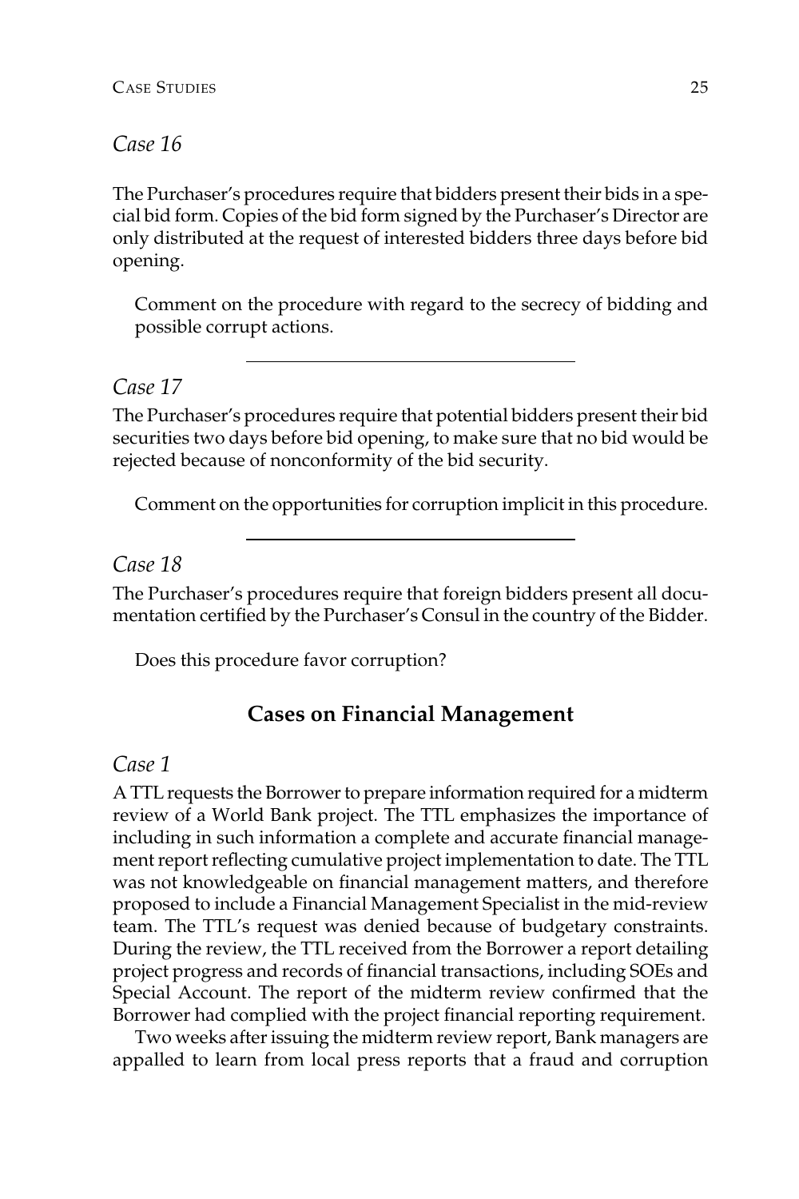*Case 16*

The Purchaser's procedures require that bidders present their bids in a special bid form. Copies of the bid form signed by the Purchaser's Director are only distributed at the request of interested bidders three days before bid opening.

Comment on the procedure with regard to the secrecy of bidding and possible corrupt actions.

---

*Case 17*

The Purchaser's procedures require that potential bidders present their bid securities two days before bid opening, to make sure that no bid would be rejected because of nonconformity of the bid security.

Comment on the opportunities for corruption implicit in this procedure.

---

*Case 18*

The Purchaser's procedures require that foreign bidders present all documentation certified by the Purchaser's Consul in the country of the Bidder.

Does this procedure favor corruption?

## Cases on Financial Management

*Case 1*

A TTL requests the Borrower to prepare information required for a midterm review of a World Bank project. The TTL emphasizes the importance of including in such information a complete and accurate financial management report reflecting cumulative project implementation to date. The TTL was not knowledgeable on financial management matters, and therefore proposed to include a Financial Management Specialist in the mid-review team. The TTL's request was denied because of budgetary constraints. During the review, the TTL received from the Borrower a report detailing project progress and records of financial transactions, including SOEs and Special Account. The report of the midterm review confirmed that the Borrower had complied with the project financial reporting requirement.

Two weeks after issuing the midterm review report, Bank managers are appalled to learn from local press reports that a fraud and corruption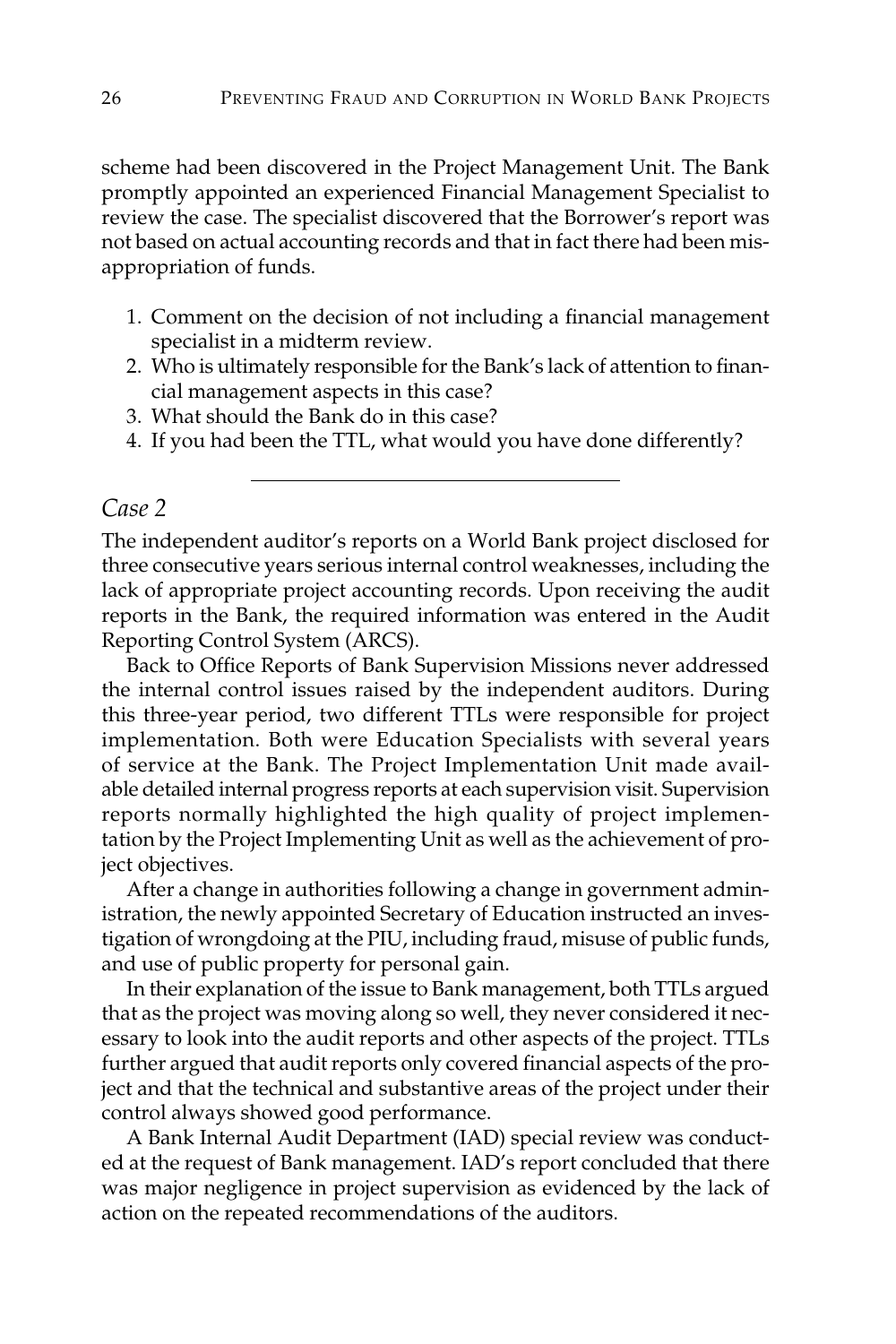scheme had been discovered in the Project Management Unit. The Bank promptly appointed an experienced Financial Management Specialist to review the case. The specialist discovered that the Borrower's report was not based on actual accounting records and that in fact there had been misappropriation of funds.

1. Comment on the decision of not including a financial management specialist in a midterm review.
2. Who is ultimately responsible for the Bank's lack of attention to financial management aspects in this case?
3. What should the Bank do in this case?
4. If you had been the TTL, what would you have done differently?

---

### *Case 2*

The independent auditor's reports on a World Bank project disclosed for three consecutive years serious internal control weaknesses, including the lack of appropriate project accounting records. Upon receiving the audit reports in the Bank, the required information was entered in the Audit Reporting Control System (ARCS).

Back to Office Reports of Bank Supervision Missions never addressed the internal control issues raised by the independent auditors. During this three-year period, two different TTLs were responsible for project implementation. Both were Education Specialists with several years of service at the Bank. The Project Implementation Unit made available detailed internal progress reports at each supervision visit. Supervision reports normally highlighted the high quality of project implementation by the Project Implementing Unit as well as the achievement of project objectives.

After a change in authorities following a change in government administration, the newly appointed Secretary of Education instructed an investigation of wrongdoing at the PIU, including fraud, misuse of public funds, and use of public property for personal gain.

In their explanation of the issue to Bank management, both TTLs argued that as the project was moving along so well, they never considered it necessary to look into the audit reports and other aspects of the project. TTLs further argued that audit reports only covered financial aspects of the project and that the technical and substantive areas of the project under their control always showed good performance.

A Bank Internal Audit Department (IAD) special review was conducted at the request of Bank management. IAD's report concluded that there was major negligence in project supervision as evidenced by the lack of action on the repeated recommendations of the auditors.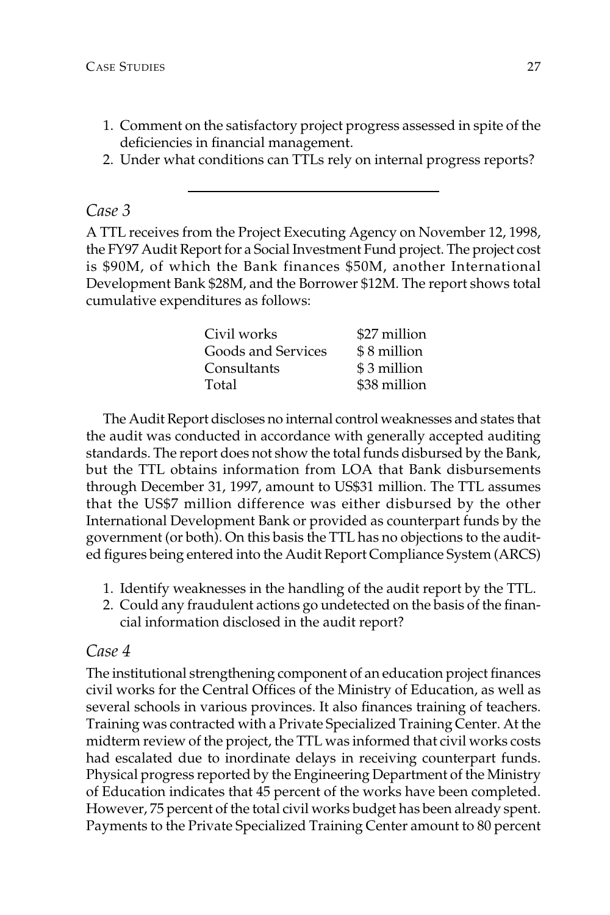1. Comment on the satisfactory project progress assessed in spite of the deficiencies in financial management.
2. Under what conditions can TTLs rely on internal progress reports?

---

## *Case 3*

A TTL receives from the Project Executing Agency on November 12, 1998, the FY97 Audit Report for a Social Investment Fund project. The project cost is $90M, of which the Bank finances $50M, another International Development Bank $28M, and the Borrower $12M. The report shows total cumulative expenditures as follows:

| | |
|---|---|
| Civil works | $27 million |
| Goods and Services | $ 8 million |
| Consultants | $ 3 million |
| Total | $38 million |

The Audit Report discloses no internal control weaknesses and states that the audit was conducted in accordance with generally accepted auditing standards. The report does not show the total funds disbursed by the Bank, but the TTL obtains information from LOA that Bank disbursements through December 31, 1997, amount to US$31 million. The TTL assumes that the US$7 million difference was either disbursed by the other International Development Bank or provided as counterpart funds by the government (or both). On this basis the TTL has no objections to the audited figures being entered into the Audit Report Compliance System (ARCS)

1. Identify weaknesses in the handling of the audit report by the TTL.
2. Could any fraudulent actions go undetected on the basis of the financial information disclosed in the audit report?

## *Case 4*

The institutional strengthening component of an education project finances civil works for the Central Offices of the Ministry of Education, as well as several schools in various provinces. It also finances training of teachers. Training was contracted with a Private Specialized Training Center. At the midterm review of the project, the TTL was informed that civil works costs had escalated due to inordinate delays in receiving counterpart funds. Physical progress reported by the Engineering Department of the Ministry of Education indicates that 45 percent of the works have been completed. However, 75 percent of the total civil works budget has been already spent. Payments to the Private Specialized Training Center amount to 80 percent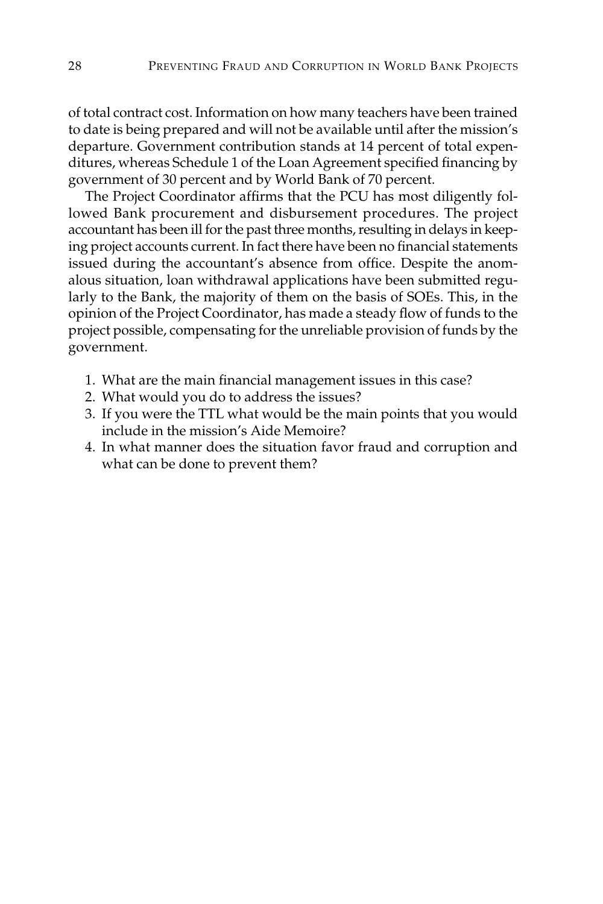of total contract cost. Information on how many teachers have been trained to date is being prepared and will not be available until after the mission's departure. Government contribution stands at 14 percent of total expenditures, whereas Schedule 1 of the Loan Agreement specified financing by government of 30 percent and by World Bank of 70 percent.

The Project Coordinator affirms that the PCU has most diligently followed Bank procurement and disbursement procedures. The project accountant has been ill for the past three months, resulting in delays in keeping project accounts current. In fact there have been no financial statements issued during the accountant's absence from office. Despite the anomalous situation, loan withdrawal applications have been submitted regularly to the Bank, the majority of them on the basis of SOEs. This, in the opinion of the Project Coordinator, has made a steady flow of funds to the project possible, compensating for the unreliable provision of funds by the government.

1. What are the main financial management issues in this case?
2. What would you do to address the issues?
3. If you were the TTL what would be the main points that you would include in the mission's Aide Memoire?
4. In what manner does the situation favor fraud and corruption and what can be done to prevent them?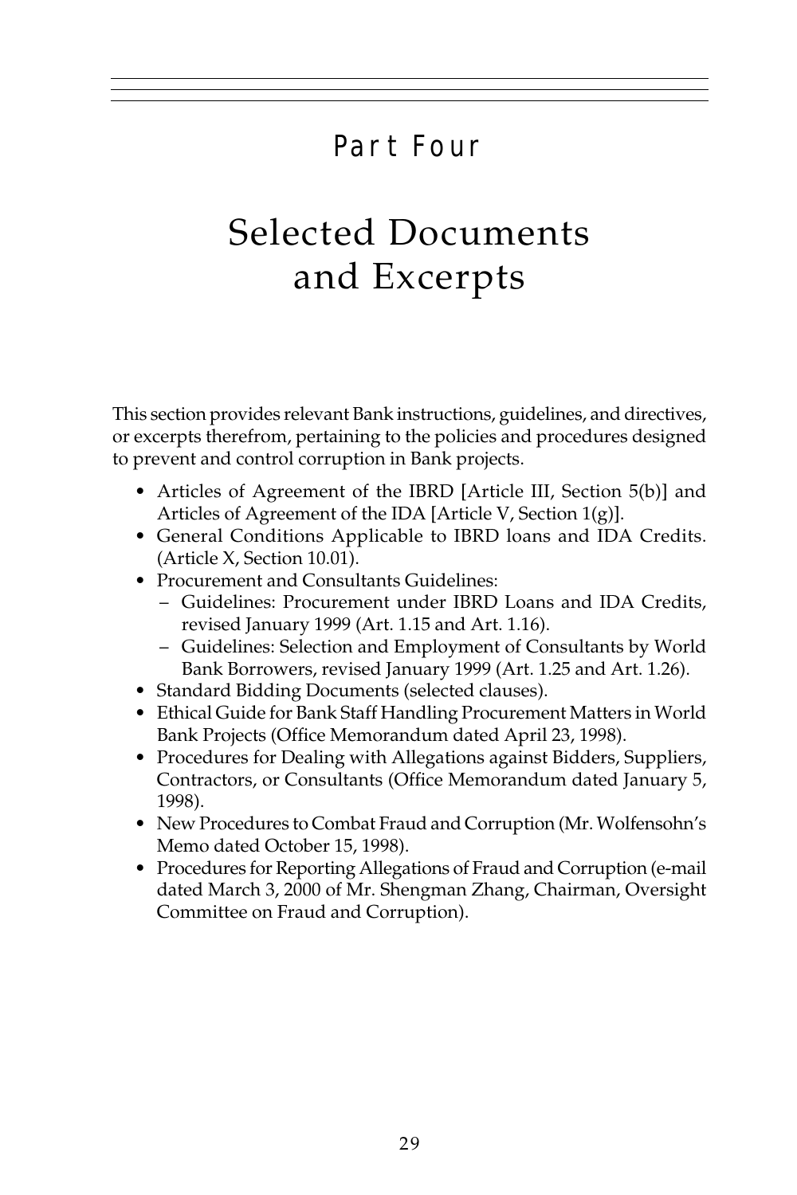# Part Four

# Selected Documents and Excerpts

This section provides relevant Bank instructions, guidelines, and directives, or excerpts therefrom, pertaining to the policies and procedures designed to prevent and control corruption in Bank projects.

- Articles of Agreement of the IBRD [Article III, Section 5(b)] and Articles of Agreement of the IDA [Article V, Section 1(g)].
- General Conditions Applicable to IBRD loans and IDA Credits. (Article X, Section 10.01).
- Procurement and Consultants Guidelines:
  - Guidelines: Procurement under IBRD Loans and IDA Credits, revised January 1999 (Art. 1.15 and Art. 1.16).
  - Guidelines: Selection and Employment of Consultants by World Bank Borrowers, revised January 1999 (Art. 1.25 and Art. 1.26).
- Standard Bidding Documents (selected clauses).
- Ethical Guide for Bank Staff Handling Procurement Matters in World Bank Projects (Office Memorandum dated April 23, 1998).
- Procedures for Dealing with Allegations against Bidders, Suppliers, Contractors, or Consultants (Office Memorandum dated January 5, 1998).
- New Procedures to Combat Fraud and Corruption (Mr. Wolfensohn's Memo dated October 15, 1998).
- Procedures for Reporting Allegations of Fraud and Corruption (e-mail dated March 3, 2000 of Mr. Shengman Zhang, Chairman, Oversight Committee on Fraud and Corruption).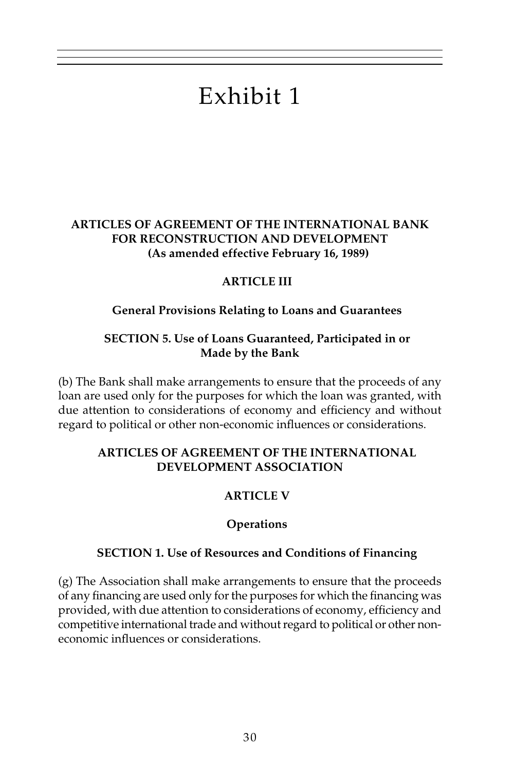# Exhibit 1

**ARTICLES OF AGREEMENT OF THE INTERNATIONAL BANK FOR RECONSTRUCTION AND DEVELOPMENT (As amended effective February 16, 1989)**

**ARTICLE III**

**General Provisions Relating to Loans and Guarantees**

**SECTION 5. Use of Loans Guaranteed, Participated in or Made by the Bank**

(b) The Bank shall make arrangements to ensure that the proceeds of any loan are used only for the purposes for which the loan was granted, with due attention to considerations of economy and efficiency and without regard to political or other non-economic influences or considerations.

**ARTICLES OF AGREEMENT OF THE INTERNATIONAL DEVELOPMENT ASSOCIATION**

**ARTICLE V**

**Operations**

**SECTION 1. Use of Resources and Conditions of Financing**

(g) The Association shall make arrangements to ensure that the proceeds of any financing are used only for the purposes for which the financing was provided, with due attention to considerations of economy, efficiency and competitive international trade and without regard to political or other non-economic influences or considerations.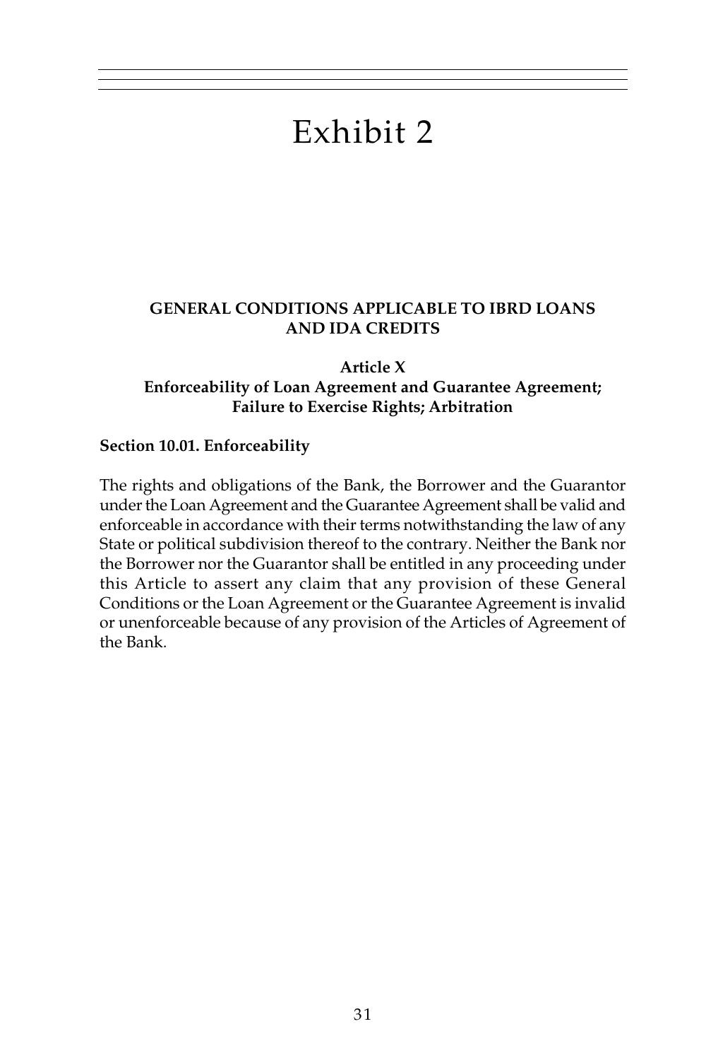# Exhibit 2

**GENERAL CONDITIONS APPLICABLE TO IBRD LOANS AND IDA CREDITS**

**Article X**
**Enforceability of Loan Agreement and Guarantee Agreement; Failure to Exercise Rights; Arbitration**

**Section 10.01. Enforceability**

The rights and obligations of the Bank, the Borrower and the Guarantor under the Loan Agreement and the Guarantee Agreement shall be valid and enforceable in accordance with their terms notwithstanding the law of any State or political subdivision thereof to the contrary. Neither the Bank nor the Borrower nor the Guarantor shall be entitled in any proceeding under this Article to assert any claim that any provision of these General Conditions or the Loan Agreement or the Guarantee Agreement is invalid or unenforceable because of any provision of the Articles of Agreement of the Bank.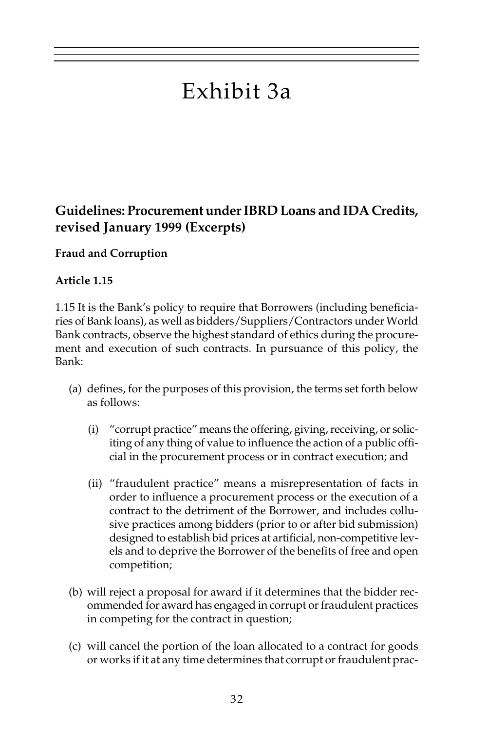# Exhibit 3a

## Guidelines: Procurement under IBRD Loans and IDA Credits, revised January 1999 (Excerpts)

**Fraud and Corruption**

**Article 1.15**

1.15 It is the Bank's policy to require that Borrowers (including beneficiaries of Bank loans), as well as bidders/Suppliers/Contractors under World Bank contracts, observe the highest standard of ethics during the procurement and execution of such contracts. In pursuance of this policy, the Bank:

(a) defines, for the purposes of this provision, the terms set forth below as follows:

   (i) "corrupt practice" means the offering, giving, receiving, or soliciting of any thing of value to influence the action of a public official in the procurement process or in contract execution; and

   (ii) "fraudulent practice" means a misrepresentation of facts in order to influence a procurement process or the execution of a contract to the detriment of the Borrower, and includes collusive practices among bidders (prior to or after bid submission) designed to establish bid prices at artificial, non-competitive levels and to deprive the Borrower of the benefits of free and open competition;

(b) will reject a proposal for award if it determines that the bidder recommended for award has engaged in corrupt or fraudulent practices in competing for the contract in question;

(c) will cancel the portion of the loan allocated to a contract for goods or works if it at any time determines that corrupt or fraudulent prac-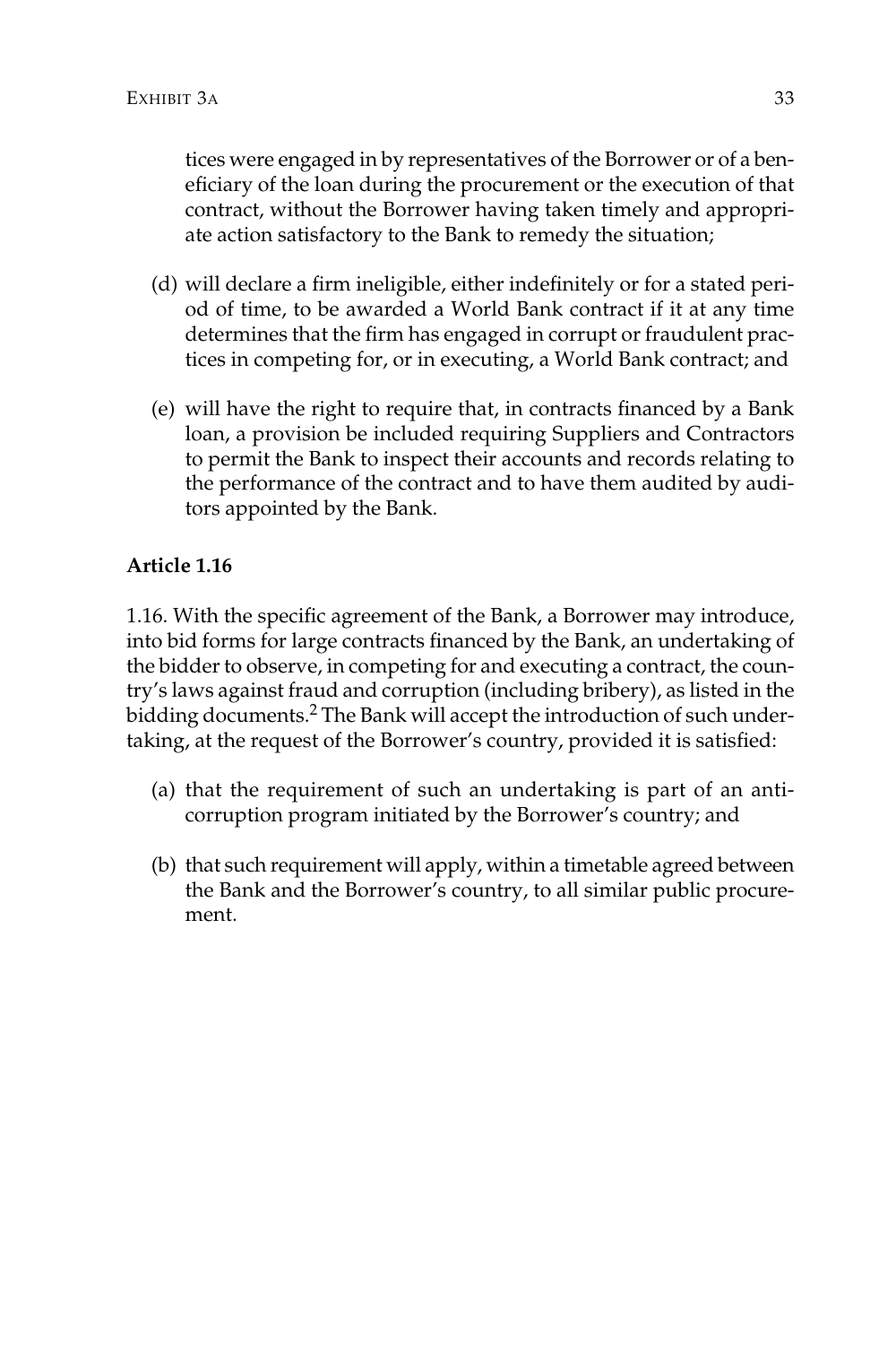tices were engaged in by representatives of the Borrower or of a beneficiary of the loan during the procurement or the execution of that contract, without the Borrower having taken timely and appropriate action satisfactory to the Bank to remedy the situation;

(d) will declare a firm ineligible, either indefinitely or for a stated period of time, to be awarded a World Bank contract if it at any time determines that the firm has engaged in corrupt or fraudulent practices in competing for, or in executing, a World Bank contract; and

(e) will have the right to require that, in contracts financed by a Bank loan, a provision be included requiring Suppliers and Contractors to permit the Bank to inspect their accounts and records relating to the performance of the contract and to have them audited by auditors appointed by the Bank.

**Article 1.16**

1.16. With the specific agreement of the Bank, a Borrower may introduce, into bid forms for large contracts financed by the Bank, an undertaking of the bidder to observe, in competing for and executing a contract, the country's laws against fraud and corruption (including bribery), as listed in the bidding documents.[2] The Bank will accept the introduction of such undertaking, at the request of the Borrower's country, provided it is satisfied:

(a) that the requirement of such an undertaking is part of an anticorruption program initiated by the Borrower's country; and

(b) that such requirement will apply, within a timetable agreed between the Bank and the Borrower's country, to all similar public procurement.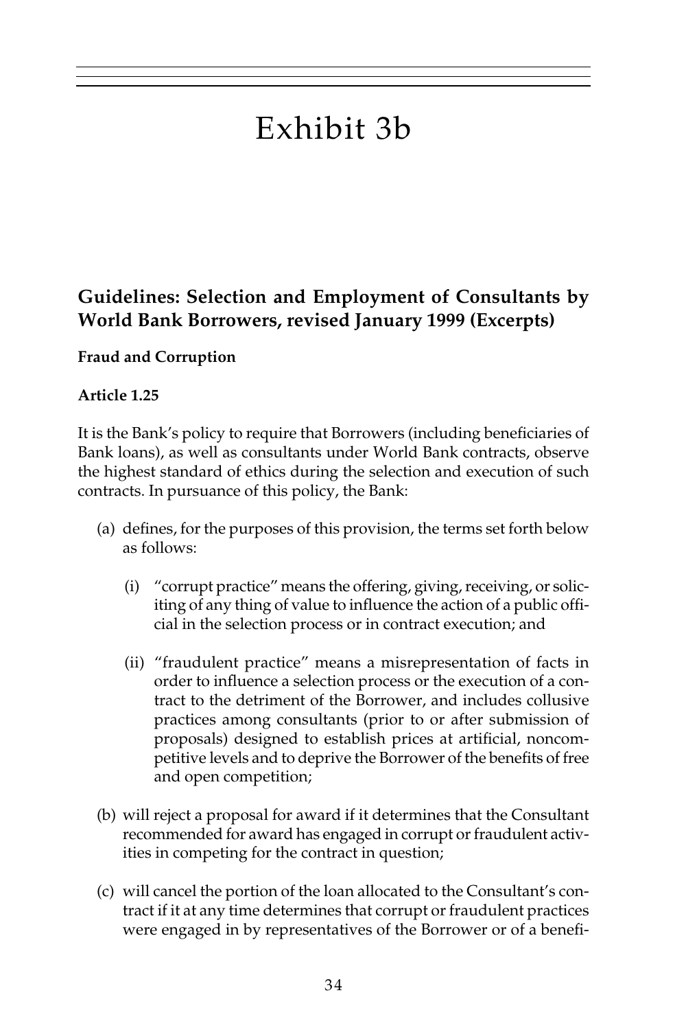# Exhibit 3b

## Guidelines: Selection and Employment of Consultants by World Bank Borrowers, revised January 1999 (Excerpts)

**Fraud and Corruption**

**Article 1.25**

It is the Bank's policy to require that Borrowers (including beneficiaries of Bank loans), as well as consultants under World Bank contracts, observe the highest standard of ethics during the selection and execution of such contracts. In pursuance of this policy, the Bank:

(a) defines, for the purposes of this provision, the terms set forth below as follows:

   (i) "corrupt practice" means the offering, giving, receiving, or soliciting of any thing of value to influence the action of a public official in the selection process or in contract execution; and

   (ii) "fraudulent practice" means a misrepresentation of facts in order to influence a selection process or the execution of a contract to the detriment of the Borrower, and includes collusive practices among consultants (prior to or after submission of proposals) designed to establish prices at artificial, noncompetitive levels and to deprive the Borrower of the benefits of free and open competition;

(b) will reject a proposal for award if it determines that the Consultant recommended for award has engaged in corrupt or fraudulent activities in competing for the contract in question;

(c) will cancel the portion of the loan allocated to the Consultant's contract if it at any time determines that corrupt or fraudulent practices were engaged in by representatives of the Borrower or of a benefi-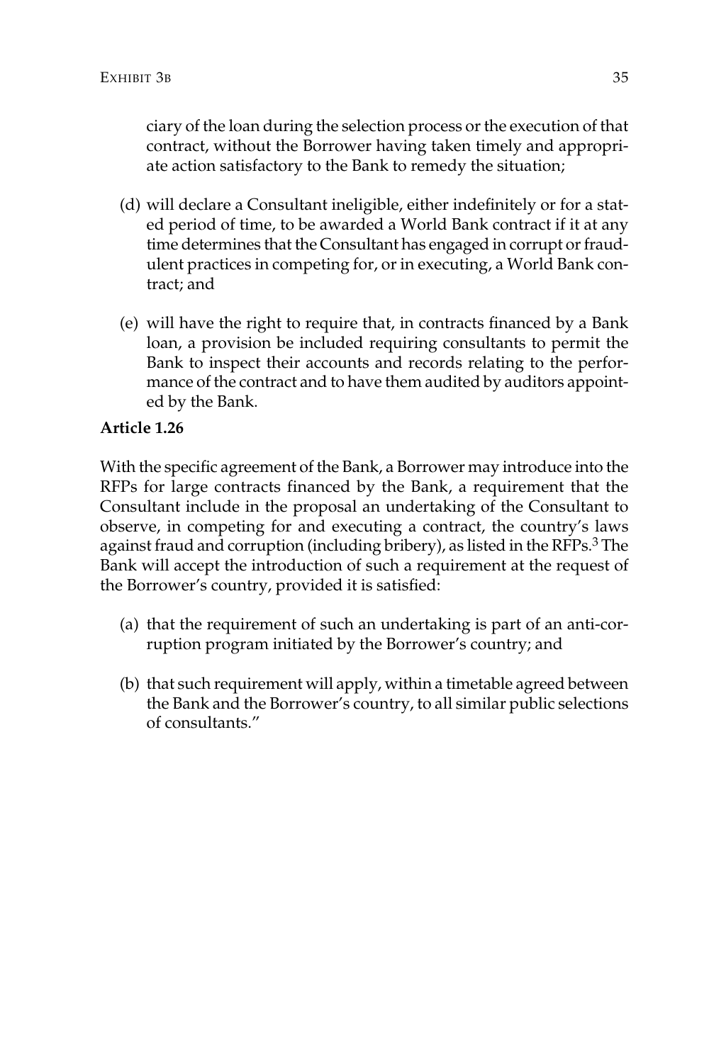ciary of the loan during the selection process or the execution of that contract, without the Borrower having taken timely and appropriate action satisfactory to the Bank to remedy the situation;

(d) will declare a Consultant ineligible, either indefinitely or for a stated period of time, to be awarded a World Bank contract if it at any time determines that the Consultant has engaged in corrupt or fraudulent practices in competing for, or in executing, a World Bank contract; and

(e) will have the right to require that, in contracts financed by a Bank loan, a provision be included requiring consultants to permit the Bank to inspect their accounts and records relating to the performance of the contract and to have them audited by auditors appointed by the Bank.

**Article 1.26**

With the specific agreement of the Bank, a Borrower may introduce into the RFPs for large contracts financed by the Bank, a requirement that the Consultant include in the proposal an undertaking of the Consultant to observe, in competing for and executing a contract, the country's laws against fraud and corruption (including bribery), as listed in the RFPs.[3] The Bank will accept the introduction of such a requirement at the request of the Borrower's country, provided it is satisfied:

(a) that the requirement of such an undertaking is part of an anti-corruption program initiated by the Borrower's country; and

(b) that such requirement will apply, within a timetable agreed between the Bank and the Borrower's country, to all similar public selections of consultants."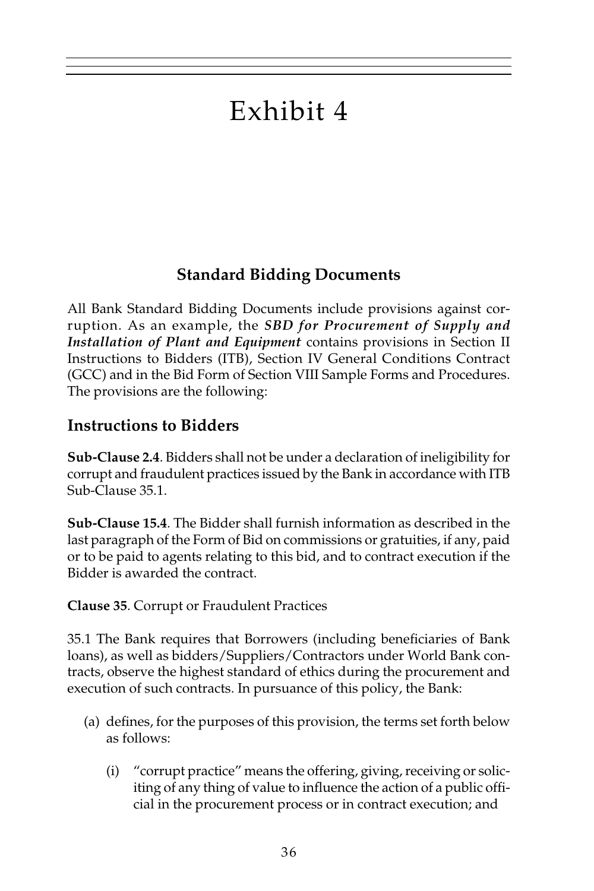# Exhibit 4

### Standard Bidding Documents

All Bank Standard Bidding Documents include provisions against corruption. As an example, the ***SBD for Procurement of Supply and Installation of Plant and Equipment*** contains provisions in Section II Instructions to Bidders (ITB), Section IV General Conditions Contract (GCC) and in the Bid Form of Section VIII Sample Forms and Procedures. The provisions are the following:

## Instructions to Bidders

**Sub-Clause 2.4**. Bidders shall not be under a declaration of ineligibility for corrupt and fraudulent practices issued by the Bank in accordance with ITB Sub-Clause 35.1.

**Sub-Clause 15.4**. The Bidder shall furnish information as described in the last paragraph of the Form of Bid on commissions or gratuities, if any, paid or to be paid to agents relating to this bid, and to contract execution if the Bidder is awarded the contract.

**Clause 35**. Corrupt or Fraudulent Practices

35.1 The Bank requires that Borrowers (including beneficiaries of Bank loans), as well as bidders/Suppliers/Contractors under World Bank contracts, observe the highest standard of ethics during the procurement and execution of such contracts. In pursuance of this policy, the Bank:

- (a) defines, for the purposes of this provision, the terms set forth below as follows:
  - (i) "corrupt practice" means the offering, giving, receiving or soliciting of any thing of value to influence the action of a public official in the procurement process or in contract execution; and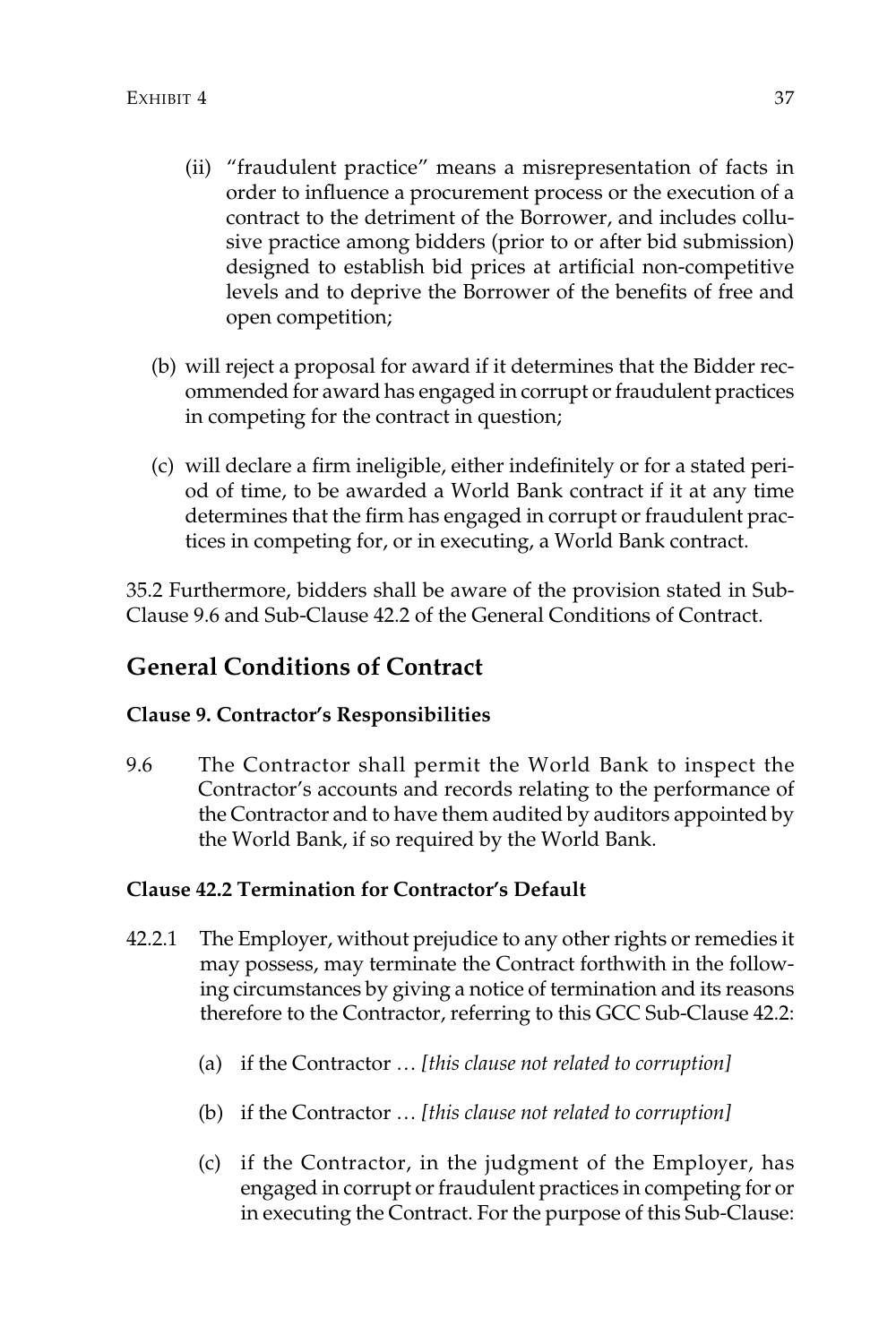(ii) "fraudulent practice" means a misrepresentation of facts in order to influence a procurement process or the execution of a contract to the detriment of the Borrower, and includes collusive practice among bidders (prior to or after bid submission) designed to establish bid prices at artificial non-competitive levels and to deprive the Borrower of the benefits of free and open competition;

(b) will reject a proposal for award if it determines that the Bidder recommended for award has engaged in corrupt or fraudulent practices in competing for the contract in question;

(c) will declare a firm ineligible, either indefinitely or for a stated period of time, to be awarded a World Bank contract if it at any time determines that the firm has engaged in corrupt or fraudulent practices in competing for, or in executing, a World Bank contract.

35.2 Furthermore, bidders shall be aware of the provision stated in Sub-Clause 9.6 and Sub-Clause 42.2 of the General Conditions of Contract.

## General Conditions of Contract

**Clause 9. Contractor's Responsibilities**

9.6 The Contractor shall permit the World Bank to inspect the Contractor's accounts and records relating to the performance of the Contractor and to have them audited by auditors appointed by the World Bank, if so required by the World Bank.

**Clause 42.2 Termination for Contractor's Default**

42.2.1 The Employer, without prejudice to any other rights or remedies it may possess, may terminate the Contract forthwith in the following circumstances by giving a notice of termination and its reasons therefore to the Contractor, referring to this GCC Sub-Clause 42.2:

(a) if the Contractor … *[this clause not related to corruption]*

(b) if the Contractor … *[this clause not related to corruption]*

(c) if the Contractor, in the judgment of the Employer, has engaged in corrupt or fraudulent practices in competing for or in executing the Contract. For the purpose of this Sub-Clause: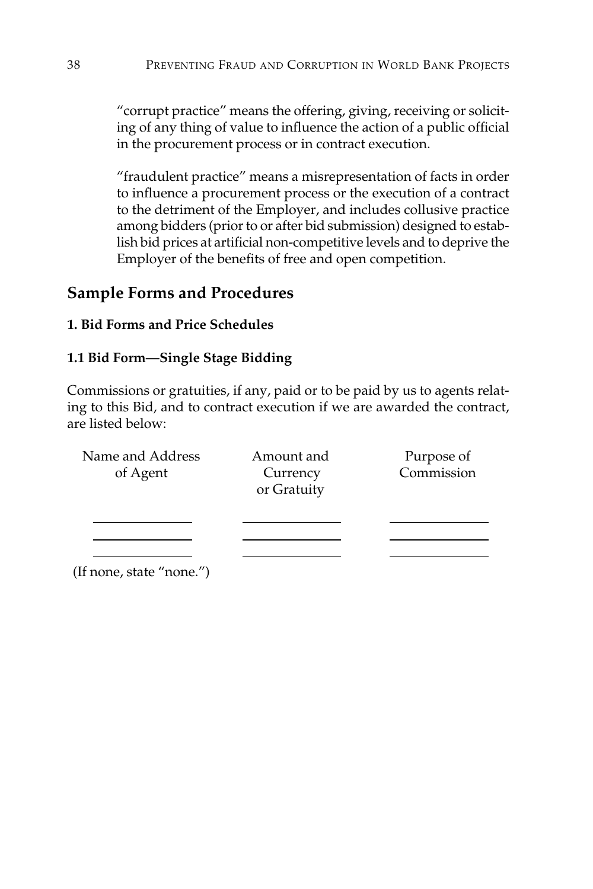"corrupt practice" means the offering, giving, receiving or soliciting of any thing of value to influence the action of a public official in the procurement process or in contract execution.

"fraudulent practice" means a misrepresentation of facts in order to influence a procurement process or the execution of a contract to the detriment of the Employer, and includes collusive practice among bidders (prior to or after bid submission) designed to establish bid prices at artificial non-competitive levels and to deprive the Employer of the benefits of free and open competition.

## Sample Forms and Procedures

### 1. Bid Forms and Price Schedules

### 1.1 Bid Form—Single Stage Bidding

Commissions or gratuities, if any, paid or to be paid by us to agents relating to this Bid, and to contract execution if we are awarded the contract, are listed below:

| Name and Address of Agent | Amount and Currency or Gratuity | Purpose of Commission |
| --- | --- | --- |
| \_\_\_\_\_\_\_\_\_\_\_\_ | \_\_\_\_\_\_\_\_\_\_\_\_ | \_\_\_\_\_\_\_\_\_\_\_\_ |
| \_\_\_\_\_\_\_\_\_\_\_\_ | \_\_\_\_\_\_\_\_\_\_\_\_ | \_\_\_\_\_\_\_\_\_\_\_\_ |
| \_\_\_\_\_\_\_\_\_\_\_\_ | \_\_\_\_\_\_\_\_\_\_\_\_ | \_\_\_\_\_\_\_\_\_\_\_\_ |

(If none, state "none.")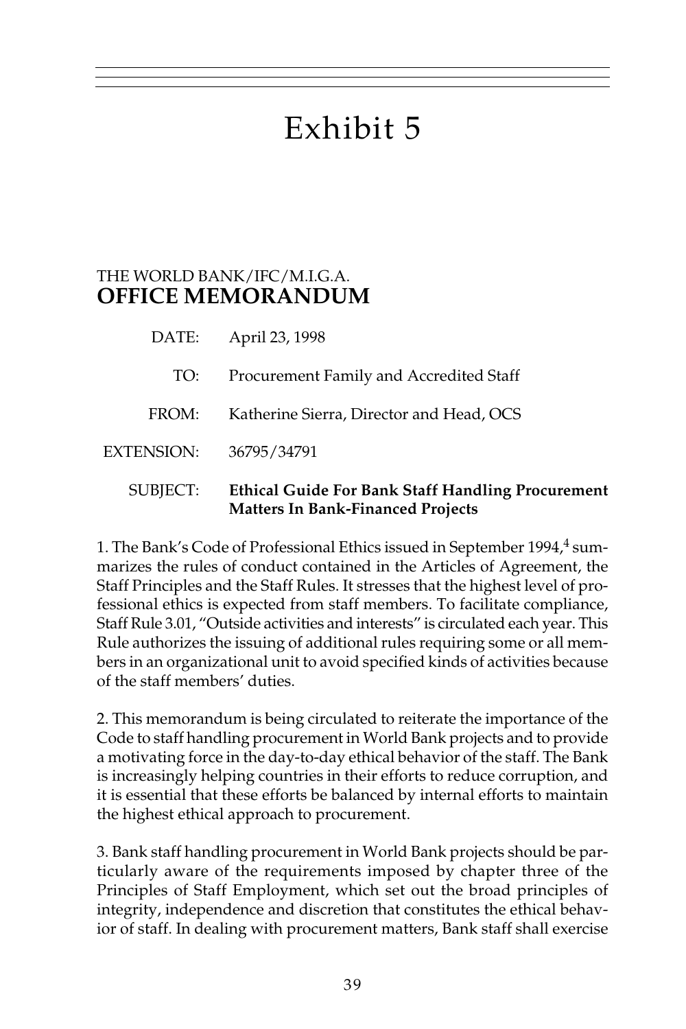# Exhibit 5

THE WORLD BANK/IFC/M.I.G.A.
**OFFICE MEMORANDUM**

| | |
|---|---|
| DATE: | April 23, 1998 |
| TO: | Procurement Family and Accredited Staff |
| FROM: | Katherine Sierra, Director and Head, OCS |
| EXTENSION: | 36795/34791 |
| SUBJECT: | **Ethical Guide For Bank Staff Handling Procurement Matters In Bank-Financed Projects** |

1. The Bank's Code of Professional Ethics issued in September 1994,[4] summarizes the rules of conduct contained in the Articles of Agreement, the Staff Principles and the Staff Rules. It stresses that the highest level of professional ethics is expected from staff members. To facilitate compliance, Staff Rule 3.01, "Outside activities and interests" is circulated each year. This Rule authorizes the issuing of additional rules requiring some or all members in an organizational unit to avoid specified kinds of activities because of the staff members' duties.

2. This memorandum is being circulated to reiterate the importance of the Code to staff handling procurement in World Bank projects and to provide a motivating force in the day-to-day ethical behavior of the staff. The Bank is increasingly helping countries in their efforts to reduce corruption, and it is essential that these efforts be balanced by internal efforts to maintain the highest ethical approach to procurement.

3. Bank staff handling procurement in World Bank projects should be particularly aware of the requirements imposed by chapter three of the Principles of Staff Employment, which set out the broad principles of integrity, independence and discretion that constitutes the ethical behavior of staff. In dealing with procurement matters, Bank staff shall exercise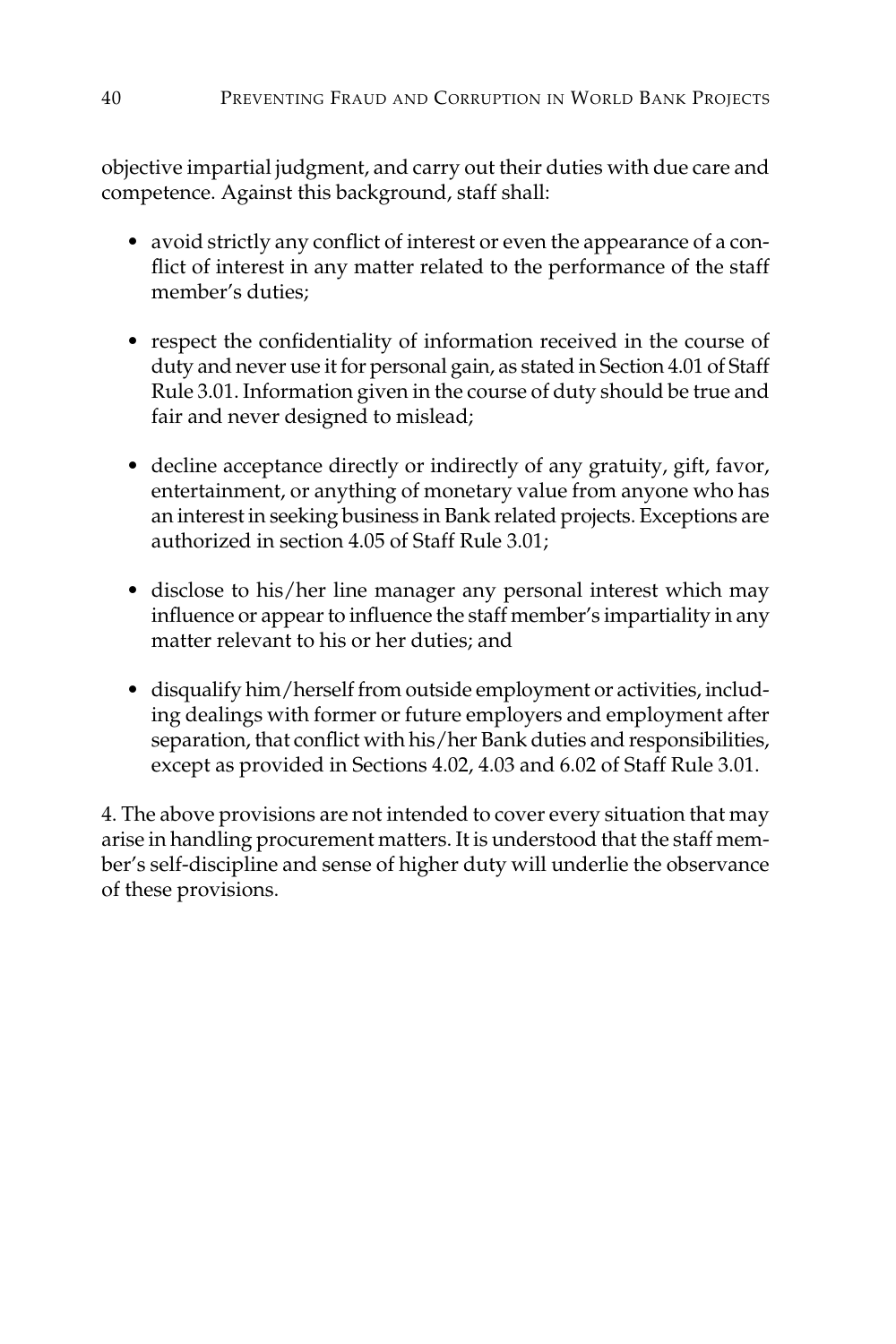objective impartial judgment, and carry out their duties with due care and competence. Against this background, staff shall:

- avoid strictly any conflict of interest or even the appearance of a conflict of interest in any matter related to the performance of the staff member's duties;

- respect the confidentiality of information received in the course of duty and never use it for personal gain, as stated in Section 4.01 of Staff Rule 3.01. Information given in the course of duty should be true and fair and never designed to mislead;

- decline acceptance directly or indirectly of any gratuity, gift, favor, entertainment, or anything of monetary value from anyone who has an interest in seeking business in Bank related projects. Exceptions are authorized in section 4.05 of Staff Rule 3.01;

- disclose to his/her line manager any personal interest which may influence or appear to influence the staff member's impartiality in any matter relevant to his or her duties; and

- disqualify him/herself from outside employment or activities, including dealings with former or future employers and employment after separation, that conflict with his/her Bank duties and responsibilities, except as provided in Sections 4.02, 4.03 and 6.02 of Staff Rule 3.01.

4. The above provisions are not intended to cover every situation that may arise in handling procurement matters. It is understood that the staff member's self-discipline and sense of higher duty will underlie the observance of these provisions.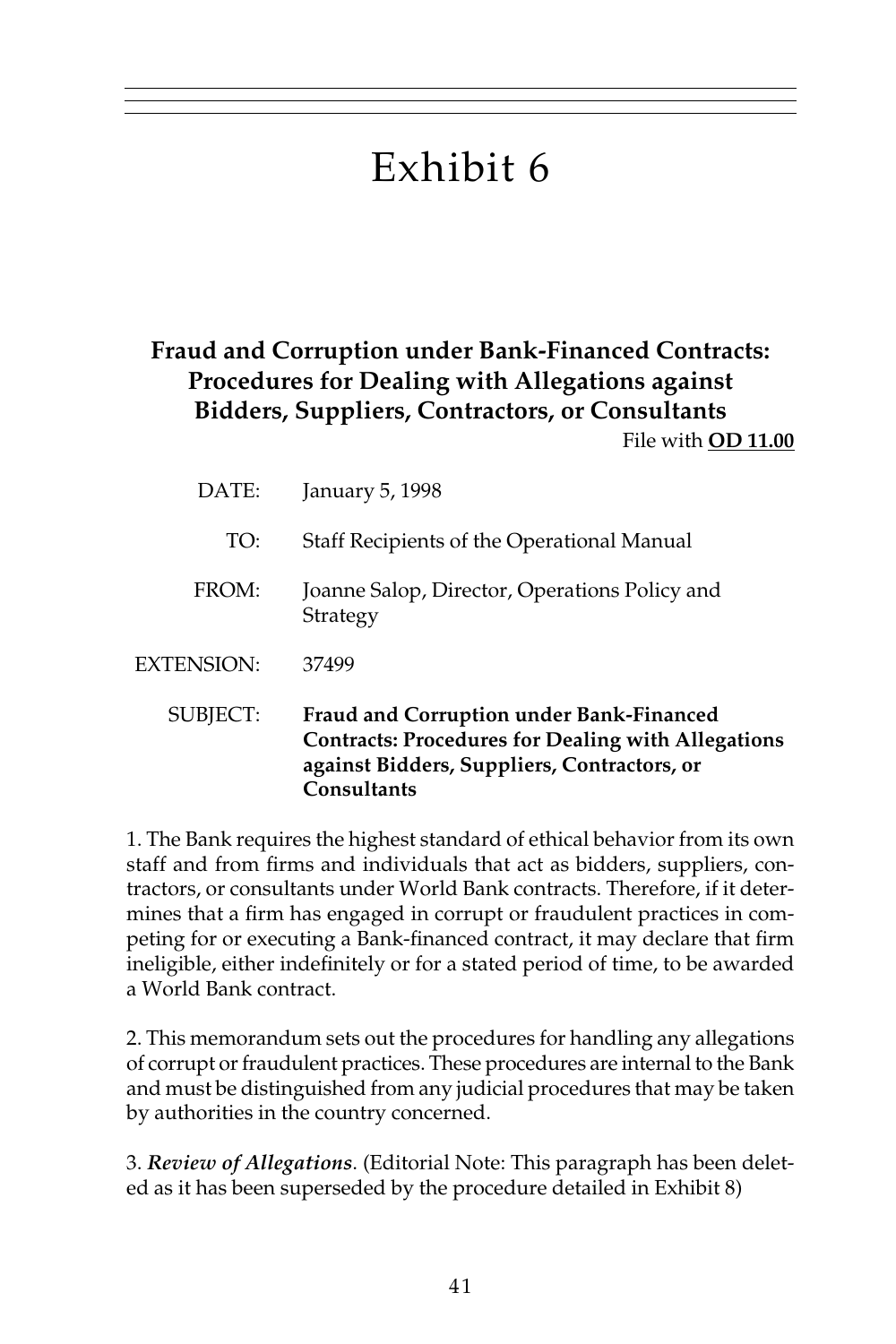# Exhibit 6

## Fraud and Corruption under Bank-Financed Contracts: Procedures for Dealing with Allegations against Bidders, Suppliers, Contractors, or Consultants

File with **OD 11.00**

| | |
|---|---|
| DATE: | January 5, 1998 |
| TO: | Staff Recipients of the Operational Manual |
| FROM: | Joanne Salop, Director, Operations Policy and Strategy |
| EXTENSION: | 37499 |
| SUBJECT: | **Fraud and Corruption under Bank-Financed Contracts: Procedures for Dealing with Allegations against Bidders, Suppliers, Contractors, or Consultants** |

1. The Bank requires the highest standard of ethical behavior from its own staff and from firms and individuals that act as bidders, suppliers, contractors, or consultants under World Bank contracts. Therefore, if it determines that a firm has engaged in corrupt or fraudulent practices in competing for or executing a Bank-financed contract, it may declare that firm ineligible, either indefinitely or for a stated period of time, to be awarded a World Bank contract.

2. This memorandum sets out the procedures for handling any allegations of corrupt or fraudulent practices. These procedures are internal to the Bank and must be distinguished from any judicial procedures that may be taken by authorities in the country concerned.

3. ***Review of Allegations***. (Editorial Note: This paragraph has been deleted as it has been superseded by the procedure detailed in Exhibit 8)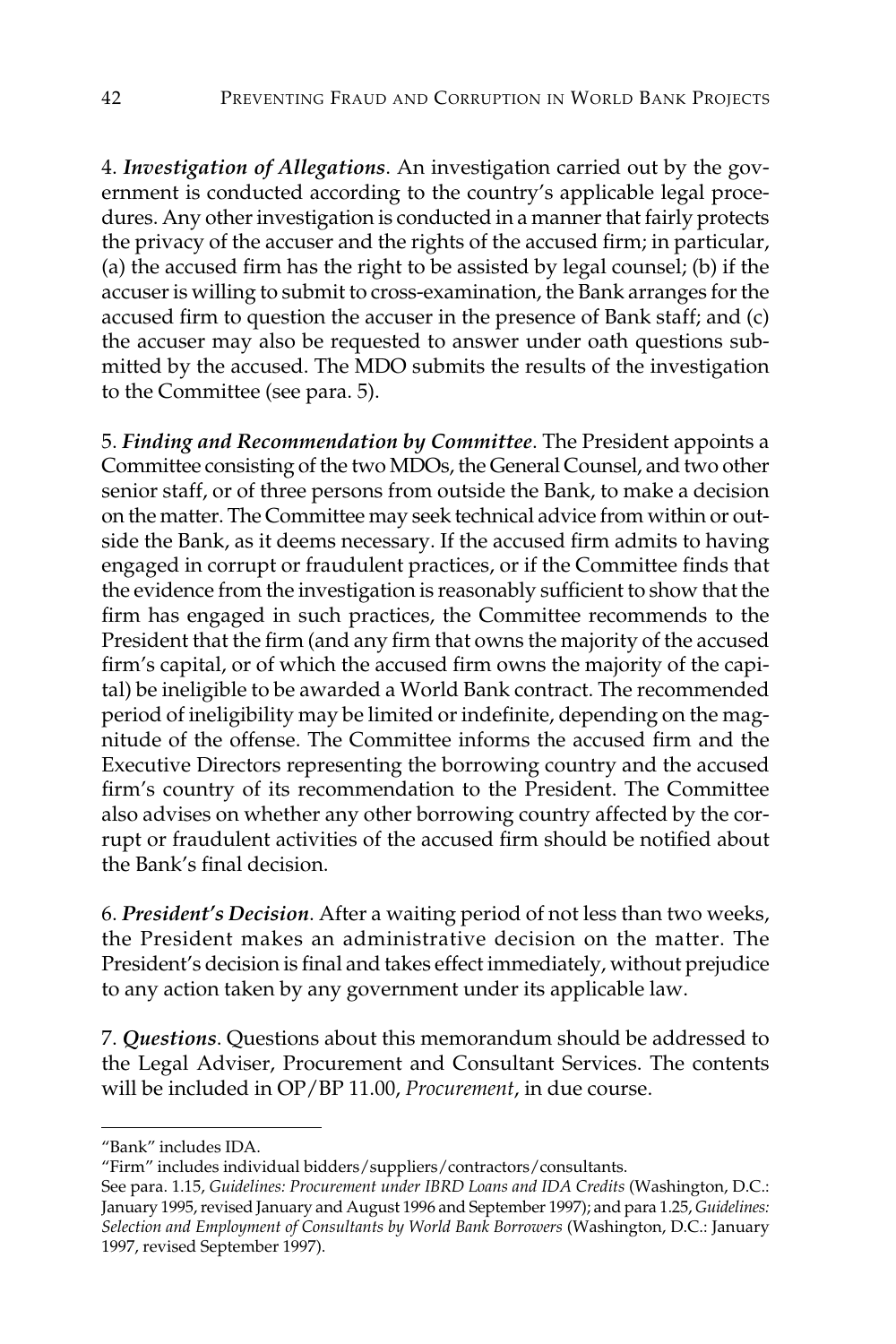4. ***Investigation of Allegations***. An investigation carried out by the government is conducted according to the country's applicable legal procedures. Any other investigation is conducted in a manner that fairly protects the privacy of the accuser and the rights of the accused firm; in particular, (a) the accused firm has the right to be assisted by legal counsel; (b) if the accuser is willing to submit to cross-examination, the Bank arranges for the accused firm to question the accuser in the presence of Bank staff; and (c) the accuser may also be requested to answer under oath questions submitted by the accused. The MDO submits the results of the investigation to the Committee (see para. 5).

5. ***Finding and Recommendation by Committee***. The President appoints a Committee consisting of the two MDOs, the General Counsel, and two other senior staff, or of three persons from outside the Bank, to make a decision on the matter. The Committee may seek technical advice from within or outside the Bank, as it deems necessary. If the accused firm admits to having engaged in corrupt or fraudulent practices, or if the Committee finds that the evidence from the investigation is reasonably sufficient to show that the firm has engaged in such practices, the Committee recommends to the President that the firm (and any firm that owns the majority of the accused firm's capital, or of which the accused firm owns the majority of the capital) be ineligible to be awarded a World Bank contract. The recommended period of ineligibility may be limited or indefinite, depending on the magnitude of the offense. The Committee informs the accused firm and the Executive Directors representing the borrowing country and the accused firm's country of its recommendation to the President. The Committee also advises on whether any other borrowing country affected by the corrupt or fraudulent activities of the accused firm should be notified about the Bank's final decision.

6. ***President's Decision***. After a waiting period of not less than two weeks, the President makes an administrative decision on the matter. The President's decision is final and takes effect immediately, without prejudice to any action taken by any government under its applicable law.

7. ***Questions***. Questions about this memorandum should be addressed to the Legal Adviser, Procurement and Consultant Services. The contents will be included in OP/BP 11.00, *Procurement*, in due course.

---

"Bank" includes IDA.

"Firm" includes individual bidders/suppliers/contractors/consultants.

See para. 1.15, *Guidelines: Procurement under IBRD Loans and IDA Credits* (Washington, D.C.: January 1995, revised January and August 1996 and September 1997); and para 1.25, *Guidelines: Selection and Employment of Consultants by World Bank Borrowers* (Washington, D.C.: January 1997, revised September 1997).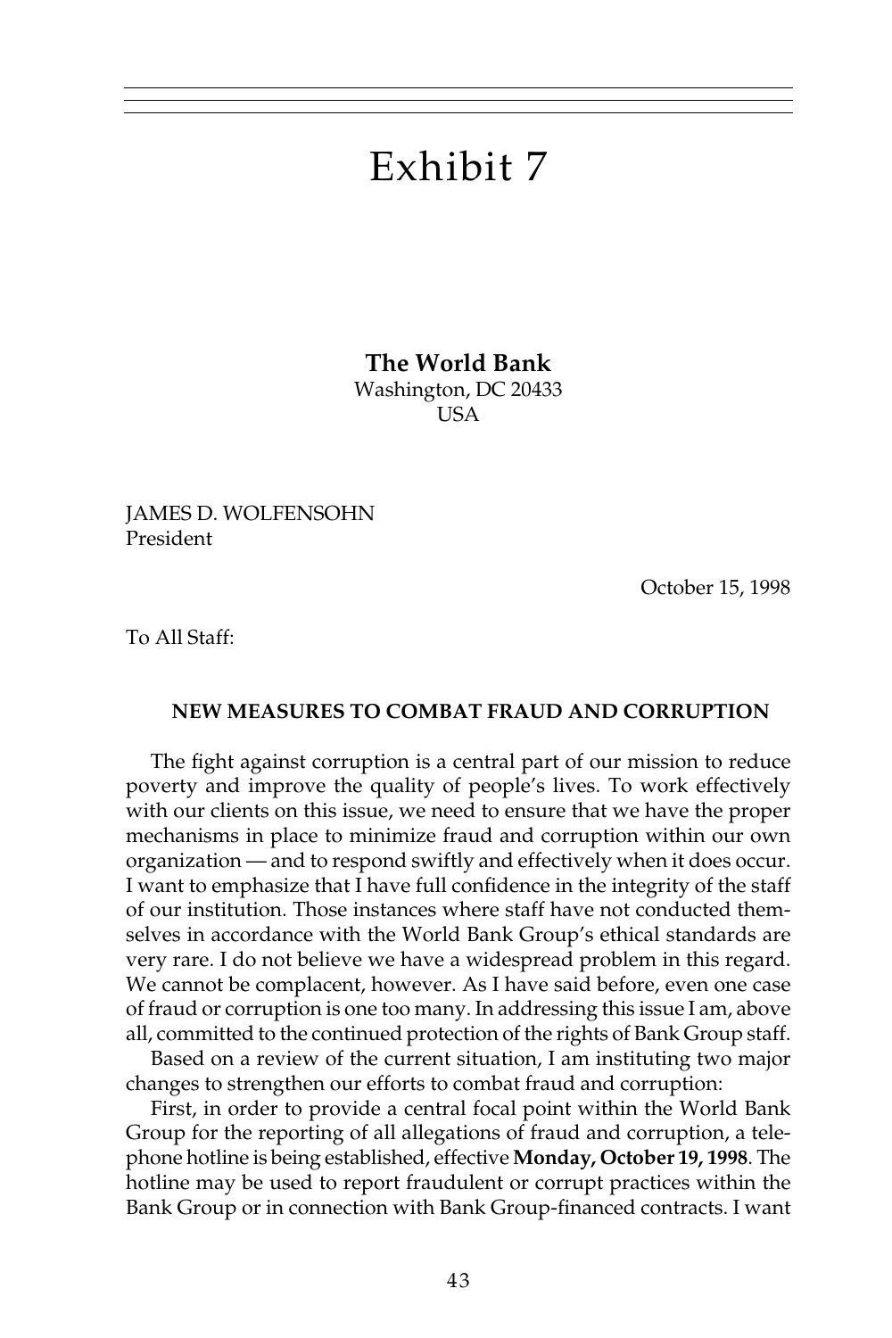# Exhibit 7

**The World Bank**
Washington, DC 20433
USA

JAMES D. WOLFENSOHN
President

October 15, 1998

To All Staff:

**NEW MEASURES TO COMBAT FRAUD AND CORRUPTION**

The fight against corruption is a central part of our mission to reduce poverty and improve the quality of people's lives. To work effectively with our clients on this issue, we need to ensure that we have the proper mechanisms in place to minimize fraud and corruption within our own organization — and to respond swiftly and effectively when it does occur. I want to emphasize that I have full confidence in the integrity of the staff of our institution. Those instances where staff have not conducted themselves in accordance with the World Bank Group's ethical standards are very rare. I do not believe we have a widespread problem in this regard. We cannot be complacent, however. As I have said before, even one case of fraud or corruption is one too many. In addressing this issue I am, above all, committed to the continued protection of the rights of Bank Group staff.

Based on a review of the current situation, I am instituting two major changes to strengthen our efforts to combat fraud and corruption:

First, in order to provide a central focal point within the World Bank Group for the reporting of all allegations of fraud and corruption, a telephone hotline is being established, effective **Monday, October 19, 1998**. The hotline may be used to report fraudulent or corrupt practices within the Bank Group or in connection with Bank Group-financed contracts. I want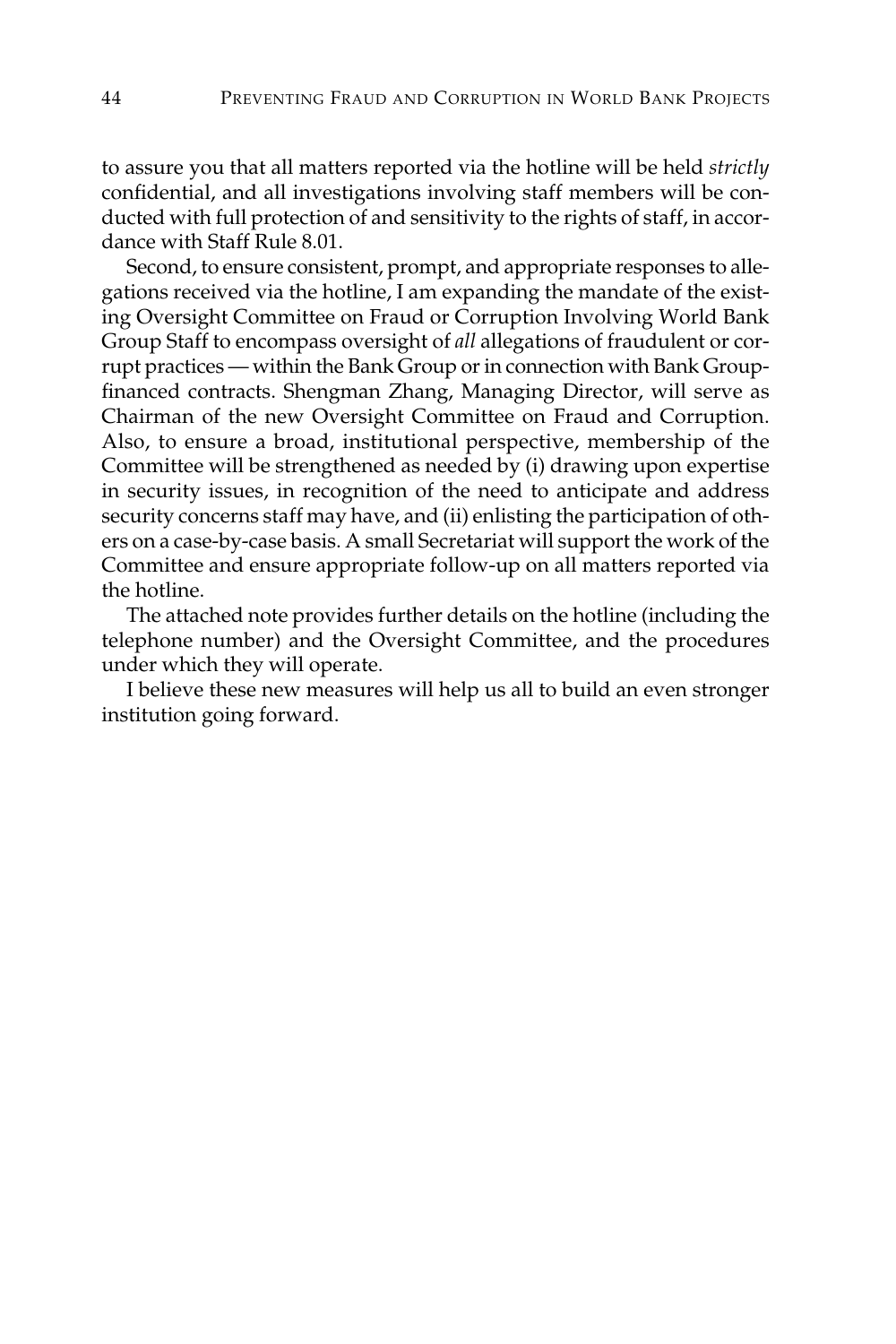to assure you that all matters reported via the hotline will be held *strictly* confidential, and all investigations involving staff members will be conducted with full protection of and sensitivity to the rights of staff, in accordance with Staff Rule 8.01.

Second, to ensure consistent, prompt, and appropriate responses to allegations received via the hotline, I am expanding the mandate of the existing Oversight Committee on Fraud or Corruption Involving World Bank Group Staff to encompass oversight of *all* allegations of fraudulent or corrupt practices — within the Bank Group or in connection with Bank Group-financed contracts. Shengman Zhang, Managing Director, will serve as Chairman of the new Oversight Committee on Fraud and Corruption. Also, to ensure a broad, institutional perspective, membership of the Committee will be strengthened as needed by (i) drawing upon expertise in security issues, in recognition of the need to anticipate and address security concerns staff may have, and (ii) enlisting the participation of others on a case-by-case basis. A small Secretariat will support the work of the Committee and ensure appropriate follow-up on all matters reported via the hotline.

The attached note provides further details on the hotline (including the telephone number) and the Oversight Committee, and the procedures under which they will operate.

I believe these new measures will help us all to build an even stronger institution going forward.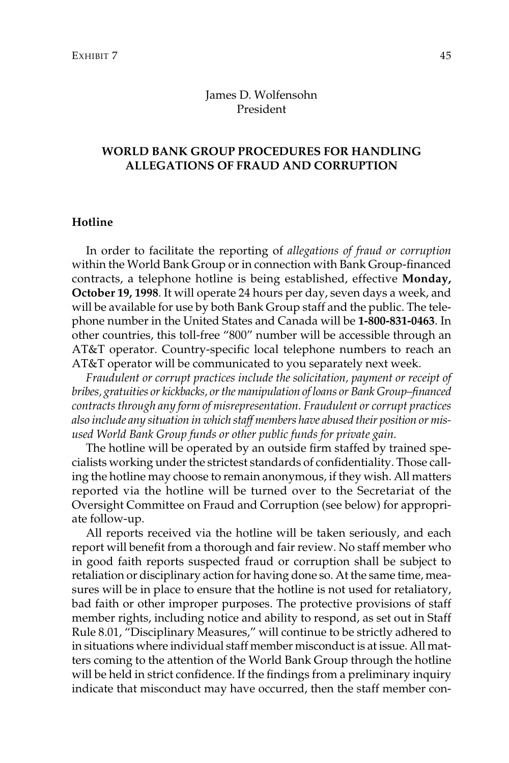James D. Wolfensohn
President

## WORLD BANK GROUP PROCEDURES FOR HANDLING ALLEGATIONS OF FRAUD AND CORRUPTION

### Hotline

In order to facilitate the reporting of *allegations of fraud or corruption* within the World Bank Group or in connection with Bank Group-financed contracts, a telephone hotline is being established, effective **Monday, October 19, 1998**. It will operate 24 hours per day, seven days a week, and will be available for use by both Bank Group staff and the public. The telephone number in the United States and Canada will be **1-800-831-0463**. In other countries, this toll-free "800" number will be accessible through an AT&T operator. Country-specific local telephone numbers to reach an AT&T operator will be communicated to you separately next week.

*Fraudulent or corrupt practices include the solicitation, payment or receipt of bribes, gratuities or kickbacks, or the manipulation of loans or Bank Group–financed contracts through any form of misrepresentation. Fraudulent or corrupt practices also include any situation in which staff members have abused their position or misused World Bank Group funds or other public funds for private gain.*

The hotline will be operated by an outside firm staffed by trained specialists working under the strictest standards of confidentiality. Those calling the hotline may choose to remain anonymous, if they wish. All matters reported via the hotline will be turned over to the Secretariat of the Oversight Committee on Fraud and Corruption (see below) for appropriate follow-up.

All reports received via the hotline will be taken seriously, and each report will benefit from a thorough and fair review. No staff member who in good faith reports suspected fraud or corruption shall be subject to retaliation or disciplinary action for having done so. At the same time, measures will be in place to ensure that the hotline is not used for retaliatory, bad faith or other improper purposes. The protective provisions of staff member rights, including notice and ability to respond, as set out in Staff Rule 8.01, "Disciplinary Measures," will continue to be strictly adhered to in situations where individual staff member misconduct is at issue. All matters coming to the attention of the World Bank Group through the hotline will be held in strict confidence. If the findings from a preliminary inquiry indicate that misconduct may have occurred, then the staff member con-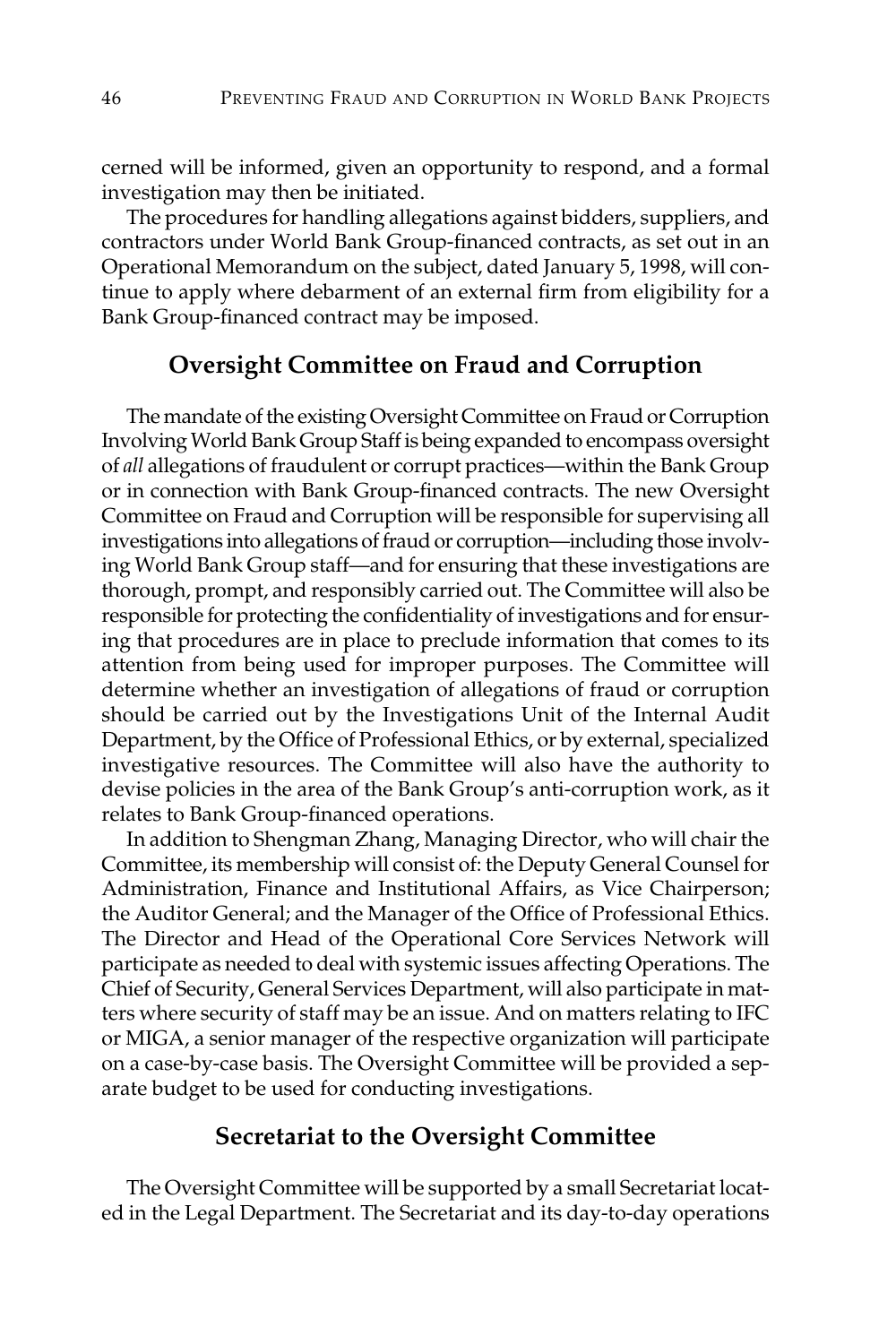cerned will be informed, given an opportunity to respond, and a formal investigation may then be initiated.

The procedures for handling allegations against bidders, suppliers, and contractors under World Bank Group-financed contracts, as set out in an Operational Memorandum on the subject, dated January 5, 1998, will continue to apply where debarment of an external firm from eligibility for a Bank Group-financed contract may be imposed.

## Oversight Committee on Fraud and Corruption

The mandate of the existing Oversight Committee on Fraud or Corruption Involving World Bank Group Staff is being expanded to encompass oversight of *all* allegations of fraudulent or corrupt practices—within the Bank Group or in connection with Bank Group-financed contracts. The new Oversight Committee on Fraud and Corruption will be responsible for supervising all investigations into allegations of fraud or corruption—including those involving World Bank Group staff—and for ensuring that these investigations are thorough, prompt, and responsibly carried out. The Committee will also be responsible for protecting the confidentiality of investigations and for ensuring that procedures are in place to preclude information that comes to its attention from being used for improper purposes. The Committee will determine whether an investigation of allegations of fraud or corruption should be carried out by the Investigations Unit of the Internal Audit Department, by the Office of Professional Ethics, or by external, specialized investigative resources. The Committee will also have the authority to devise policies in the area of the Bank Group's anti-corruption work, as it relates to Bank Group-financed operations.

In addition to Shengman Zhang, Managing Director, who will chair the Committee, its membership will consist of: the Deputy General Counsel for Administration, Finance and Institutional Affairs, as Vice Chairperson; the Auditor General; and the Manager of the Office of Professional Ethics. The Director and Head of the Operational Core Services Network will participate as needed to deal with systemic issues affecting Operations. The Chief of Security, General Services Department, will also participate in matters where security of staff may be an issue. And on matters relating to IFC or MIGA, a senior manager of the respective organization will participate on a case-by-case basis. The Oversight Committee will be provided a separate budget to be used for conducting investigations.

## Secretariat to the Oversight Committee

The Oversight Committee will be supported by a small Secretariat located in the Legal Department. The Secretariat and its day-to-day operations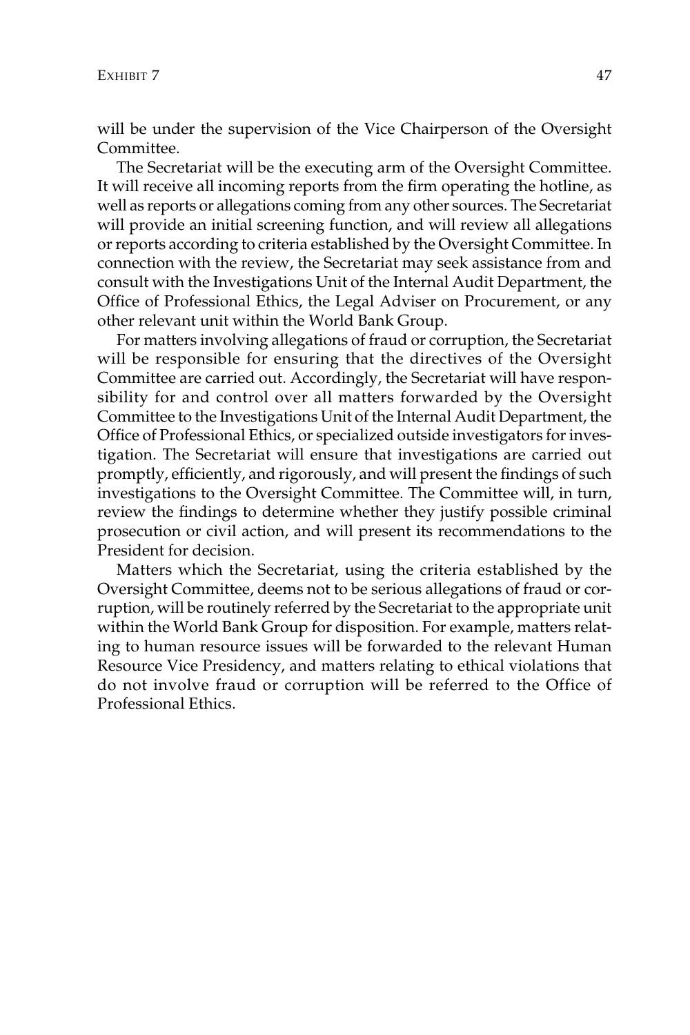will be under the supervision of the Vice Chairperson of the Oversight Committee.

The Secretariat will be the executing arm of the Oversight Committee. It will receive all incoming reports from the firm operating the hotline, as well as reports or allegations coming from any other sources. The Secretariat will provide an initial screening function, and will review all allegations or reports according to criteria established by the Oversight Committee. In connection with the review, the Secretariat may seek assistance from and consult with the Investigations Unit of the Internal Audit Department, the Office of Professional Ethics, the Legal Adviser on Procurement, or any other relevant unit within the World Bank Group.

For matters involving allegations of fraud or corruption, the Secretariat will be responsible for ensuring that the directives of the Oversight Committee are carried out. Accordingly, the Secretariat will have responsibility for and control over all matters forwarded by the Oversight Committee to the Investigations Unit of the Internal Audit Department, the Office of Professional Ethics, or specialized outside investigators for investigation. The Secretariat will ensure that investigations are carried out promptly, efficiently, and rigorously, and will present the findings of such investigations to the Oversight Committee. The Committee will, in turn, review the findings to determine whether they justify possible criminal prosecution or civil action, and will present its recommendations to the President for decision.

Matters which the Secretariat, using the criteria established by the Oversight Committee, deems not to be serious allegations of fraud or corruption, will be routinely referred by the Secretariat to the appropriate unit within the World Bank Group for disposition. For example, matters relating to human resource issues will be forwarded to the relevant Human Resource Vice Presidency, and matters relating to ethical violations that do not involve fraud or corruption will be referred to the Office of Professional Ethics.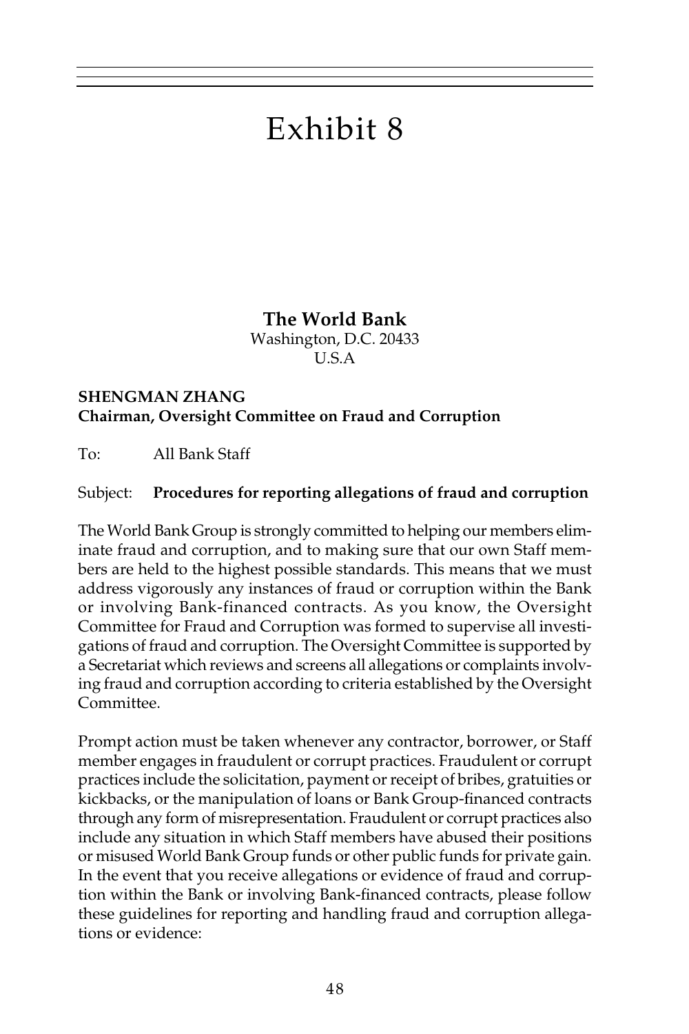# Exhibit 8

**The World Bank**
Washington, D.C. 20433
U.S.A

**SHENGMAN ZHANG**
**Chairman, Oversight Committee on Fraud and Corruption**

To: All Bank Staff

Subject: **Procedures for reporting allegations of fraud and corruption**

The World Bank Group is strongly committed to helping our members eliminate fraud and corruption, and to making sure that our own Staff members are held to the highest possible standards. This means that we must address vigorously any instances of fraud or corruption within the Bank or involving Bank-financed contracts. As you know, the Oversight Committee for Fraud and Corruption was formed to supervise all investigations of fraud and corruption. The Oversight Committee is supported by a Secretariat which reviews and screens all allegations or complaints involving fraud and corruption according to criteria established by the Oversight Committee.

Prompt action must be taken whenever any contractor, borrower, or Staff member engages in fraudulent or corrupt practices. Fraudulent or corrupt practices include the solicitation, payment or receipt of bribes, gratuities or kickbacks, or the manipulation of loans or Bank Group-financed contracts through any form of misrepresentation. Fraudulent or corrupt practices also include any situation in which Staff members have abused their positions or misused World Bank Group funds or other public funds for private gain. In the event that you receive allegations or evidence of fraud and corruption within the Bank or involving Bank-financed contracts, please follow these guidelines for reporting and handling fraud and corruption allegations or evidence: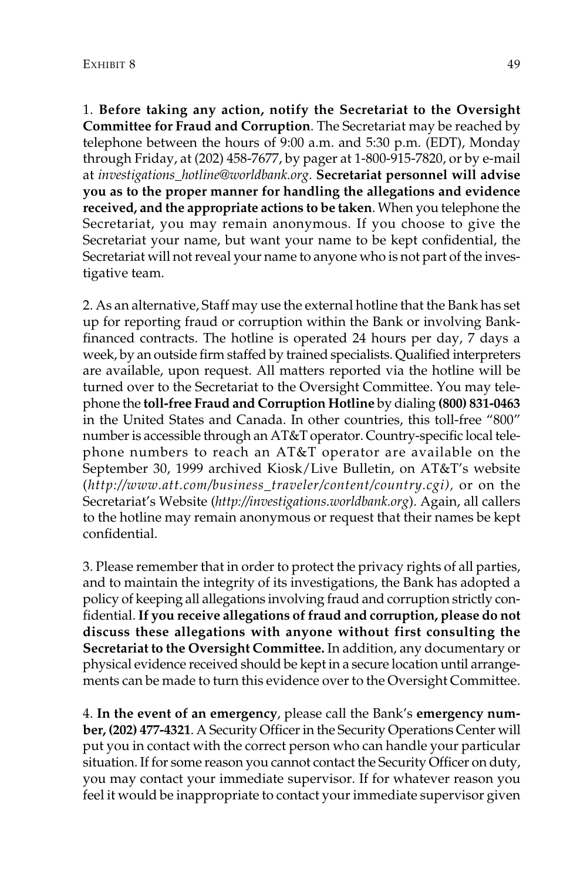1. **Before taking any action, notify the Secretariat to the Oversight Committee for Fraud and Corruption**. The Secretariat may be reached by telephone between the hours of 9:00 a.m. and 5:30 p.m. (EDT), Monday through Friday, at (202) 458-7677, by pager at 1-800-915-7820, or by e-mail at *investigations_hotline@worldbank.org*. **Secretariat personnel will advise you as to the proper manner for handling the allegations and evidence received, and the appropriate actions to be taken**. When you telephone the Secretariat, you may remain anonymous. If you choose to give the Secretariat your name, but want your name to be kept confidential, the Secretariat will not reveal your name to anyone who is not part of the investigative team.

2. As an alternative, Staff may use the external hotline that the Bank has set up for reporting fraud or corruption within the Bank or involving Bank-financed contracts. The hotline is operated 24 hours per day, 7 days a week, by an outside firm staffed by trained specialists. Qualified interpreters are available, upon request. All matters reported via the hotline will be turned over to the Secretariat to the Oversight Committee. You may telephone the **toll-free Fraud and Corruption Hotline** by dialing **(800) 831-0463** in the United States and Canada. In other countries, this toll-free "800" number is accessible through an AT&T operator. Country-specific local telephone numbers to reach an AT&T operator are available on the September 30, 1999 archived Kiosk/Live Bulletin, on AT&T's website (*http://www.att.com/business_traveler/content/country.cgi),* or on the Secretariat's Website (*http://investigations.worldbank.org*). Again, all callers to the hotline may remain anonymous or request that their names be kept confidential.

3. Please remember that in order to protect the privacy rights of all parties, and to maintain the integrity of its investigations, the Bank has adopted a policy of keeping all allegations involving fraud and corruption strictly confidential. **If you receive allegations of fraud and corruption, please do not discuss these allegations with anyone without first consulting the Secretariat to the Oversight Committee.** In addition, any documentary or physical evidence received should be kept in a secure location until arrangements can be made to turn this evidence over to the Oversight Committee.

4. **In the event of an emergency**, please call the Bank's **emergency number, (202) 477-4321**. A Security Officer in the Security Operations Center will put you in contact with the correct person who can handle your particular situation. If for some reason you cannot contact the Security Officer on duty, you may contact your immediate supervisor. If for whatever reason you feel it would be inappropriate to contact your immediate supervisor given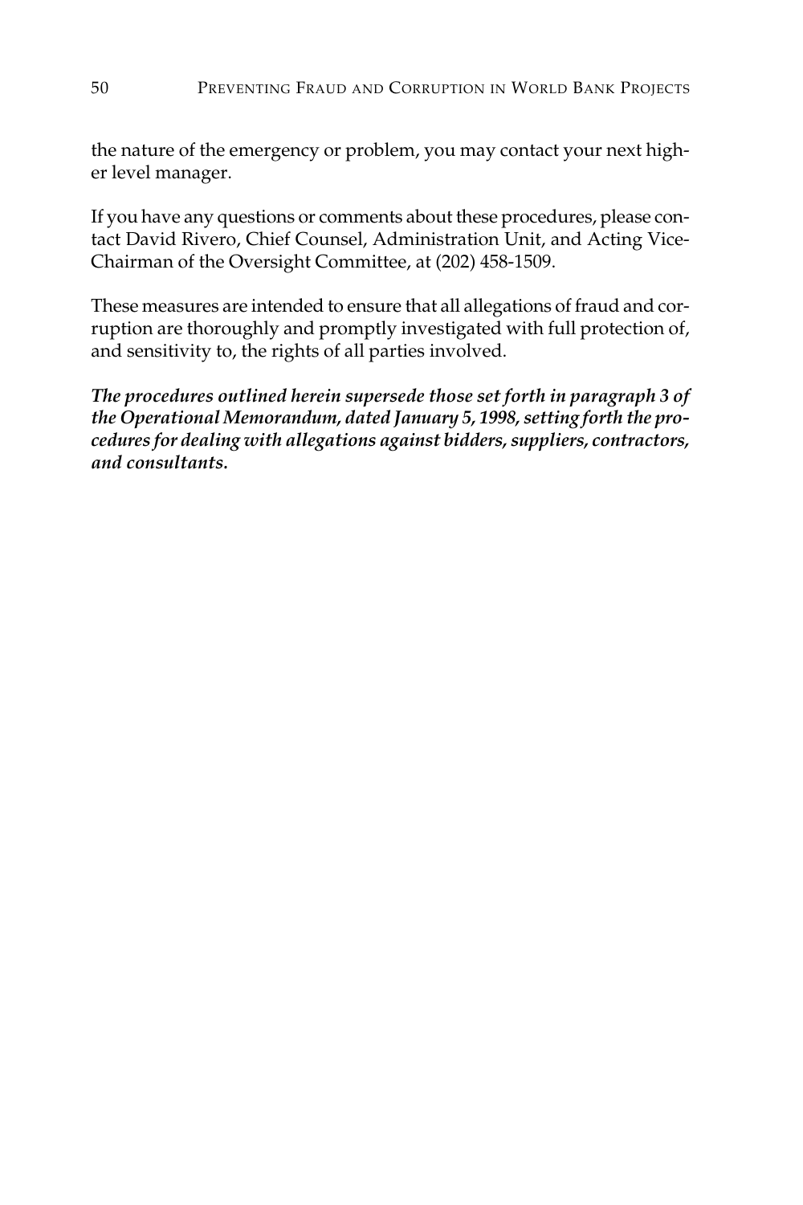the nature of the emergency or problem, you may contact your next higher level manager.

If you have any questions or comments about these procedures, please contact David Rivero, Chief Counsel, Administration Unit, and Acting Vice-Chairman of the Oversight Committee, at (202) 458-1509.

These measures are intended to ensure that all allegations of fraud and corruption are thoroughly and promptly investigated with full protection of, and sensitivity to, the rights of all parties involved.

***The procedures outlined herein supersede those set forth in paragraph 3 of the Operational Memorandum, dated January 5, 1998, setting forth the procedures for dealing with allegations against bidders, suppliers, contractors, and consultants.***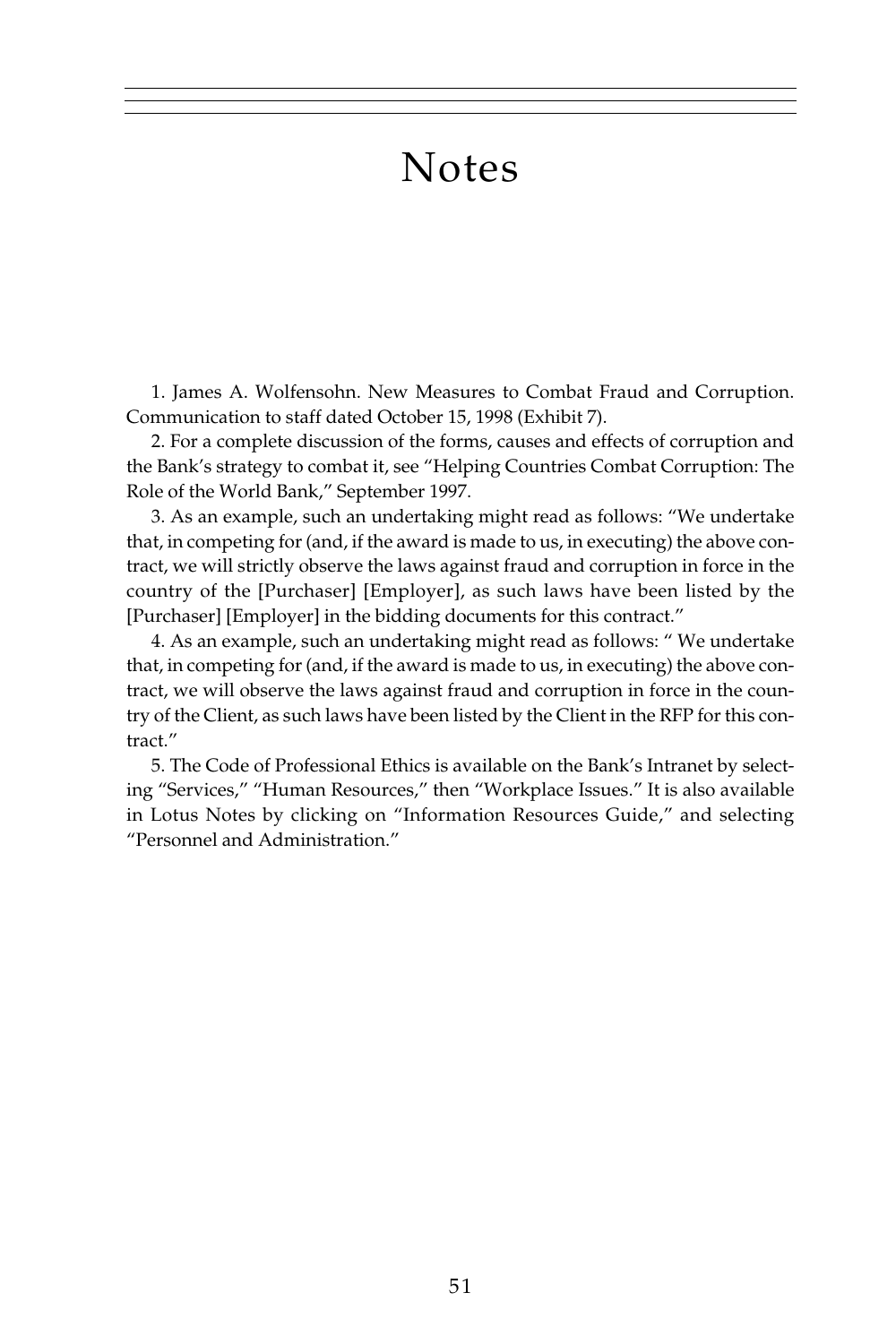# Notes

1. James A. Wolfensohn. New Measures to Combat Fraud and Corruption. Communication to staff dated October 15, 1998 (Exhibit 7).

2. For a complete discussion of the forms, causes and effects of corruption and the Bank's strategy to combat it, see "Helping Countries Combat Corruption: The Role of the World Bank," September 1997.

3. As an example, such an undertaking might read as follows: "We undertake that, in competing for (and, if the award is made to us, in executing) the above contract, we will strictly observe the laws against fraud and corruption in force in the country of the [Purchaser] [Employer], as such laws have been listed by the [Purchaser] [Employer] in the bidding documents for this contract."

4. As an example, such an undertaking might read as follows: " We undertake that, in competing for (and, if the award is made to us, in executing) the above contract, we will observe the laws against fraud and corruption in force in the country of the Client, as such laws have been listed by the Client in the RFP for this contract."

5. The Code of Professional Ethics is available on the Bank's Intranet by selecting "Services," "Human Resources," then "Workplace Issues." It is also available in Lotus Notes by clicking on "Information Resources Guide," and selecting "Personnel and Administration."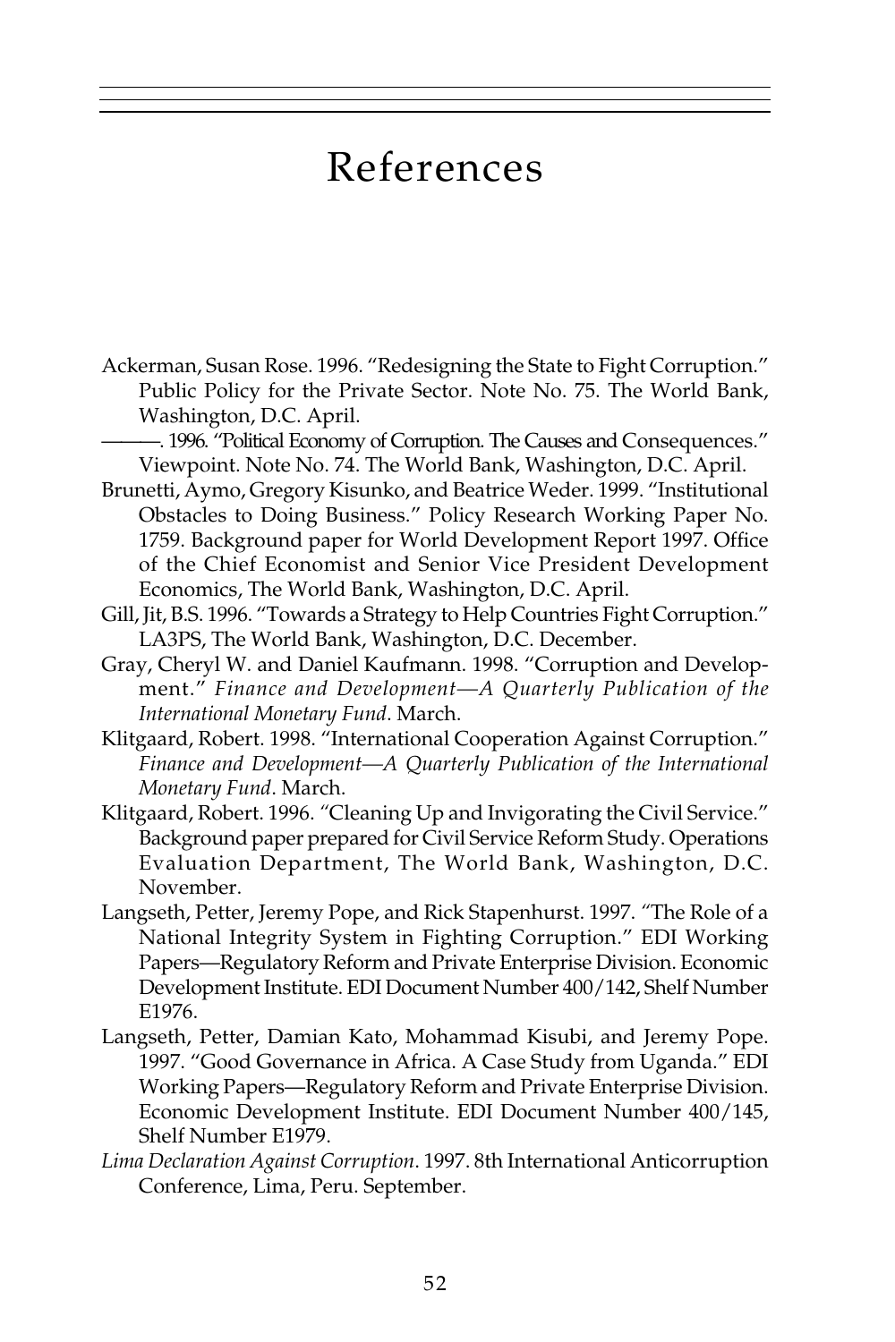# References

Ackerman, Susan Rose. 1996. "Redesigning the State to Fight Corruption." Public Policy for the Private Sector. Note No. 75. The World Bank, Washington, D.C. April.

———. 1996. "Political Economy of Corruption. The Causes and Consequences." Viewpoint. Note No. 74. The World Bank, Washington, D.C. April.

Brunetti, Aymo, Gregory Kisunko, and Beatrice Weder. 1999. "Institutional Obstacles to Doing Business." Policy Research Working Paper No. 1759. Background paper for World Development Report 1997. Office of the Chief Economist and Senior Vice President Development Economics, The World Bank, Washington, D.C. April.

Gill, Jit, B.S. 1996. "Towards a Strategy to Help Countries Fight Corruption." LA3PS, The World Bank, Washington, D.C. December.

Gray, Cheryl W. and Daniel Kaufmann. 1998. "Corruption and Development." *Finance and Development—A Quarterly Publication of the International Monetary Fund*. March.

Klitgaard, Robert. 1998. "International Cooperation Against Corruption." *Finance and Development—A Quarterly Publication of the International Monetary Fund*. March.

Klitgaard, Robert. 1996. "Cleaning Up and Invigorating the Civil Service." Background paper prepared for Civil Service Reform Study. Operations Evaluation Department, The World Bank, Washington, D.C. November.

Langseth, Petter, Jeremy Pope, and Rick Stapenhurst. 1997. "The Role of a National Integrity System in Fighting Corruption." EDI Working Papers—Regulatory Reform and Private Enterprise Division. Economic Development Institute. EDI Document Number 400/142, Shelf Number E1976.

Langseth, Petter, Damian Kato, Mohammad Kisubi, and Jeremy Pope. 1997. "Good Governance in Africa. A Case Study from Uganda." EDI Working Papers—Regulatory Reform and Private Enterprise Division. Economic Development Institute. EDI Document Number 400/145, Shelf Number E1979.

*Lima Declaration Against Corruption*. 1997. 8th International Anticorruption Conference, Lima, Peru. September.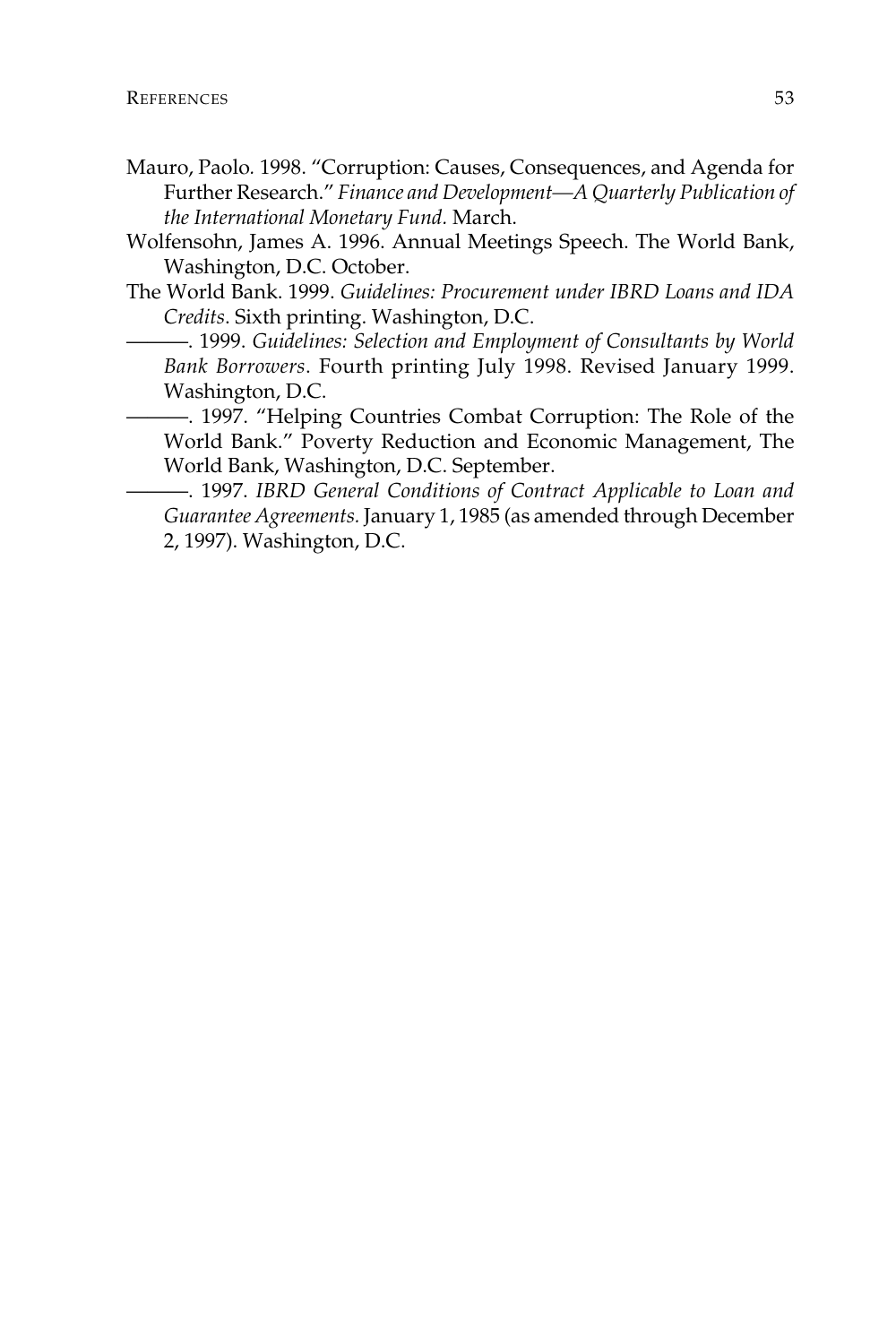Mauro, Paolo. 1998. "Corruption: Causes, Consequences, and Agenda for Further Research." *Finance and Development—A Quarterly Publication of the International Monetary Fund*. March.

Wolfensohn, James A. 1996. Annual Meetings Speech. The World Bank, Washington, D.C. October.

The World Bank. 1999. *Guidelines: Procurement under IBRD Loans and IDA Credits*. Sixth printing. Washington, D.C.

———. 1999. *Guidelines: Selection and Employment of Consultants by World Bank Borrowers*. Fourth printing July 1998. Revised January 1999. Washington, D.C.

———. 1997. "Helping Countries Combat Corruption: The Role of the World Bank." Poverty Reduction and Economic Management, The World Bank, Washington, D.C. September.

———. 1997. *IBRD General Conditions of Contract Applicable to Loan and Guarantee Agreements.* January 1, 1985 (as amended through December 2, 1997). Washington, D.C.